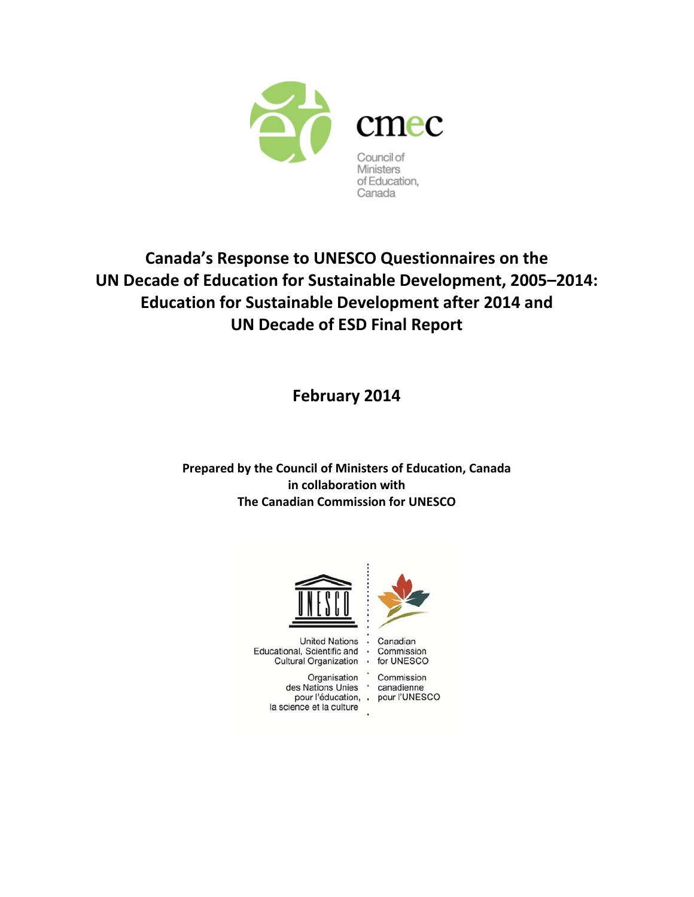cmec

Council of Ministers of Education, Canada

# Canada's Response to UNESCO Questionnaires on the UN Decade of Education for Sustainable Development, 2005–2014: Education for Sustainable Development after 2014 and UN Decade of ESD Final Report

**February 2014**

**Prepared by the Council of Ministers of Education, Canada**
**in collaboration with**
**The Canadian Commission for UNESCO**

United Nations Educational, Scientific and Cultural Organization

Organisation des Nations Unies pour l'éducation, la science et la culture

Canadian Commission for UNESCO

Commission canadienne pour l'UNESCO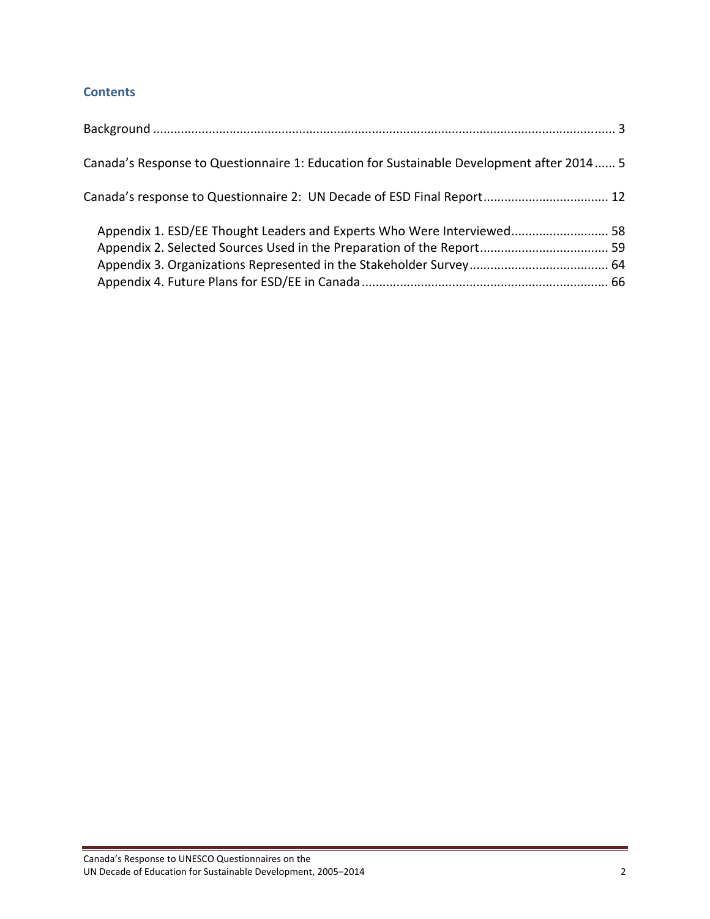## Contents

Background ..................................................................................................................................... 3

Canada's Response to Questionnaire 1: Education for Sustainable Development after 2014 ...... 5

Canada's response to Questionnaire 2: UN Decade of ESD Final Report .................................... 12

- Appendix 1. ESD/EE Thought Leaders and Experts Who Were Interviewed ............................ 58
- Appendix 2. Selected Sources Used in the Preparation of the Report ..................................... 59
- Appendix 3. Organizations Represented in the Stakeholder Survey ........................................ 64
- Appendix 4. Future Plans for ESD/EE in Canada ...................................................................... 66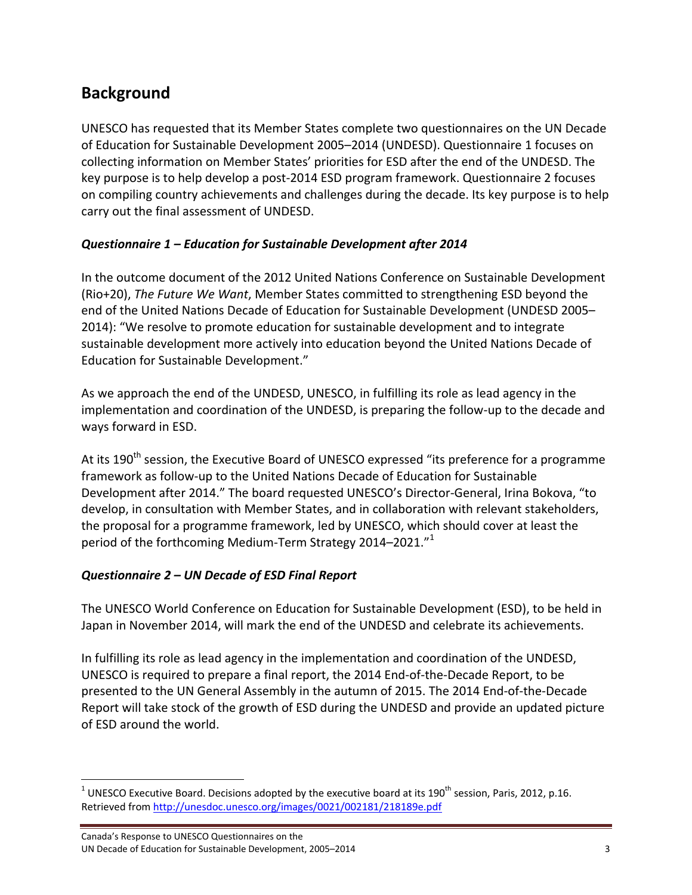## Background

UNESCO has requested that its Member States complete two questionnaires on the UN Decade of Education for Sustainable Development 2005–2014 (UNDESD). Questionnaire 1 focuses on collecting information on Member States' priorities for ESD after the end of the UNDESD. The key purpose is to help develop a post-2014 ESD program framework. Questionnaire 2 focuses on compiling country achievements and challenges during the decade. Its key purpose is to help carry out the final assessment of UNDESD.

### *Questionnaire 1 – Education for Sustainable Development after 2014*

In the outcome document of the 2012 United Nations Conference on Sustainable Development (Rio+20), *The Future We Want*, Member States committed to strengthening ESD beyond the end of the United Nations Decade of Education for Sustainable Development (UNDESD 2005–2014): "We resolve to promote education for sustainable development and to integrate sustainable development more actively into education beyond the United Nations Decade of Education for Sustainable Development."

As we approach the end of the UNDESD, UNESCO, in fulfilling its role as lead agency in the implementation and coordination of the UNDESD, is preparing the follow-up to the decade and ways forward in ESD.

At its 190th session, the Executive Board of UNESCO expressed "its preference for a programme framework as follow-up to the United Nations Decade of Education for Sustainable Development after 2014." The board requested UNESCO's Director-General, Irina Bokova, "to develop, in consultation with Member States, and in collaboration with relevant stakeholders, the proposal for a programme framework, led by UNESCO, which should cover at least the period of the forthcoming Medium-Term Strategy 2014–2021."[1]

### *Questionnaire 2 – UN Decade of ESD Final Report*

The UNESCO World Conference on Education for Sustainable Development (ESD), to be held in Japan in November 2014, will mark the end of the UNDESD and celebrate its achievements.

In fulfilling its role as lead agency in the implementation and coordination of the UNDESD, UNESCO is required to prepare a final report, the 2014 End-of-the-Decade Report, to be presented to the UN General Assembly in the autumn of 2015. The 2014 End-of-the-Decade Report will take stock of the growth of ESD during the UNDESD and provide an updated picture of ESD around the world.

---

[1] UNESCO Executive Board. Decisions adopted by the executive board at its 190th session, Paris, 2012, p.16. Retrieved from http://unesdoc.unesco.org/images/0021/002181/218189e.pdf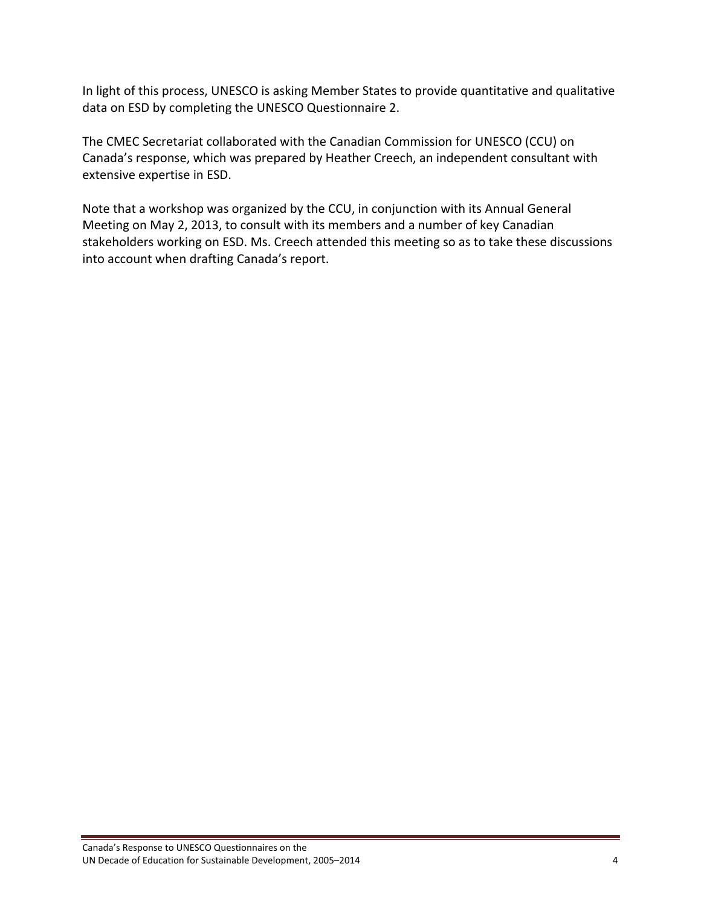In light of this process, UNESCO is asking Member States to provide quantitative and qualitative data on ESD by completing the UNESCO Questionnaire 2.

The CMEC Secretariat collaborated with the Canadian Commission for UNESCO (CCU) on Canada's response, which was prepared by Heather Creech, an independent consultant with extensive expertise in ESD.

Note that a workshop was organized by the CCU, in conjunction with its Annual General Meeting on May 2, 2013, to consult with its members and a number of key Canadian stakeholders working on ESD. Ms. Creech attended this meeting so as to take these discussions into account when drafting Canada's report.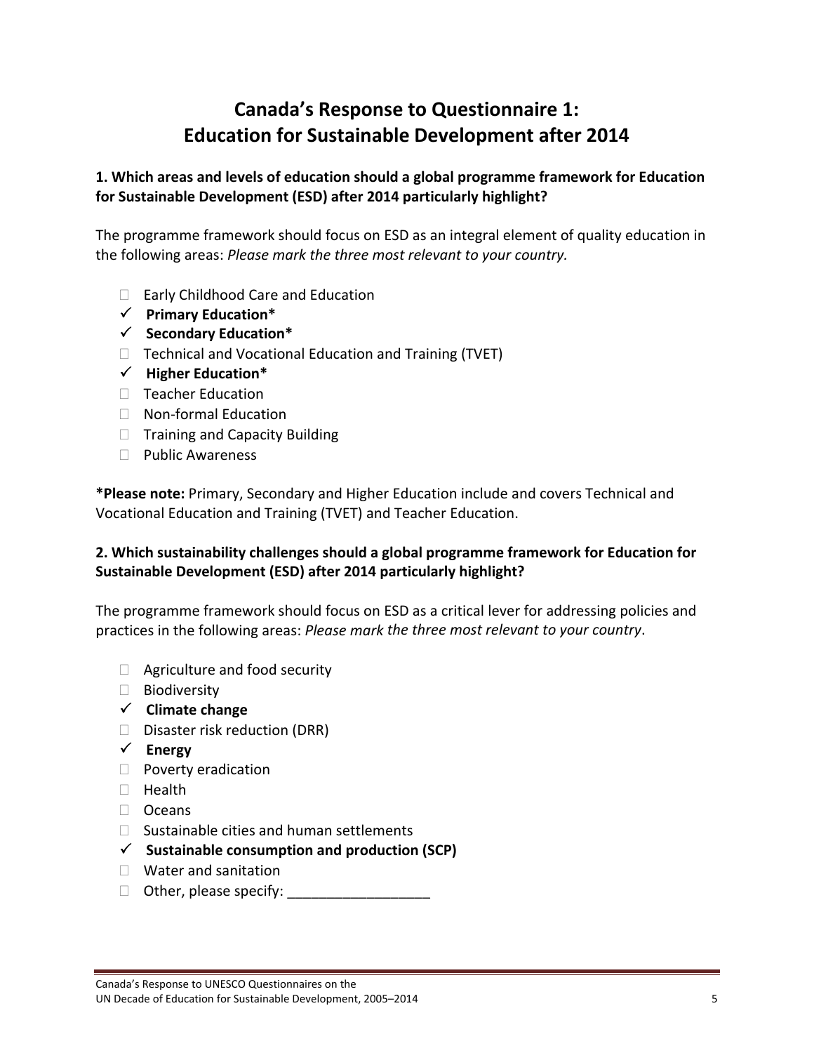# Canada's Response to Questionnaire 1: Education for Sustainable Development after 2014

**1. Which areas and levels of education should a global programme framework for Education for Sustainable Development (ESD) after 2014 particularly highlight?**

The programme framework should focus on ESD as an integral element of quality education in the following areas: *Please mark the three most relevant to your country.*

- ☐ Early Childhood Care and Education
- ✓ **Primary Education***
- ✓ **Secondary Education***
- ☐ Technical and Vocational Education and Training (TVET)
- ✓ **Higher Education***
- ☐ Teacher Education
- ☐ Non-formal Education
- ☐ Training and Capacity Building
- ☐ Public Awareness

***Please note:** Primary, Secondary and Higher Education include and covers Technical and Vocational Education and Training (TVET) and Teacher Education.

**2. Which sustainability challenges should a global programme framework for Education for Sustainable Development (ESD) after 2014 particularly highlight?**

The programme framework should focus on ESD as a critical lever for addressing policies and practices in the following areas: *Please mark the three most relevant to your country*.

- ☐ Agriculture and food security
- ☐ Biodiversity
- ✓ **Climate change**
- ☐ Disaster risk reduction (DRR)
- ✓ **Energy**
- ☐ Poverty eradication
- ☐ Health
- ☐ Oceans
- ☐ Sustainable cities and human settlements
- ✓ **Sustainable consumption and production (SCP)**
- ☐ Water and sanitation
- ☐ Other, please specify: __________________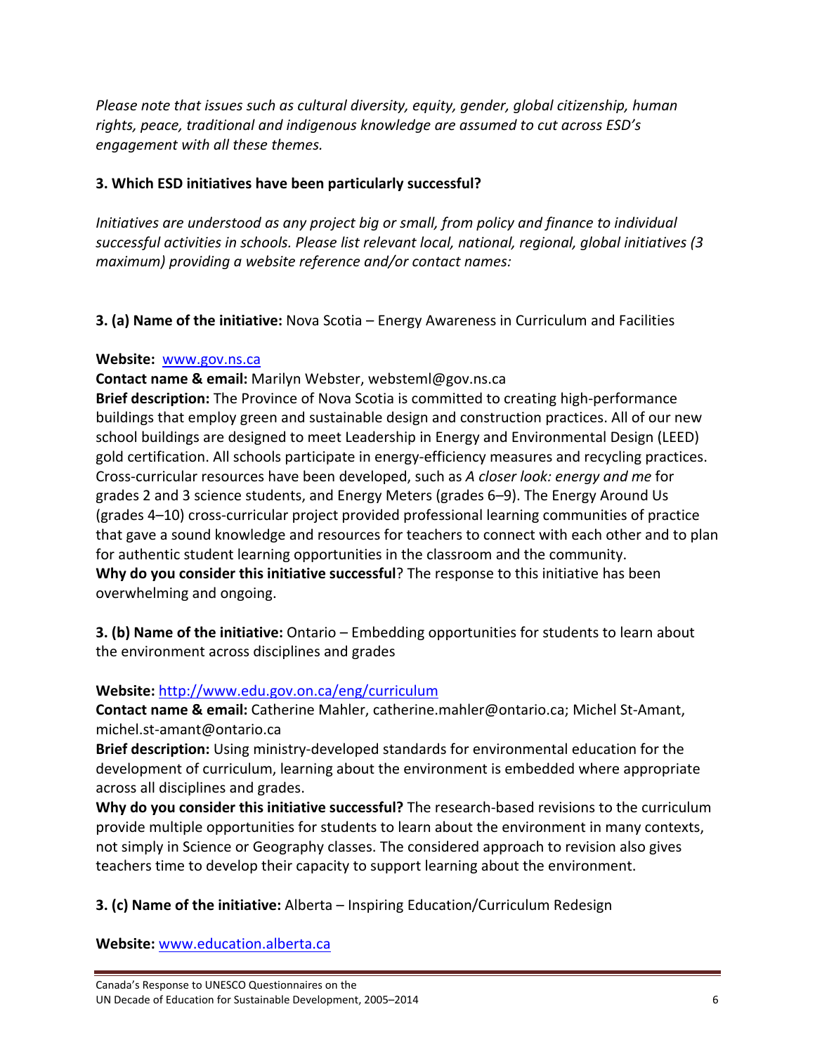*Please note that issues such as cultural diversity, equity, gender, global citizenship, human rights, peace, traditional and indigenous knowledge are assumed to cut across ESD's engagement with all these themes.*

### 3. Which ESD initiatives have been particularly successful?

*Initiatives are understood as any project big or small, from policy and finance to individual successful activities in schools. Please list relevant local, national, regional, global initiatives (3 maximum) providing a website reference and/or contact names:*

**3. (a) Name of the initiative:** Nova Scotia – Energy Awareness in Curriculum and Facilities

**Website:** www.gov.ns.ca
**Contact name & email:** Marilyn Webster, websteml@gov.ns.ca
**Brief description:** The Province of Nova Scotia is committed to creating high-performance buildings that employ green and sustainable design and construction practices. All of our new school buildings are designed to meet Leadership in Energy and Environmental Design (LEED) gold certification. All schools participate in energy-efficiency measures and recycling practices. Cross-curricular resources have been developed, such as *A closer look: energy and me* for grades 2 and 3 science students, and Energy Meters (grades 6–9). The Energy Around Us (grades 4–10) cross-curricular project provided professional learning communities of practice that gave a sound knowledge and resources for teachers to connect with each other and to plan for authentic student learning opportunities in the classroom and the community.
**Why do you consider this initiative successful**? The response to this initiative has been overwhelming and ongoing.

**3. (b) Name of the initiative:** Ontario – Embedding opportunities for students to learn about the environment across disciplines and grades

**Website:** http://www.edu.gov.on.ca/eng/curriculum
**Contact name & email:** Catherine Mahler, catherine.mahler@ontario.ca; Michel St-Amant, michel.st-amant@ontario.ca
**Brief description:** Using ministry-developed standards for environmental education for the development of curriculum, learning about the environment is embedded where appropriate across all disciplines and grades.
**Why do you consider this initiative successful?** The research-based revisions to the curriculum provide multiple opportunities for students to learn about the environment in many contexts, not simply in Science or Geography classes. The considered approach to revision also gives teachers time to develop their capacity to support learning about the environment.

**3. (c) Name of the initiative:** Alberta – Inspiring Education/Curriculum Redesign

**Website:** www.education.alberta.ca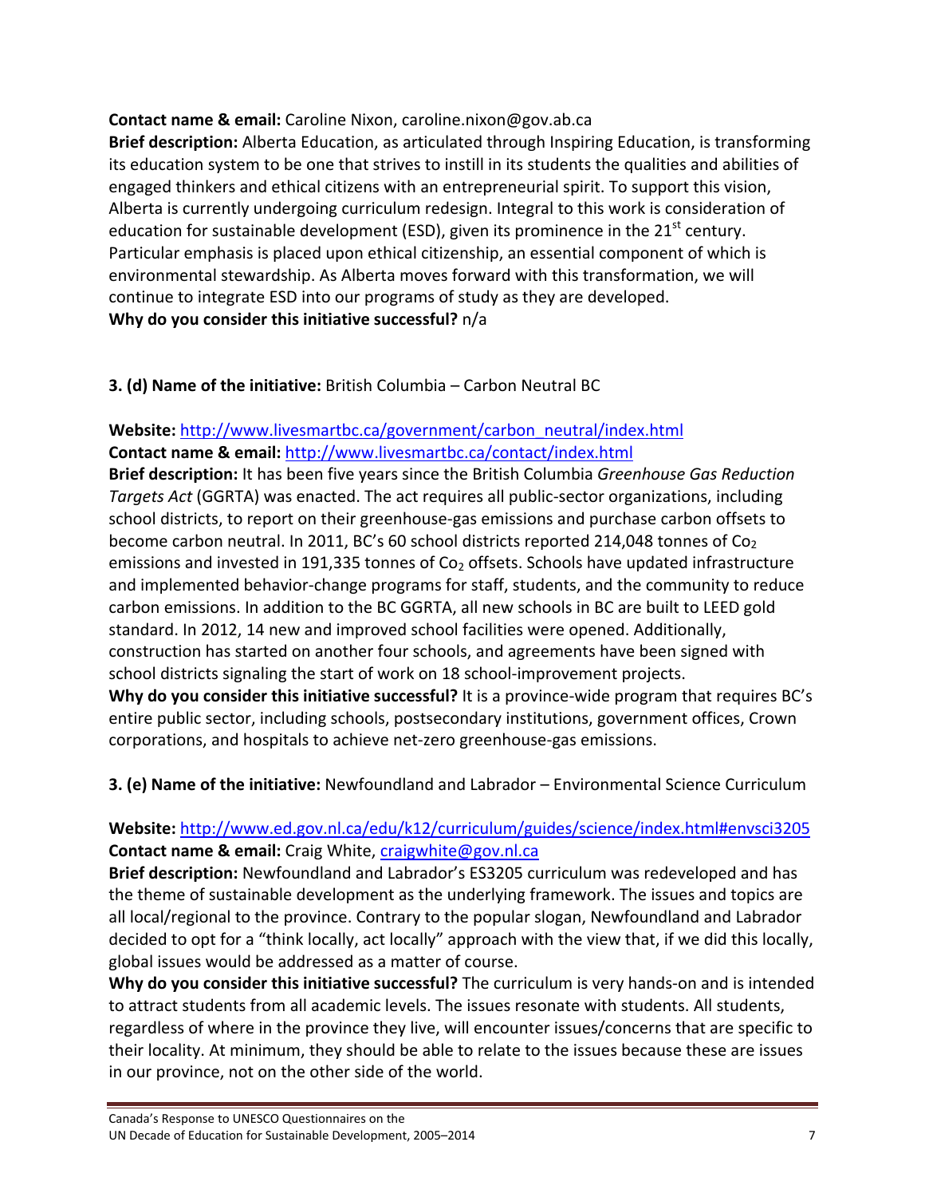**Contact name & email:** Caroline Nixon, caroline.nixon@gov.ab.ca
**Brief description:** Alberta Education, as articulated through Inspiring Education, is transforming its education system to be one that strives to instill in its students the qualities and abilities of engaged thinkers and ethical citizens with an entrepreneurial spirit. To support this vision, Alberta is currently undergoing curriculum redesign. Integral to this work is consideration of education for sustainable development (ESD), given its prominence in the 21st century. Particular emphasis is placed upon ethical citizenship, an essential component of which is environmental stewardship. As Alberta moves forward with this transformation, we will continue to integrate ESD into our programs of study as they are developed.
**Why do you consider this initiative successful?** n/a

**3. (d) Name of the initiative:** British Columbia – Carbon Neutral BC

**Website:** http://www.livesmartbc.ca/government/carbon_neutral/index.html
**Contact name & email:** http://www.livesmartbc.ca/contact/index.html
**Brief description:** It has been five years since the British Columbia *Greenhouse Gas Reduction Targets Act* (GGRTA) was enacted. The act requires all public-sector organizations, including school districts, to report on their greenhouse-gas emissions and purchase carbon offsets to become carbon neutral. In 2011, BC's 60 school districts reported 214,048 tonnes of $Co_2$ emissions and invested in 191,335 tonnes of $Co_2$ offsets. Schools have updated infrastructure and implemented behavior-change programs for staff, students, and the community to reduce carbon emissions. In addition to the BC GGRTA, all new schools in BC are built to LEED gold standard. In 2012, 14 new and improved school facilities were opened. Additionally, construction has started on another four schools, and agreements have been signed with school districts signaling the start of work on 18 school-improvement projects.
**Why do you consider this initiative successful?** It is a province-wide program that requires BC's entire public sector, including schools, postsecondary institutions, government offices, Crown corporations, and hospitals to achieve net-zero greenhouse-gas emissions.

**3. (e) Name of the initiative:** Newfoundland and Labrador – Environmental Science Curriculum

**Website:** http://www.ed.gov.nl.ca/edu/k12/curriculum/guides/science/index.html#envsci3205
**Contact name & email:** Craig White, craigwhite@gov.nl.ca
**Brief description:** Newfoundland and Labrador's ES3205 curriculum was redeveloped and has the theme of sustainable development as the underlying framework. The issues and topics are all local/regional to the province. Contrary to the popular slogan, Newfoundland and Labrador decided to opt for a "think locally, act locally" approach with the view that, if we did this locally, global issues would be addressed as a matter of course.
**Why do you consider this initiative successful?** The curriculum is very hands-on and is intended to attract students from all academic levels. The issues resonate with students. All students, regardless of where in the province they live, will encounter issues/concerns that are specific to their locality. At minimum, they should be able to relate to the issues because these are issues in our province, not on the other side of the world.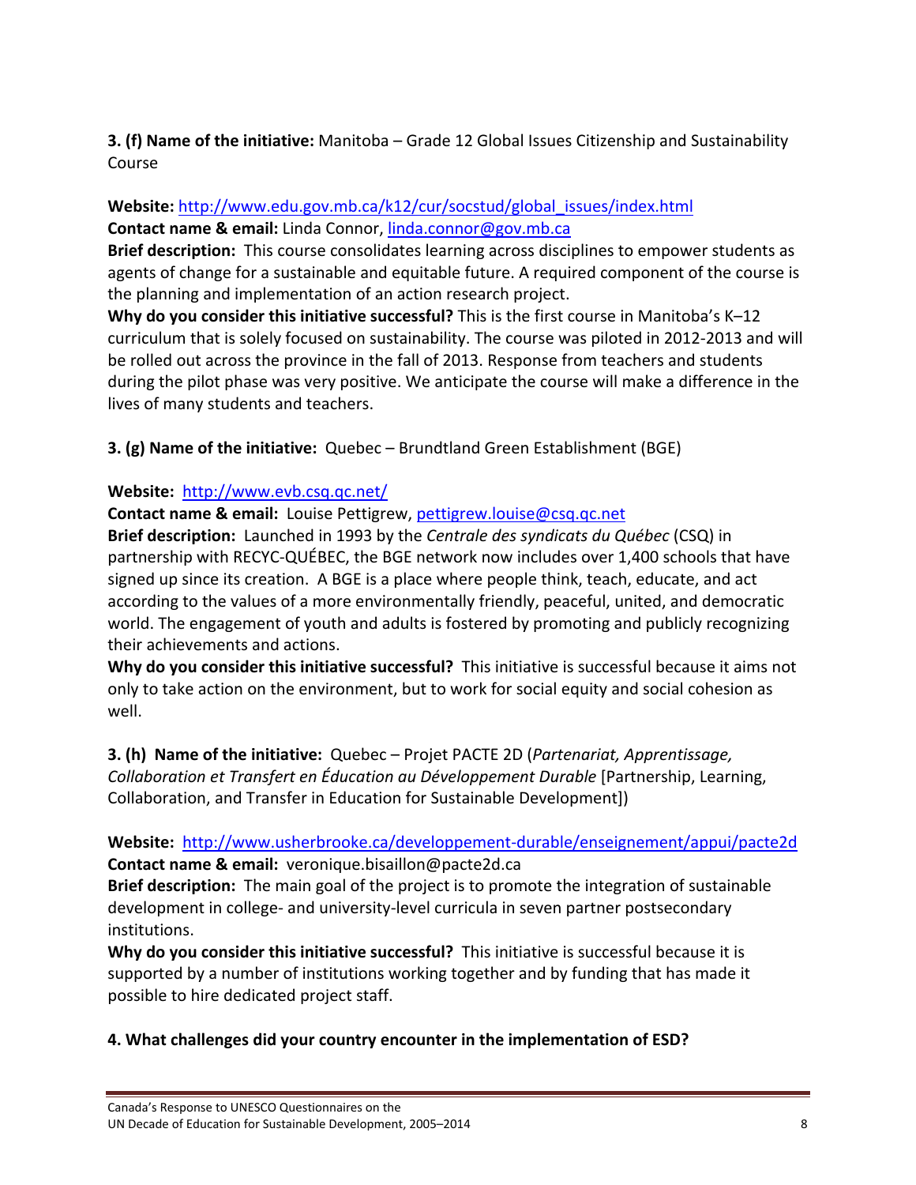**3. (f) Name of the initiative:** Manitoba – Grade 12 Global Issues Citizenship and Sustainability Course

**Website:** [http://www.edu.gov.mb.ca/k12/cur/socstud/global_issues/index.html](http://www.edu.gov.mb.ca/k12/cur/socstud/global_issues/index.html)
**Contact name & email:** Linda Connor, [linda.connor@gov.mb.ca](mailto:linda.connor@gov.mb.ca)
**Brief description:** This course consolidates learning across disciplines to empower students as agents of change for a sustainable and equitable future. A required component of the course is the planning and implementation of an action research project.
**Why do you consider this initiative successful?** This is the first course in Manitoba's K–12 curriculum that is solely focused on sustainability. The course was piloted in 2012-2013 and will be rolled out across the province in the fall of 2013. Response from teachers and students during the pilot phase was very positive. We anticipate the course will make a difference in the lives of many students and teachers.

**3. (g) Name of the initiative:** Quebec – Brundtland Green Establishment (BGE)

**Website:** [http://www.evb.csq.qc.net/](http://www.evb.csq.qc.net/)
**Contact name & email:** Louise Pettigrew, [pettigrew.louise@csq.qc.net](mailto:pettigrew.louise@csq.qc.net)
**Brief description:** Launched in 1993 by the *Centrale des syndicats du Québec* (CSQ) in partnership with RECYC-QUÉBEC, the BGE network now includes over 1,400 schools that have signed up since its creation. A BGE is a place where people think, teach, educate, and act according to the values of a more environmentally friendly, peaceful, united, and democratic world. The engagement of youth and adults is fostered by promoting and publicly recognizing their achievements and actions.
**Why do you consider this initiative successful?** This initiative is successful because it aims not only to take action on the environment, but to work for social equity and social cohesion as well.

**3. (h) Name of the initiative:** Quebec – Projet PACTE 2D (*Partenariat, Apprentissage, Collaboration et Transfert en Éducation au Développement Durable* [Partnership, Learning, Collaboration, and Transfer in Education for Sustainable Development])

**Website:** [http://www.usherbrooke.ca/developpement-durable/enseignement/appui/pacte2d](http://www.usherbrooke.ca/developpement-durable/enseignement/appui/pacte2d)
**Contact name & email:** veronique.bisaillon@pacte2d.ca
**Brief description:** The main goal of the project is to promote the integration of sustainable development in college- and university-level curricula in seven partner postsecondary institutions.
**Why do you consider this initiative successful?** This initiative is successful because it is supported by a number of institutions working together and by funding that has made it possible to hire dedicated project staff.

**4. What challenges did your country encounter in the implementation of ESD?**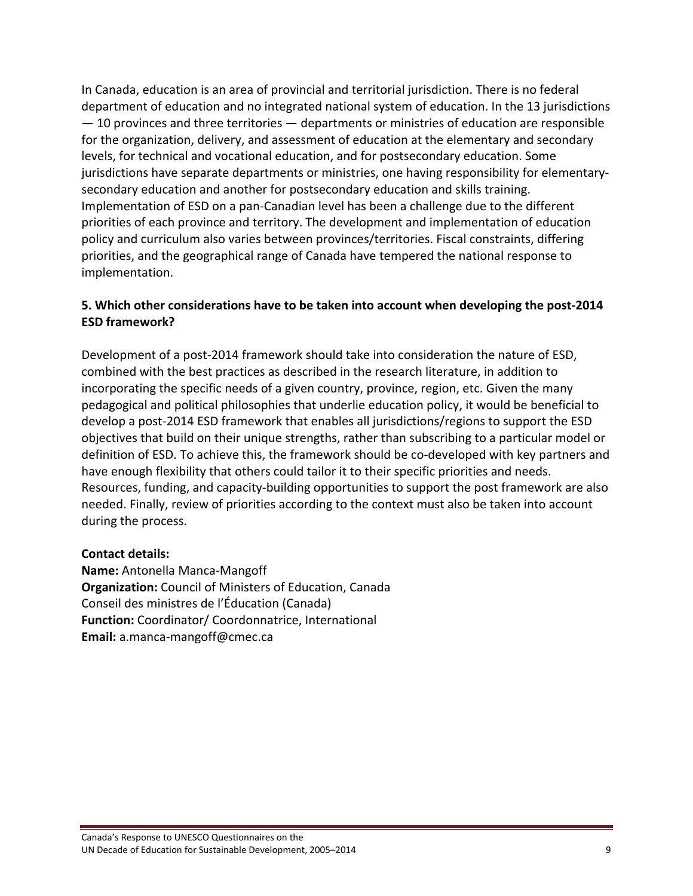In Canada, education is an area of provincial and territorial jurisdiction. There is no federal department of education and no integrated national system of education. In the 13 jurisdictions — 10 provinces and three territories — departments or ministries of education are responsible for the organization, delivery, and assessment of education at the elementary and secondary levels, for technical and vocational education, and for postsecondary education. Some jurisdictions have separate departments or ministries, one having responsibility for elementary-secondary education and another for postsecondary education and skills training. Implementation of ESD on a pan-Canadian level has been a challenge due to the different priorities of each province and territory. The development and implementation of education policy and curriculum also varies between provinces/territories. Fiscal constraints, differing priorities, and the geographical range of Canada have tempered the national response to implementation.

**5. Which other considerations have to be taken into account when developing the post-2014 ESD framework?**

Development of a post-2014 framework should take into consideration the nature of ESD, combined with the best practices as described in the research literature, in addition to incorporating the specific needs of a given country, province, region, etc. Given the many pedagogical and political philosophies that underlie education policy, it would be beneficial to develop a post-2014 ESD framework that enables all jurisdictions/regions to support the ESD objectives that build on their unique strengths, rather than subscribing to a particular model or definition of ESD. To achieve this, the framework should be co-developed with key partners and have enough flexibility that others could tailor it to their specific priorities and needs. Resources, funding, and capacity-building opportunities to support the post framework are also needed. Finally, review of priorities according to the context must also be taken into account during the process.

**Contact details:**
**Name:** Antonella Manca-Mangoff
**Organization:** Council of Ministers of Education, Canada
Conseil des ministres de l'Éducation (Canada)
**Function:** Coordinator/ Coordonnatrice, International
**Email:** a.manca-mangoff@cmec.ca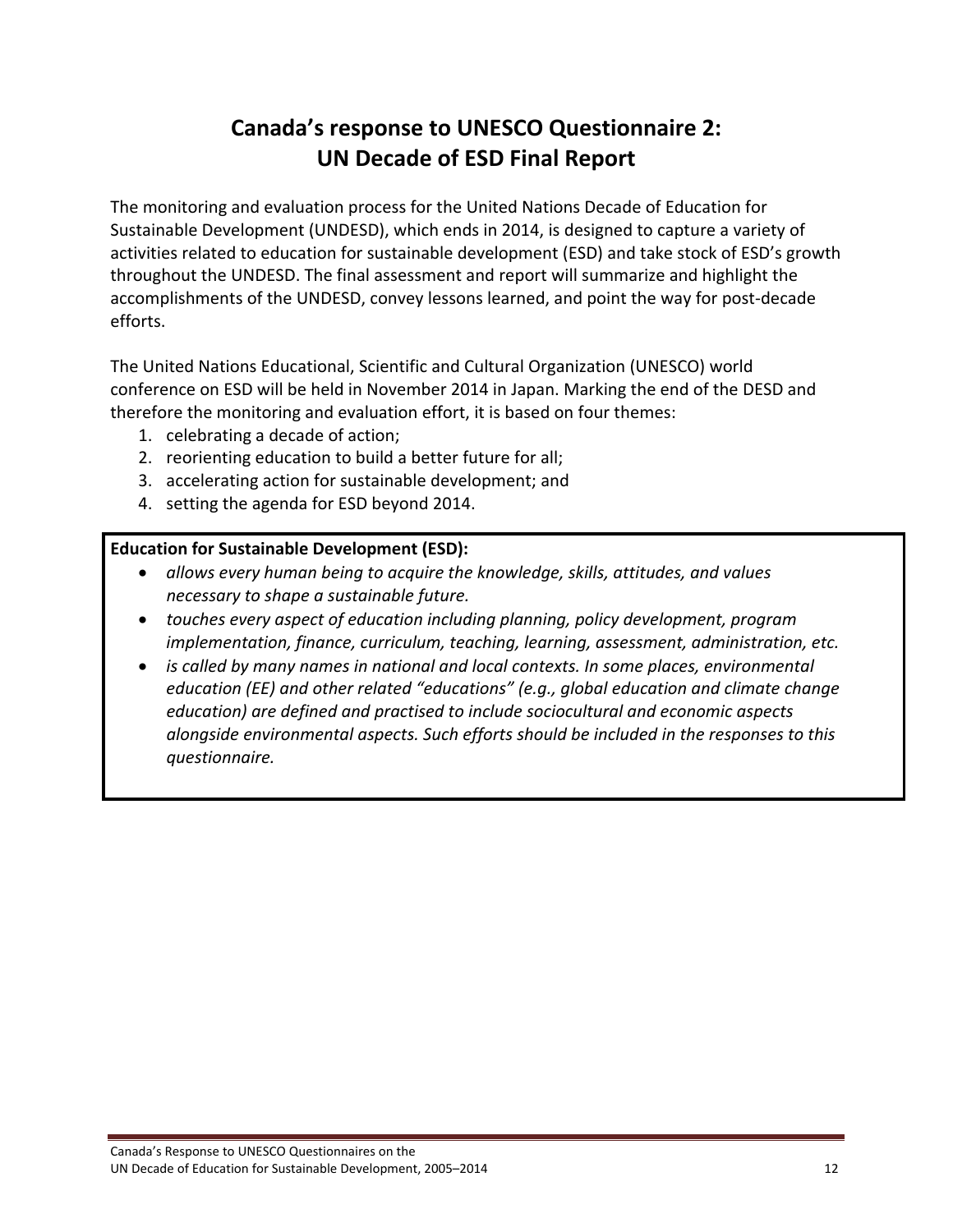# Canada's response to UNESCO Questionnaire 2: UN Decade of ESD Final Report

The monitoring and evaluation process for the United Nations Decade of Education for Sustainable Development (UNDESD), which ends in 2014, is designed to capture a variety of activities related to education for sustainable development (ESD) and take stock of ESD's growth throughout the UNDESD. The final assessment and report will summarize and highlight the accomplishments of the UNDESD, convey lessons learned, and point the way for post-decade efforts.

The United Nations Educational, Scientific and Cultural Organization (UNESCO) world conference on ESD will be held in November 2014 in Japan. Marking the end of the DESD and therefore the monitoring and evaluation effort, it is based on four themes:

1. celebrating a decade of action;
2. reorienting education to build a better future for all;
3. accelerating action for sustainable development; and
4. setting the agenda for ESD beyond 2014.

**Education for Sustainable Development (ESD):**

- *allows every human being to acquire the knowledge, skills, attitudes, and values necessary to shape a sustainable future.*
- *touches every aspect of education including planning, policy development, program implementation, finance, curriculum, teaching, learning, assessment, administration, etc.*
- *is called by many names in national and local contexts. In some places, environmental education (EE) and other related "educations" (e.g., global education and climate change education) are defined and practised to include sociocultural and economic aspects alongside environmental aspects. Such efforts should be included in the responses to this questionnaire.*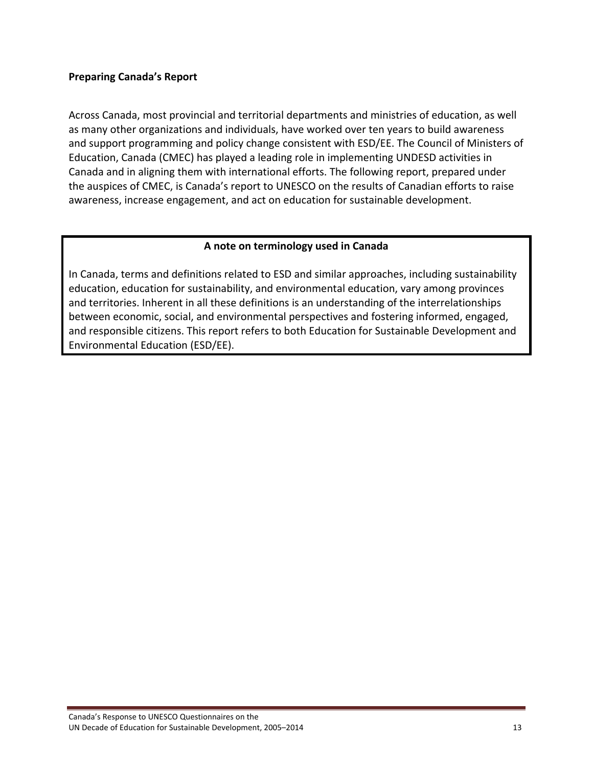## Preparing Canada's Report

Across Canada, most provincial and territorial departments and ministries of education, as well as many other organizations and individuals, have worked over ten years to build awareness and support programming and policy change consistent with ESD/EE. The Council of Ministers of Education, Canada (CMEC) has played a leading role in implementing UNDESD activities in Canada and in aligning them with international efforts. The following report, prepared under the auspices of CMEC, is Canada's report to UNESCO on the results of Canadian efforts to raise awareness, increase engagement, and act on education for sustainable development.

> **A note on terminology used in Canada**
>
> In Canada, terms and definitions related to ESD and similar approaches, including sustainability education, education for sustainability, and environmental education, vary among provinces and territories. Inherent in all these definitions is an understanding of the interrelationships between economic, social, and environmental perspectives and fostering informed, engaged, and responsible citizens. This report refers to both Education for Sustainable Development and Environmental Education (ESD/EE).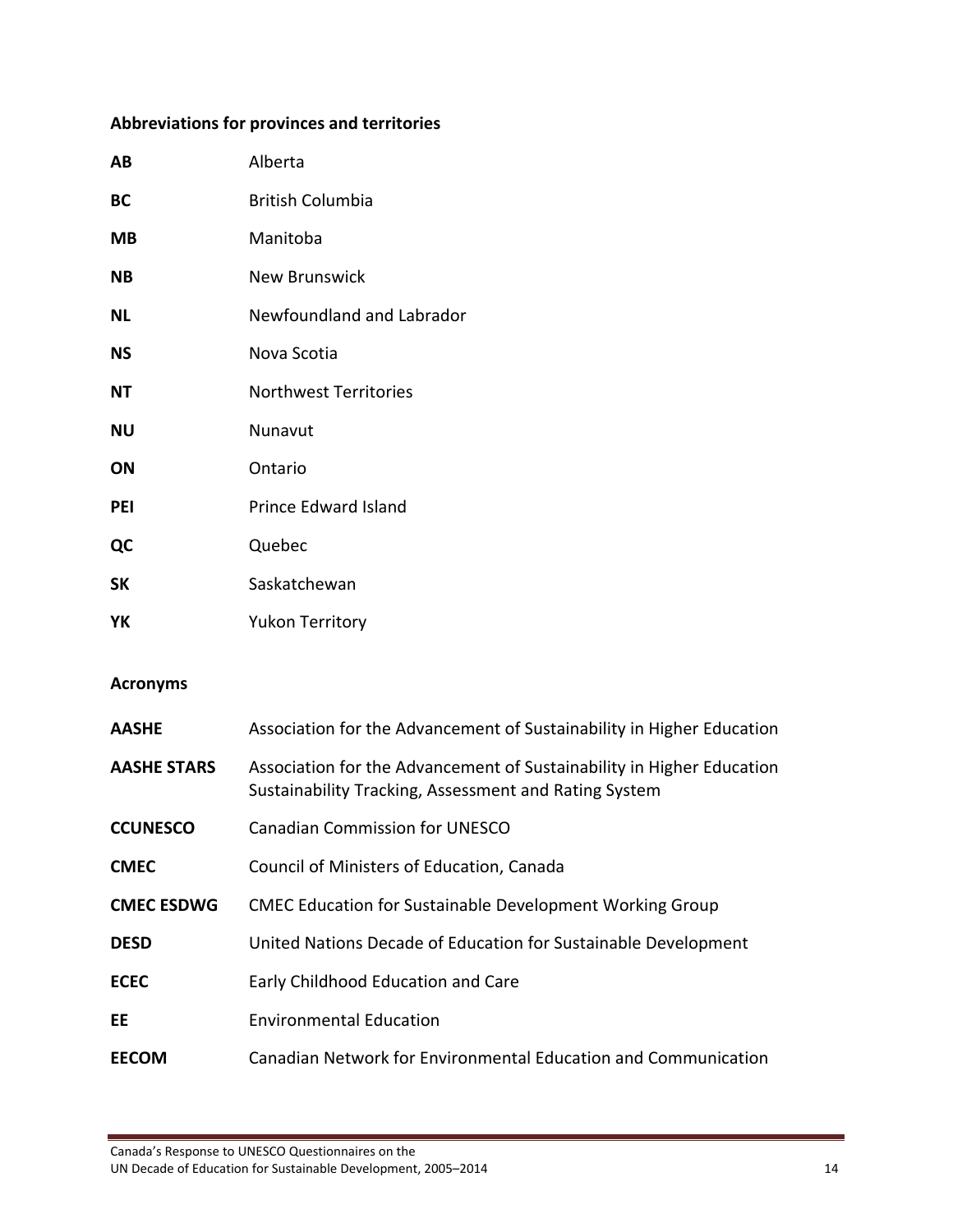**Abbreviations for provinces and territories**

| | |
|---|---|
| **AB** | Alberta |
| **BC** | British Columbia |
| **MB** | Manitoba |
| **NB** | New Brunswick |
| **NL** | Newfoundland and Labrador |
| **NS** | Nova Scotia |
| **NT** | Northwest Territories |
| **NU** | Nunavut |
| **ON** | Ontario |
| **PEI** | Prince Edward Island |
| **QC** | Quebec |
| **SK** | Saskatchewan |
| **YK** | Yukon Territory |

**Acronyms**

| | |
|---|---|
| **AASHE** | Association for the Advancement of Sustainability in Higher Education |
| **AASHE STARS** | Association for the Advancement of Sustainability in Higher Education Sustainability Tracking, Assessment and Rating System |
| **CCUNESCO** | Canadian Commission for UNESCO |
| **CMEC** | Council of Ministers of Education, Canada |
| **CMEC ESDWG** | CMEC Education for Sustainable Development Working Group |
| **DESD** | United Nations Decade of Education for Sustainable Development |
| **ECEC** | Early Childhood Education and Care |
| **EE** | Environmental Education |
| **EECOM** | Canadian Network for Environmental Education and Communication |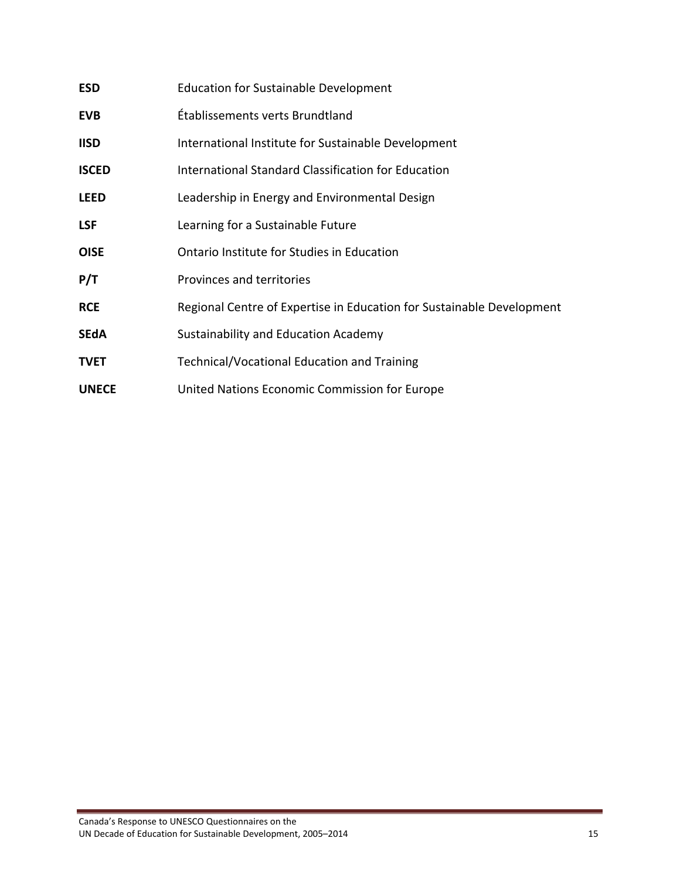| | |
|---|---|
| **ESD** | Education for Sustainable Development |
| **EVB** | Établissements verts Brundtland |
| **IISD** | International Institute for Sustainable Development |
| **ISCED** | International Standard Classification for Education |
| **LEED** | Leadership in Energy and Environmental Design |
| **LSF** | Learning for a Sustainable Future |
| **OISE** | Ontario Institute for Studies in Education |
| **P/T** | Provinces and territories |
| **RCE** | Regional Centre of Expertise in Education for Sustainable Development |
| **SEdA** | Sustainability and Education Academy |
| **TVET** | Technical/Vocational Education and Training |
| **UNECE** | United Nations Economic Commission for Europe |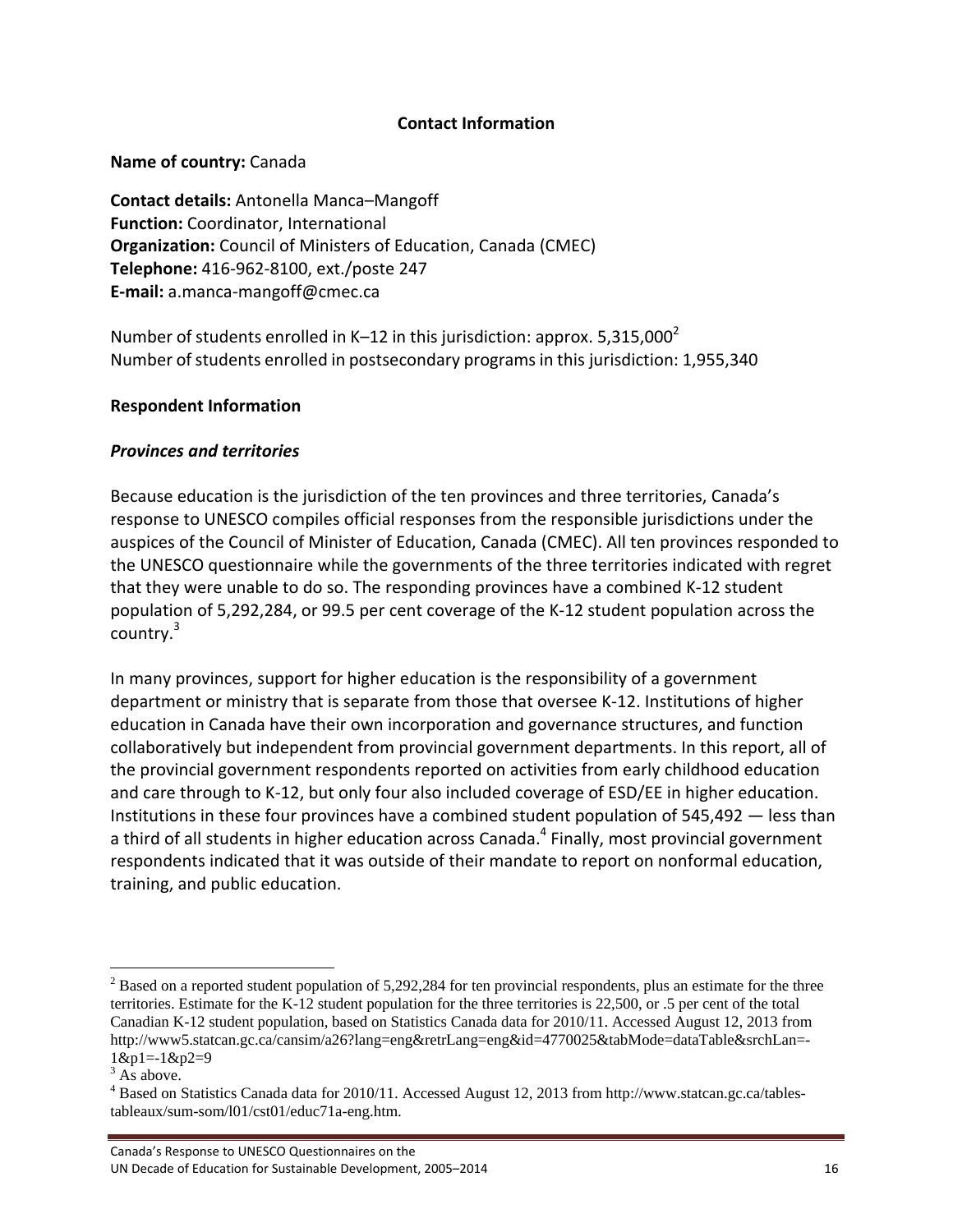**Contact Information**

**Name of country:** Canada

**Contact details:** Antonella Manca–Mangoff
**Function:** Coordinator, International
**Organization:** Council of Ministers of Education, Canada (CMEC)
**Telephone:** 416-962-8100, ext./poste 247
**E-mail:** a.manca-mangoff@cmec.ca

Number of students enrolled in K–12 in this jurisdiction: approx. 5,315,000[2]
Number of students enrolled in postsecondary programs in this jurisdiction: 1,955,340

**Respondent Information**

***Provinces and territories***

Because education is the jurisdiction of the ten provinces and three territories, Canada's response to UNESCO compiles official responses from the responsible jurisdictions under the auspices of the Council of Minister of Education, Canada (CMEC). All ten provinces responded to the UNESCO questionnaire while the governments of the three territories indicated with regret that they were unable to do so. The responding provinces have a combined K-12 student population of 5,292,284, or 99.5 per cent coverage of the K-12 student population across the country.[3]

In many provinces, support for higher education is the responsibility of a government department or ministry that is separate from those that oversee K-12. Institutions of higher education in Canada have their own incorporation and governance structures, and function collaboratively but independent from provincial government departments. In this report, all of the provincial government respondents reported on activities from early childhood education and care through to K-12, but only four also included coverage of ESD/EE in higher education. Institutions in these four provinces have a combined student population of 545,492 — less than a third of all students in higher education across Canada.[4] Finally, most provincial government respondents indicated that it was outside of their mandate to report on nonformal education, training, and public education.

---

[2] Based on a reported student population of 5,292,284 for ten provincial respondents, plus an estimate for the three territories. Estimate for the K-12 student population for the three territories is 22,500, or .5 per cent of the total Canadian K-12 student population, based on Statistics Canada data for 2010/11. Accessed August 12, 2013 from http://www5.statcan.gc.ca/cansim/a26?lang=eng&retrLang=eng&id=4770025&tabMode=dataTable&srchLan=-1&p1=-1&p2=9

[3] As above.

[4] Based on Statistics Canada data for 2010/11. Accessed August 12, 2013 from http://www.statcan.gc.ca/tables-tableaux/sum-som/l01/cst01/educ71a-eng.htm.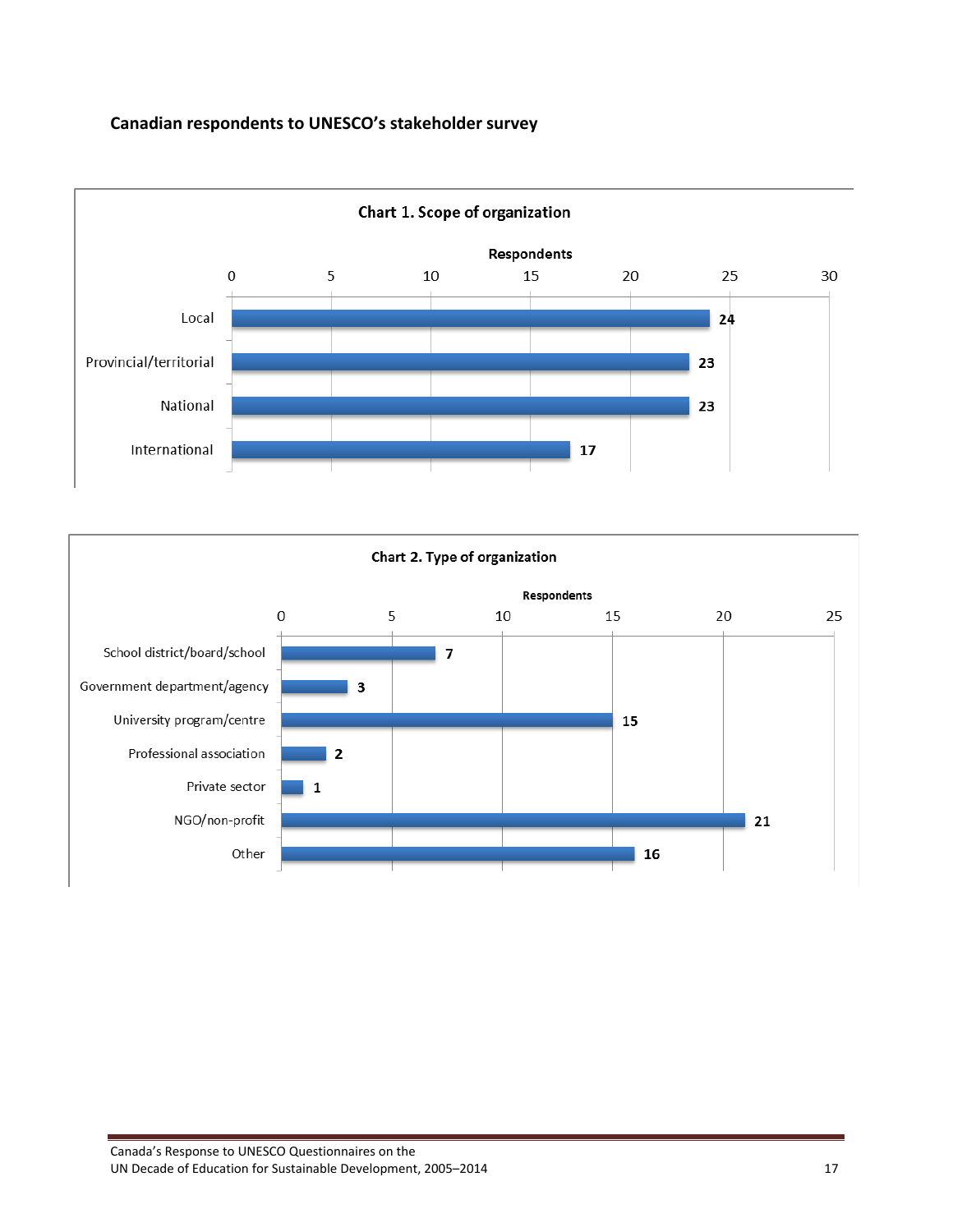## Canadian respondents to UNESCO's stakeholder survey

**Chart 1. Scope of organization**

| Scope | Respondents |
| --- | --- |
| Local | 24 |
| Provincial/territorial | 23 |
| National | 23 |
| International | 17 |

**Chart 2. Type of organization**

| Type | Respondents |
| --- | --- |
| School district/board/school | 7 |
| Government department/agency | 3 |
| University program/centre | 15 |
| Professional association | 2 |
| Private sector | 1 |
| NGO/non-profit | 21 |
| Other | 16 |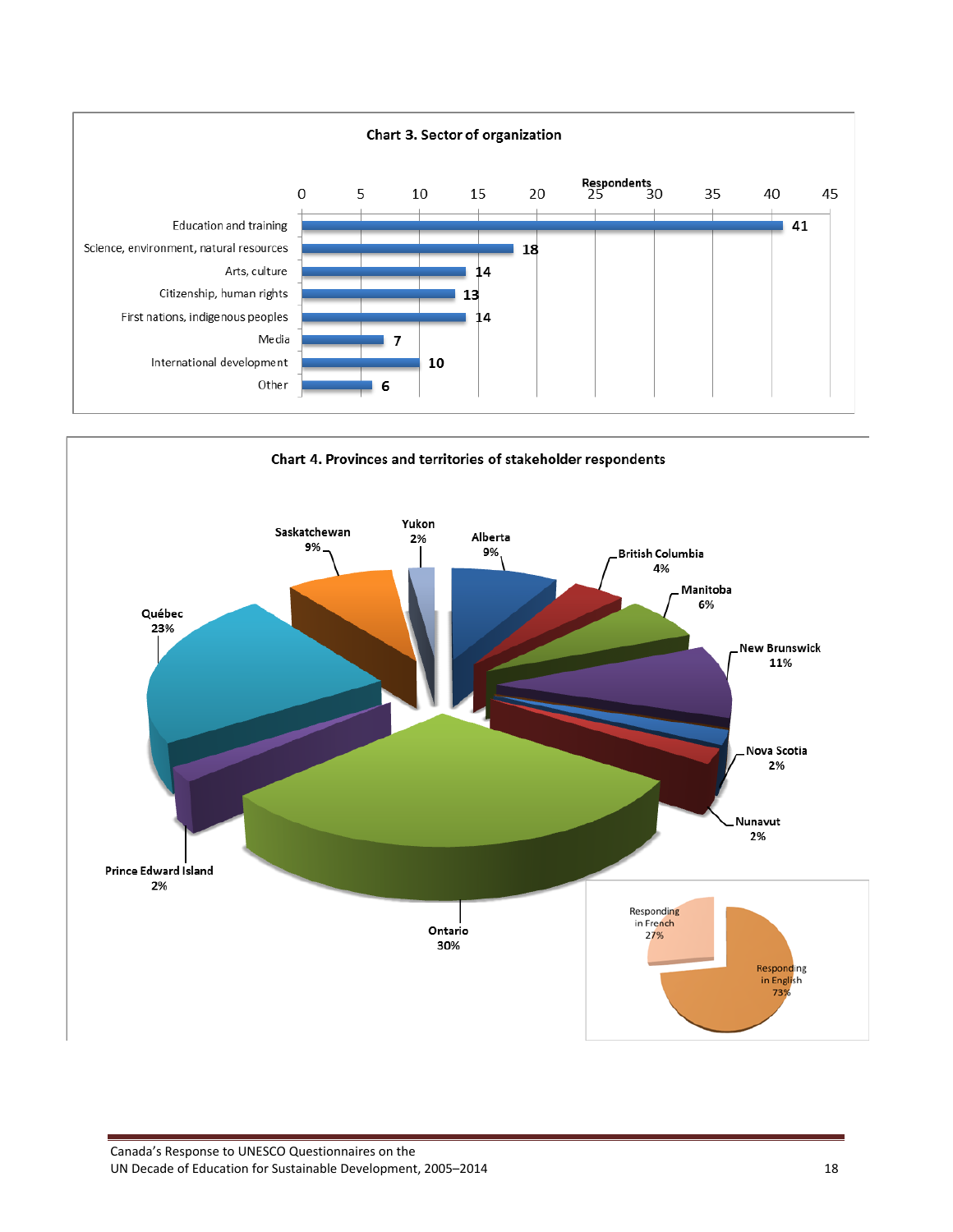**Chart 3. Sector of organization**

| Sector | Respondents |
|---|---|
| Education and training | 41 |
| Science, environment, natural resources | 18 |
| Arts, culture | 14 |
| Citizenship, human rights | 13 |
| First nations, indigenous peoples | 14 |
| Media | 7 |
| International development | 10 |
| Other | 6 |

**Chart 4. Provinces and territories of stakeholder respondents**

| Province/Territory | Percentage |
|---|---|
| Yukon | 2% |
| Alberta | 9% |
| British Columbia | 4% |
| Manitoba | 6% |
| New Brunswick | 11% |
| Nova Scotia | 2% |
| Nunavut | 2% |
| Ontario | 30% |
| Prince Edward Island | 2% |
| Québec | 23% |
| Saskatchewan | 9% |

| Language | Percentage |
|---|---|
| Responding in French | 27% |
| Responding in English | 73% |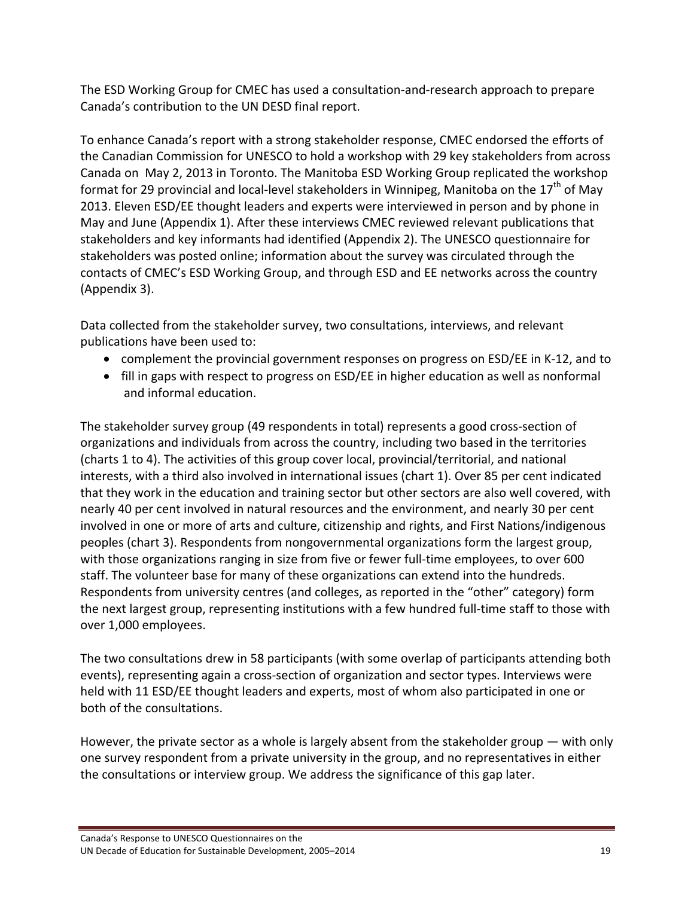The ESD Working Group for CMEC has used a consultation-and-research approach to prepare Canada's contribution to the UN DESD final report.

To enhance Canada's report with a strong stakeholder response, CMEC endorsed the efforts of the Canadian Commission for UNESCO to hold a workshop with 29 key stakeholders from across Canada on May 2, 2013 in Toronto. The Manitoba ESD Working Group replicated the workshop format for 29 provincial and local-level stakeholders in Winnipeg, Manitoba on the 17th of May 2013. Eleven ESD/EE thought leaders and experts were interviewed in person and by phone in May and June (Appendix 1). After these interviews CMEC reviewed relevant publications that stakeholders and key informants had identified (Appendix 2). The UNESCO questionnaire for stakeholders was posted online; information about the survey was circulated through the contacts of CMEC's ESD Working Group, and through ESD and EE networks across the country (Appendix 3).

Data collected from the stakeholder survey, two consultations, interviews, and relevant publications have been used to:

- complement the provincial government responses on progress on ESD/EE in K-12, and to
- fill in gaps with respect to progress on ESD/EE in higher education as well as nonformal and informal education.

The stakeholder survey group (49 respondents in total) represents a good cross-section of organizations and individuals from across the country, including two based in the territories (charts 1 to 4). The activities of this group cover local, provincial/territorial, and national interests, with a third also involved in international issues (chart 1). Over 85 per cent indicated that they work in the education and training sector but other sectors are also well covered, with nearly 40 per cent involved in natural resources and the environment, and nearly 30 per cent involved in one or more of arts and culture, citizenship and rights, and First Nations/indigenous peoples (chart 3). Respondents from nongovernmental organizations form the largest group, with those organizations ranging in size from five or fewer full-time employees, to over 600 staff. The volunteer base for many of these organizations can extend into the hundreds. Respondents from university centres (and colleges, as reported in the "other" category) form the next largest group, representing institutions with a few hundred full-time staff to those with over 1,000 employees.

The two consultations drew in 58 participants (with some overlap of participants attending both events), representing again a cross-section of organization and sector types. Interviews were held with 11 ESD/EE thought leaders and experts, most of whom also participated in one or both of the consultations.

However, the private sector as a whole is largely absent from the stakeholder group — with only one survey respondent from a private university in the group, and no representatives in either the consultations or interview group. We address the significance of this gap later.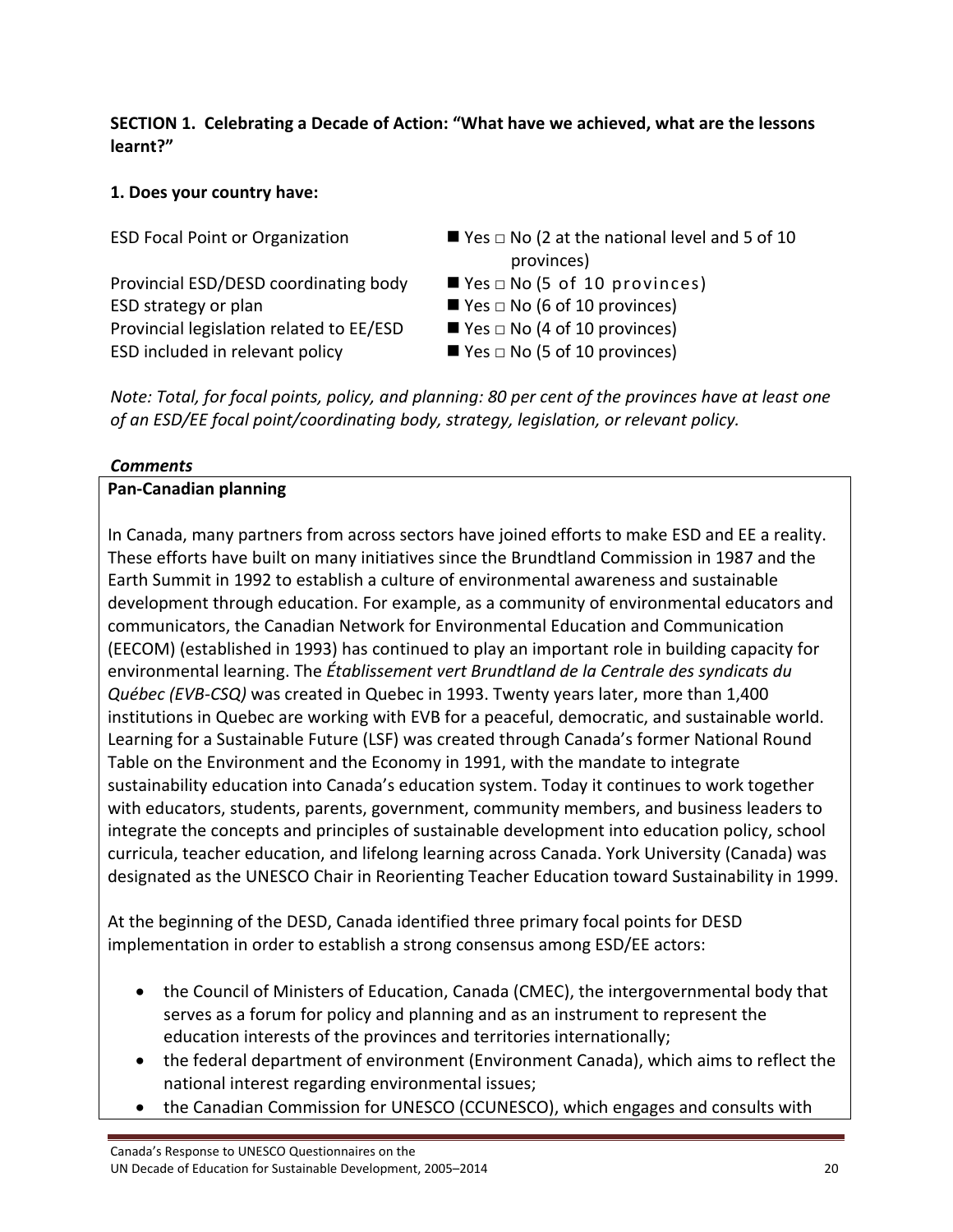**SECTION 1. Celebrating a Decade of Action: "What have we achieved, what are the lessons learnt?"**

**1. Does your country have:**

| | |
|---|---|
| ESD Focal Point or Organization | ■ Yes □ No (2 at the national level and 5 of 10 provinces) |
| Provincial ESD/DESD coordinating body | ■ Yes □ No (5 of 10 provinces) |
| ESD strategy or plan | ■ Yes □ No (6 of 10 provinces) |
| Provincial legislation related to EE/ESD | ■ Yes □ No (4 of 10 provinces) |
| ESD included in relevant policy | ■ Yes □ No (5 of 10 provinces) |

*Note: Total, for focal points, policy, and planning: 80 per cent of the provinces have at least one of an ESD/EE focal point/coordinating body, strategy, legislation, or relevant policy.*

***Comments***

**Pan-Canadian planning**

In Canada, many partners from across sectors have joined efforts to make ESD and EE a reality. These efforts have built on many initiatives since the Brundtland Commission in 1987 and the Earth Summit in 1992 to establish a culture of environmental awareness and sustainable development through education. For example, as a community of environmental educators and communicators, the Canadian Network for Environmental Education and Communication (EECOM) (established in 1993) has continued to play an important role in building capacity for environmental learning. The *Établissement vert Brundtland de la Centrale des syndicats du Québec (EVB-CSQ)* was created in Quebec in 1993. Twenty years later, more than 1,400 institutions in Quebec are working with EVB for a peaceful, democratic, and sustainable world. Learning for a Sustainable Future (LSF) was created through Canada's former National Round Table on the Environment and the Economy in 1991, with the mandate to integrate sustainability education into Canada's education system. Today it continues to work together with educators, students, parents, government, community members, and business leaders to integrate the concepts and principles of sustainable development into education policy, school curricula, teacher education, and lifelong learning across Canada. York University (Canada) was designated as the UNESCO Chair in Reorienting Teacher Education toward Sustainability in 1999.

At the beginning of the DESD, Canada identified three primary focal points for DESD implementation in order to establish a strong consensus among ESD/EE actors:

- the Council of Ministers of Education, Canada (CMEC), the intergovernmental body that serves as a forum for policy and planning and as an instrument to represent the education interests of the provinces and territories internationally;
- the federal department of environment (Environment Canada), which aims to reflect the national interest regarding environmental issues;
- the Canadian Commission for UNESCO (CCUNESCO), which engages and consults with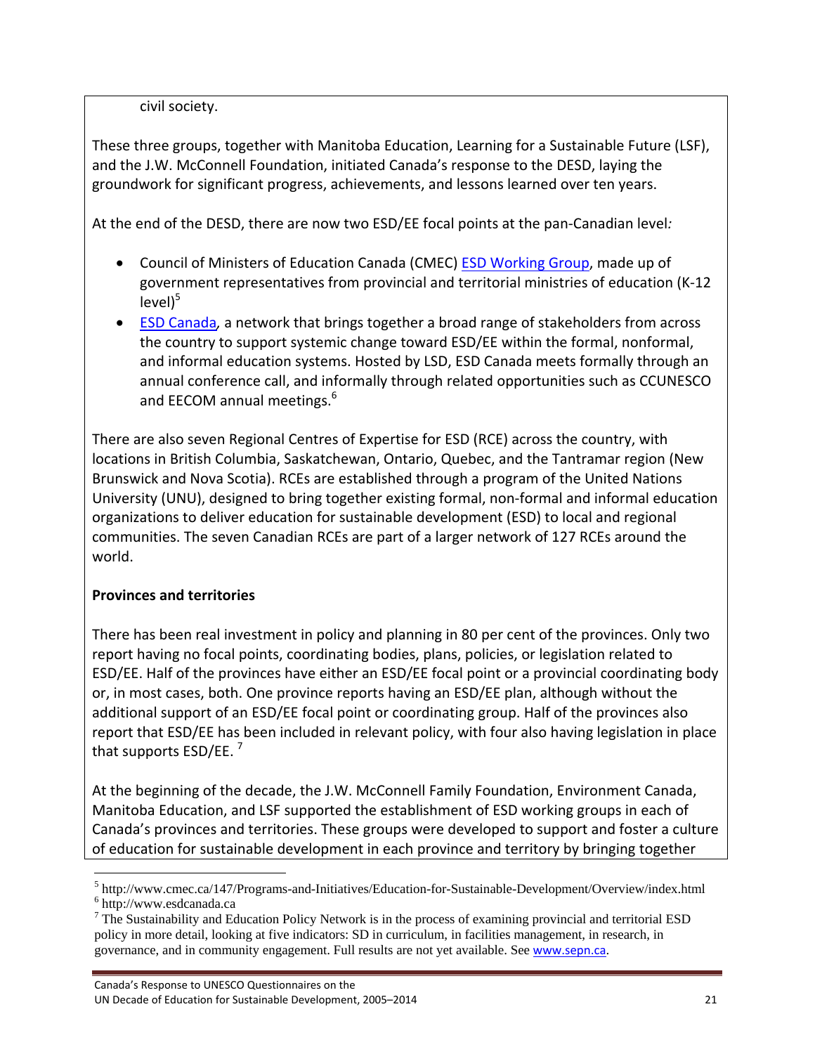civil society.

These three groups, together with Manitoba Education, Learning for a Sustainable Future (LSF), and the J.W. McConnell Foundation, initiated Canada's response to the DESD, laying the groundwork for significant progress, achievements, and lessons learned over ten years.

At the end of the DESD, there are now two ESD/EE focal points at the pan-Canadian level*:*

- Council of Ministers of Education Canada (CMEC) ESD Working Group, made up of government representatives from provincial and territorial ministries of education (K-12 level)[5]
- ESD Canada, a network that brings together a broad range of stakeholders from across the country to support systemic change toward ESD/EE within the formal, nonformal, and informal education systems. Hosted by LSD, ESD Canada meets formally through an annual conference call, and informally through related opportunities such as CCUNESCO and EECOM annual meetings.[6]

There are also seven Regional Centres of Expertise for ESD (RCE) across the country, with locations in British Columbia, Saskatchewan, Ontario, Quebec, and the Tantramar region (New Brunswick and Nova Scotia). RCEs are established through a program of the United Nations University (UNU), designed to bring together existing formal, non-formal and informal education organizations to deliver education for sustainable development (ESD) to local and regional communities. The seven Canadian RCEs are part of a larger network of 127 RCEs around the world.

**Provinces and territories**

There has been real investment in policy and planning in 80 per cent of the provinces. Only two report having no focal points, coordinating bodies, plans, policies, or legislation related to ESD/EE. Half of the provinces have either an ESD/EE focal point or a provincial coordinating body or, in most cases, both. One province reports having an ESD/EE plan, although without the additional support of an ESD/EE focal point or coordinating group. Half of the provinces also report that ESD/EE has been included in relevant policy, with four also having legislation in place that supports ESD/EE. [7]

At the beginning of the decade, the J.W. McConnell Family Foundation, Environment Canada, Manitoba Education, and LSF supported the establishment of ESD working groups in each of Canada's provinces and territories. These groups were developed to support and foster a culture of education for sustainable development in each province and territory by bringing together

---

[5] http://www.cmec.ca/147/Programs-and-Initiatives/Education-for-Sustainable-Development/Overview/index.html

[6] http://www.esdcanada.ca

[7] The Sustainability and Education Policy Network is in the process of examining provincial and territorial ESD policy in more detail, looking at five indicators: SD in curriculum, in facilities management, in research, in governance, and in community engagement. Full results are not yet available. See www.sepn.ca.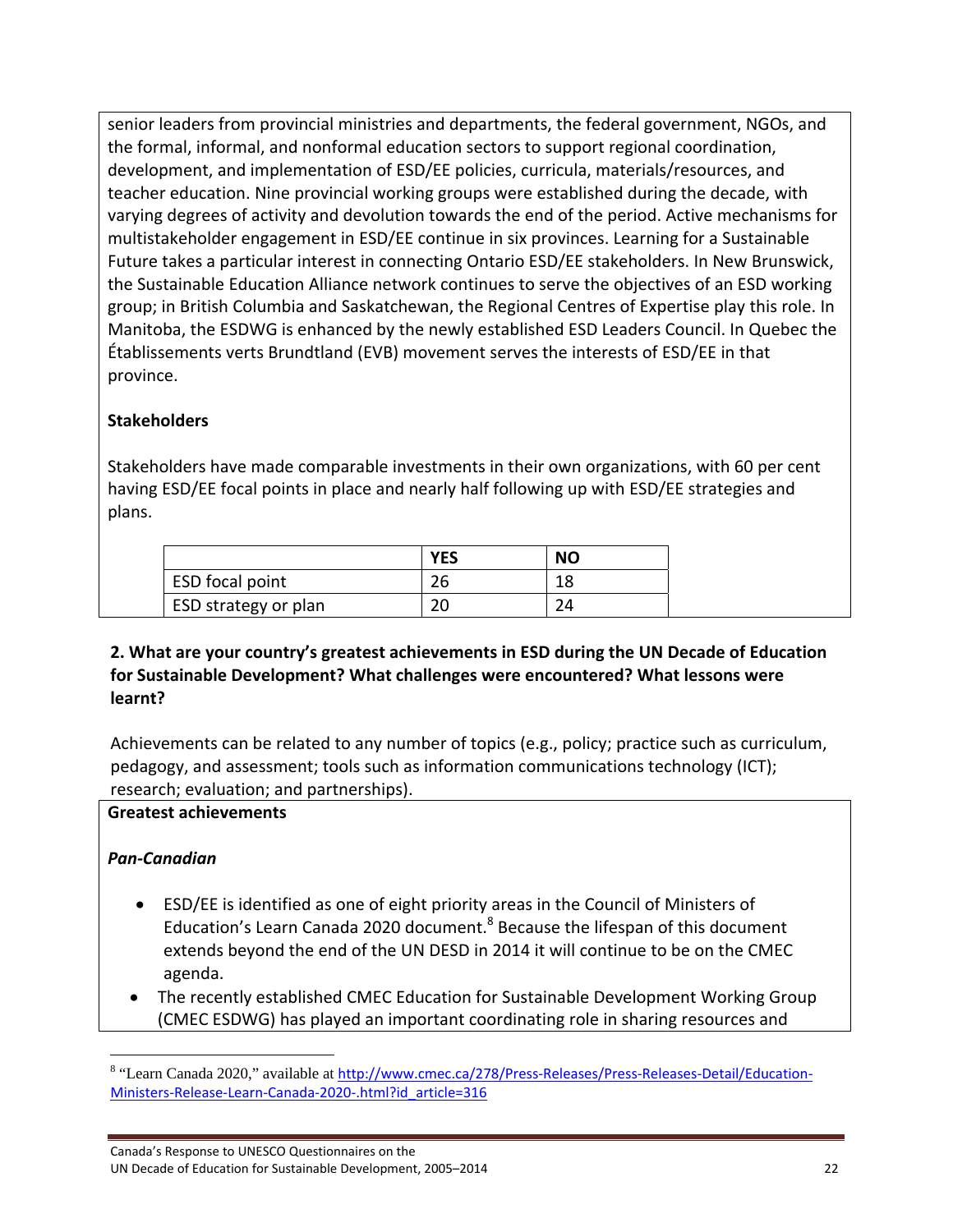senior leaders from provincial ministries and departments, the federal government, NGOs, and the formal, informal, and nonformal education sectors to support regional coordination, development, and implementation of ESD/EE policies, curricula, materials/resources, and teacher education. Nine provincial working groups were established during the decade, with varying degrees of activity and devolution towards the end of the period. Active mechanisms for multistakeholder engagement in ESD/EE continue in six provinces. Learning for a Sustainable Future takes a particular interest in connecting Ontario ESD/EE stakeholders. In New Brunswick, the Sustainable Education Alliance network continues to serve the objectives of an ESD working group; in British Columbia and Saskatchewan, the Regional Centres of Expertise play this role. In Manitoba, the ESDWG is enhanced by the newly established ESD Leaders Council. In Quebec the Établissements verts Brundtland (EVB) movement serves the interests of ESD/EE in that province.

**Stakeholders**

Stakeholders have made comparable investments in their own organizations, with 60 per cent having ESD/EE focal points in place and nearly half following up with ESD/EE strategies and plans.

| | YES | NO |
|---|---|---|
| ESD focal point | 26 | 18 |
| ESD strategy or plan | 20 | 24 |

**2. What are your country's greatest achievements in ESD during the UN Decade of Education for Sustainable Development? What challenges were encountered? What lessons were learnt?**

Achievements can be related to any number of topics (e.g., policy; practice such as curriculum, pedagogy, and assessment; tools such as information communications technology (ICT); research; evaluation; and partnerships).

**Greatest achievements**

***Pan-Canadian***

- ESD/EE is identified as one of eight priority areas in the Council of Ministers of Education's Learn Canada 2020 document.[8] Because the lifespan of this document extends beyond the end of the UN DESD in 2014 it will continue to be on the CMEC agenda.
- The recently established CMEC Education for Sustainable Development Working Group (CMEC ESDWG) has played an important coordinating role in sharing resources and

[8] "Learn Canada 2020," available at http://www.cmec.ca/278/Press-Releases/Press-Releases-Detail/Education-Ministers-Release-Learn-Canada-2020-.html?id_article=316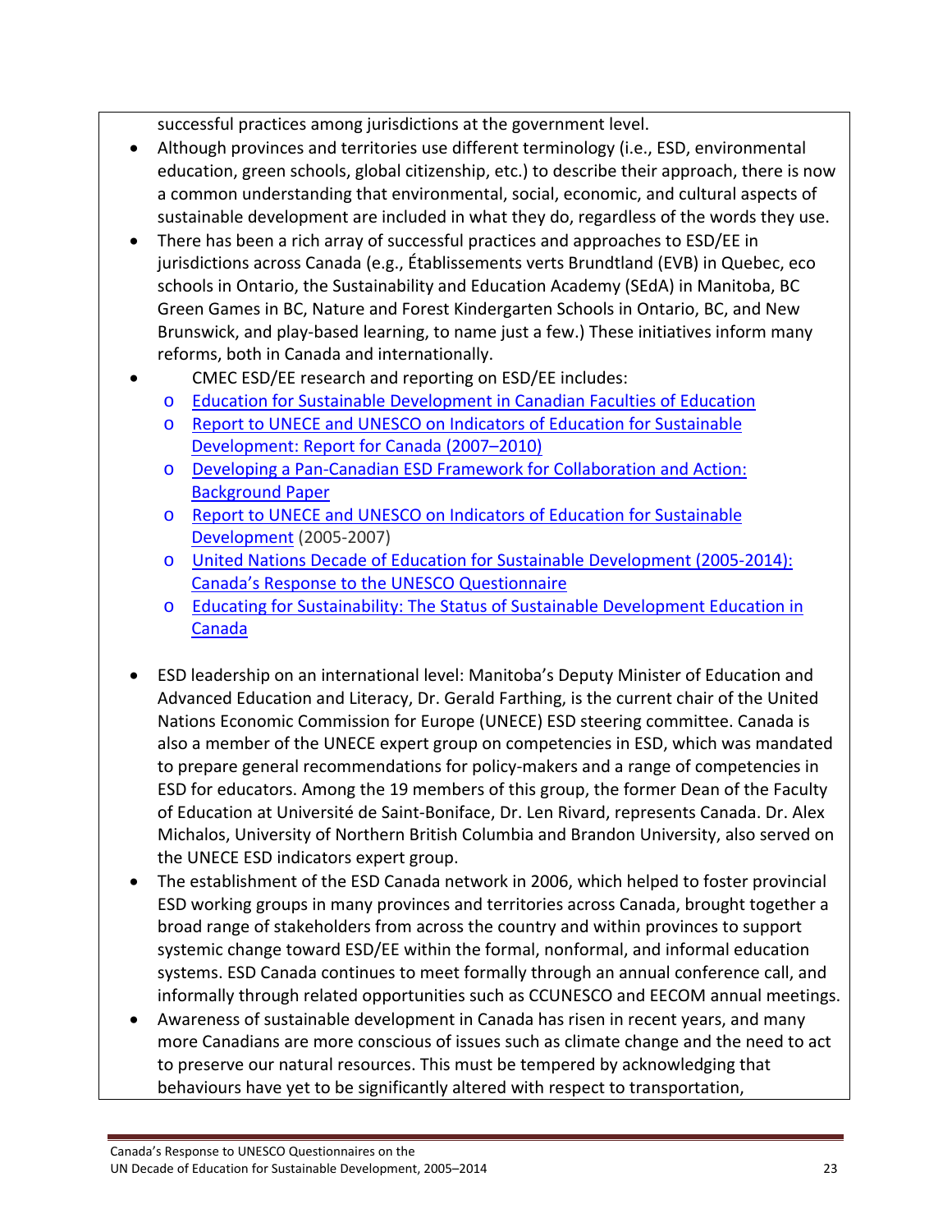successful practices among jurisdictions at the government level.

- Although provinces and territories use different terminology (i.e., ESD, environmental education, green schools, global citizenship, etc.) to describe their approach, there is now a common understanding that environmental, social, economic, and cultural aspects of sustainable development are included in what they do, regardless of the words they use.
- There has been a rich array of successful practices and approaches to ESD/EE in jurisdictions across Canada (e.g., Établissements verts Brundtland (EVB) in Quebec, eco schools in Ontario, the Sustainability and Education Academy (SEdA) in Manitoba, BC Green Games in BC, Nature and Forest Kindergarten Schools in Ontario, BC, and New Brunswick, and play-based learning, to name just a few.) These initiatives inform many reforms, both in Canada and internationally.
- CMEC ESD/EE research and reporting on ESD/EE includes:
  - Education for Sustainable Development in Canadian Faculties of Education
  - Report to UNECE and UNESCO on Indicators of Education for Sustainable Development: Report for Canada (2007–2010)
  - Developing a Pan-Canadian ESD Framework for Collaboration and Action: Background Paper
  - Report to UNECE and UNESCO on Indicators of Education for Sustainable Development (2005-2007)
  - United Nations Decade of Education for Sustainable Development (2005-2014): Canada's Response to the UNESCO Questionnaire
  - Educating for Sustainability: The Status of Sustainable Development Education in Canada
- ESD leadership on an international level: Manitoba's Deputy Minister of Education and Advanced Education and Literacy, Dr. Gerald Farthing, is the current chair of the United Nations Economic Commission for Europe (UNECE) ESD steering committee. Canada is also a member of the UNECE expert group on competencies in ESD, which was mandated to prepare general recommendations for policy-makers and a range of competencies in ESD for educators. Among the 19 members of this group, the former Dean of the Faculty of Education at Université de Saint-Boniface, Dr. Len Rivard, represents Canada. Dr. Alex Michalos, University of Northern British Columbia and Brandon University, also served on the UNECE ESD indicators expert group.
- The establishment of the ESD Canada network in 2006, which helped to foster provincial ESD working groups in many provinces and territories across Canada, brought together a broad range of stakeholders from across the country and within provinces to support systemic change toward ESD/EE within the formal, nonformal, and informal education systems. ESD Canada continues to meet formally through an annual conference call, and informally through related opportunities such as CCUNESCO and EECOM annual meetings.
- Awareness of sustainable development in Canada has risen in recent years, and many more Canadians are more conscious of issues such as climate change and the need to act to preserve our natural resources. This must be tempered by acknowledging that behaviours have yet to be significantly altered with respect to transportation,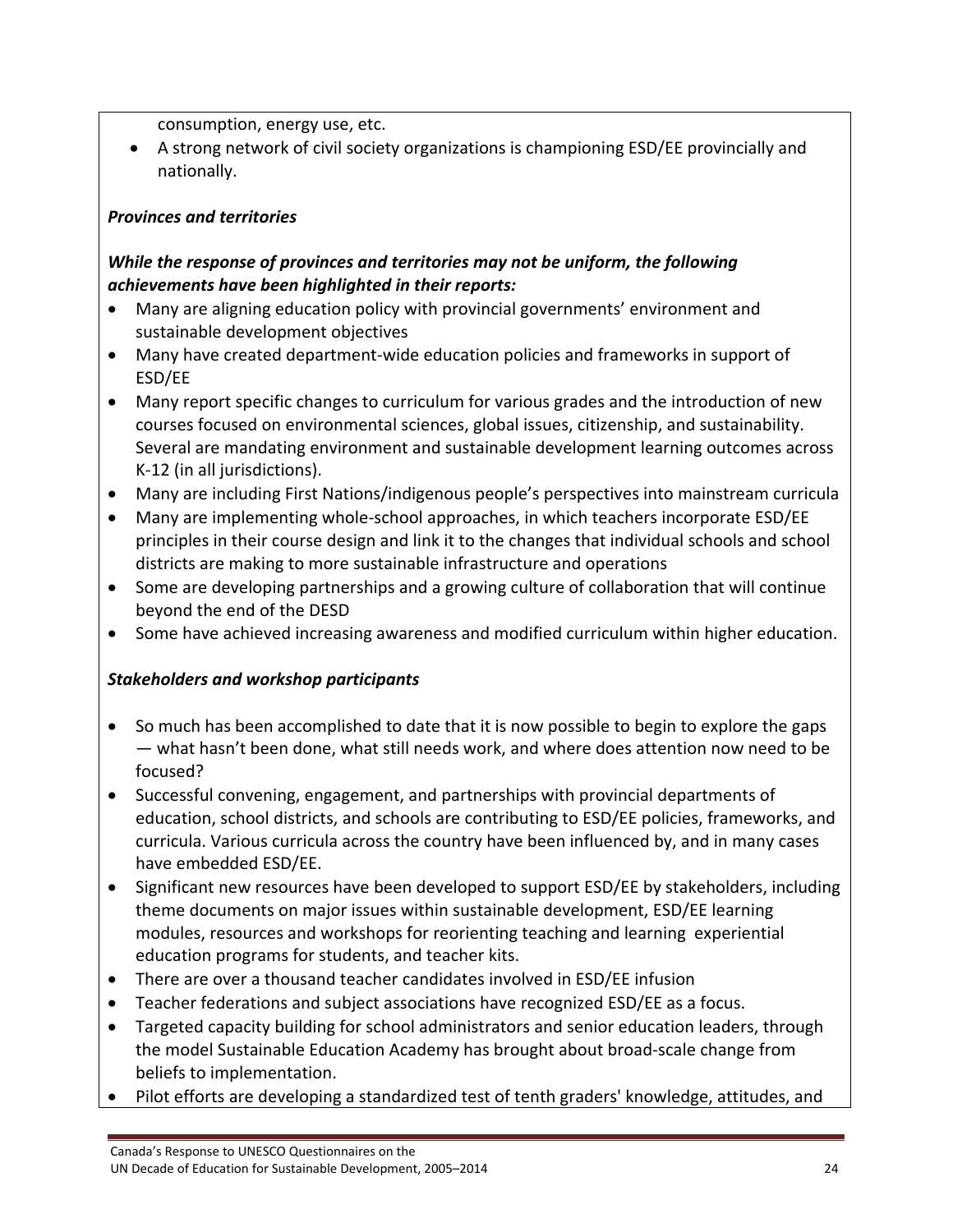consumption, energy use, etc.
- A strong network of civil society organizations is championing ESD/EE provincially and nationally.

***Provinces and territories***

***While the response of provinces and territories may not be uniform, the following achievements have been highlighted in their reports:***

- Many are aligning education policy with provincial governments' environment and sustainable development objectives
- Many have created department-wide education policies and frameworks in support of ESD/EE
- Many report specific changes to curriculum for various grades and the introduction of new courses focused on environmental sciences, global issues, citizenship, and sustainability. Several are mandating environment and sustainable development learning outcomes across K-12 (in all jurisdictions).
- Many are including First Nations/indigenous people's perspectives into mainstream curricula
- Many are implementing whole-school approaches, in which teachers incorporate ESD/EE principles in their course design and link it to the changes that individual schools and school districts are making to more sustainable infrastructure and operations
- Some are developing partnerships and a growing culture of collaboration that will continue beyond the end of the DESD
- Some have achieved increasing awareness and modified curriculum within higher education.

***Stakeholders and workshop participants***

- So much has been accomplished to date that it is now possible to begin to explore the gaps — what hasn't been done, what still needs work, and where does attention now need to be focused?
- Successful convening, engagement, and partnerships with provincial departments of education, school districts, and schools are contributing to ESD/EE policies, frameworks, and curricula. Various curricula across the country have been influenced by, and in many cases have embedded ESD/EE.
- Significant new resources have been developed to support ESD/EE by stakeholders, including theme documents on major issues within sustainable development, ESD/EE learning modules, resources and workshops for reorienting teaching and learning experiential education programs for students, and teacher kits.
- There are over a thousand teacher candidates involved in ESD/EE infusion
- Teacher federations and subject associations have recognized ESD/EE as a focus.
- Targeted capacity building for school administrators and senior education leaders, through the model Sustainable Education Academy has brought about broad-scale change from beliefs to implementation.
- Pilot efforts are developing a standardized test of tenth graders' knowledge, attitudes, and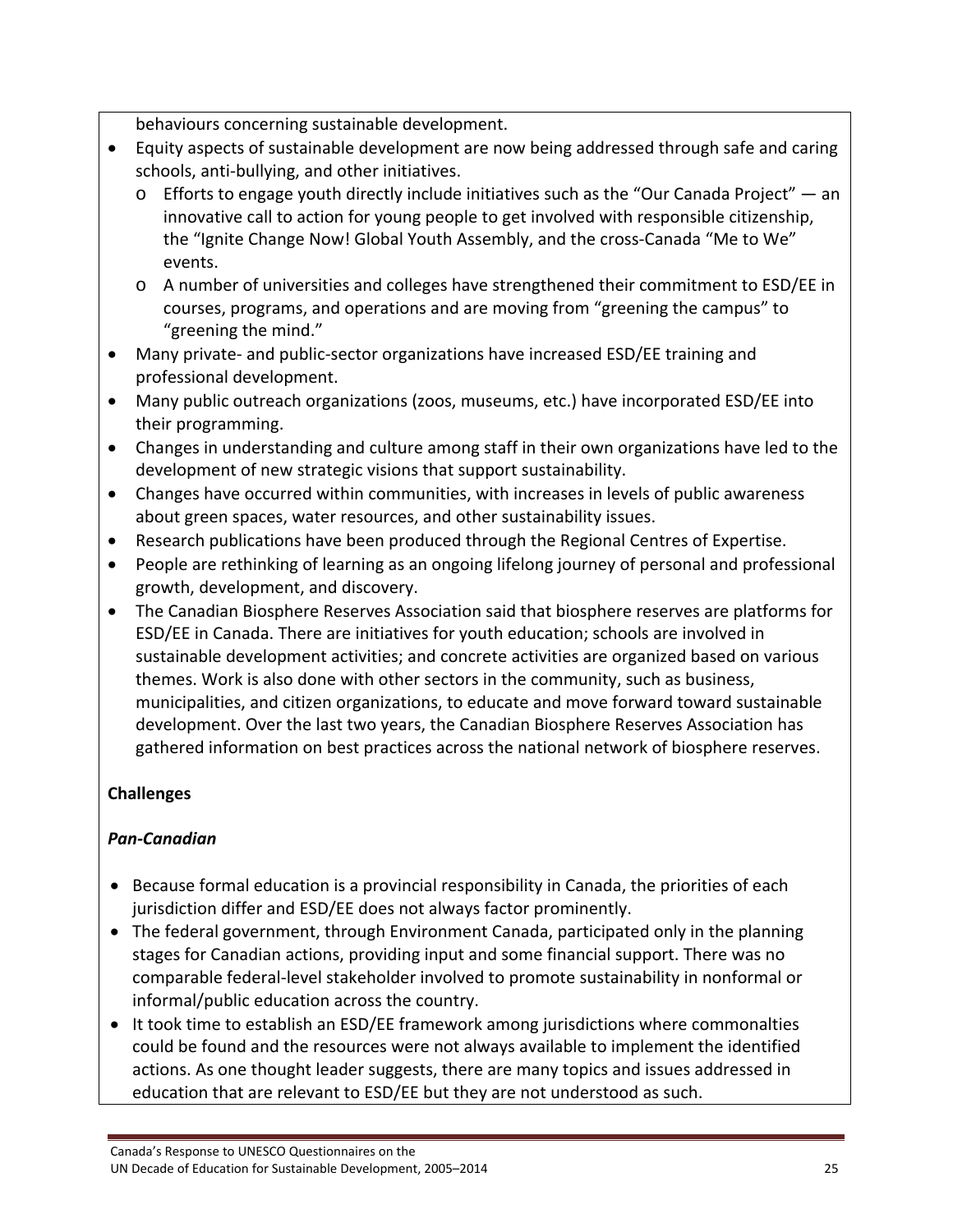behaviours concerning sustainable development.

- Equity aspects of sustainable development are now being addressed through safe and caring schools, anti-bullying, and other initiatives.
  - Efforts to engage youth directly include initiatives such as the "Our Canada Project" — an innovative call to action for young people to get involved with responsible citizenship, the "Ignite Change Now! Global Youth Assembly, and the cross-Canada "Me to We" events.
  - A number of universities and colleges have strengthened their commitment to ESD/EE in courses, programs, and operations and are moving from "greening the campus" to "greening the mind."
- Many private- and public-sector organizations have increased ESD/EE training and professional development.
- Many public outreach organizations (zoos, museums, etc.) have incorporated ESD/EE into their programming.
- Changes in understanding and culture among staff in their own organizations have led to the development of new strategic visions that support sustainability.
- Changes have occurred within communities, with increases in levels of public awareness about green spaces, water resources, and other sustainability issues.
- Research publications have been produced through the Regional Centres of Expertise.
- People are rethinking of learning as an ongoing lifelong journey of personal and professional growth, development, and discovery.
- The Canadian Biosphere Reserves Association said that biosphere reserves are platforms for ESD/EE in Canada. There are initiatives for youth education; schools are involved in sustainable development activities; and concrete activities are organized based on various themes. Work is also done with other sectors in the community, such as business, municipalities, and citizen organizations, to educate and move forward toward sustainable development. Over the last two years, the Canadian Biosphere Reserves Association has gathered information on best practices across the national network of biosphere reserves.

**Challenges**

***Pan-Canadian***

- Because formal education is a provincial responsibility in Canada, the priorities of each jurisdiction differ and ESD/EE does not always factor prominently.
- The federal government, through Environment Canada, participated only in the planning stages for Canadian actions, providing input and some financial support. There was no comparable federal-level stakeholder involved to promote sustainability in nonformal or informal/public education across the country.
- It took time to establish an ESD/EE framework among jurisdictions where commonalties could be found and the resources were not always available to implement the identified actions. As one thought leader suggests, there are many topics and issues addressed in education that are relevant to ESD/EE but they are not understood as such.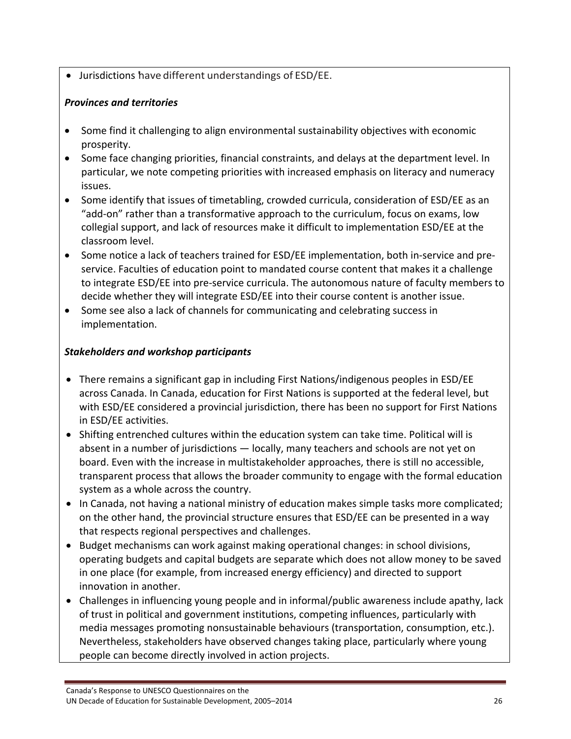- Jurisdictions have different understandings of ESD/EE.

### *Provinces and territories*

- Some find it challenging to align environmental sustainability objectives with economic prosperity.
- Some face changing priorities, financial constraints, and delays at the department level. In particular, we note competing priorities with increased emphasis on literacy and numeracy issues.
- Some identify that issues of timetabling, crowded curricula, consideration of ESD/EE as an "add-on" rather than a transformative approach to the curriculum, focus on exams, low collegial support, and lack of resources make it difficult to implementation ESD/EE at the classroom level.
- Some notice a lack of teachers trained for ESD/EE implementation, both in-service and pre-service. Faculties of education point to mandated course content that makes it a challenge to integrate ESD/EE into pre-service curricula. The autonomous nature of faculty members to decide whether they will integrate ESD/EE into their course content is another issue.
- Some see also a lack of channels for communicating and celebrating success in implementation.

### *Stakeholders and workshop participants*

- There remains a significant gap in including First Nations/indigenous peoples in ESD/EE across Canada. In Canada, education for First Nations is supported at the federal level, but with ESD/EE considered a provincial jurisdiction, there has been no support for First Nations in ESD/EE activities.
- Shifting entrenched cultures within the education system can take time. Political will is absent in a number of jurisdictions — locally, many teachers and schools are not yet on board. Even with the increase in multistakeholder approaches, there is still no accessible, transparent process that allows the broader community to engage with the formal education system as a whole across the country.
- In Canada, not having a national ministry of education makes simple tasks more complicated; on the other hand, the provincial structure ensures that ESD/EE can be presented in a way that respects regional perspectives and challenges.
- Budget mechanisms can work against making operational changes: in school divisions, operating budgets and capital budgets are separate which does not allow money to be saved in one place (for example, from increased energy efficiency) and directed to support innovation in another.
- Challenges in influencing young people and in informal/public awareness include apathy, lack of trust in political and government institutions, competing influences, particularly with media messages promoting nonsustainable behaviours (transportation, consumption, etc.). Nevertheless, stakeholders have observed changes taking place, particularly where young people can become directly involved in action projects.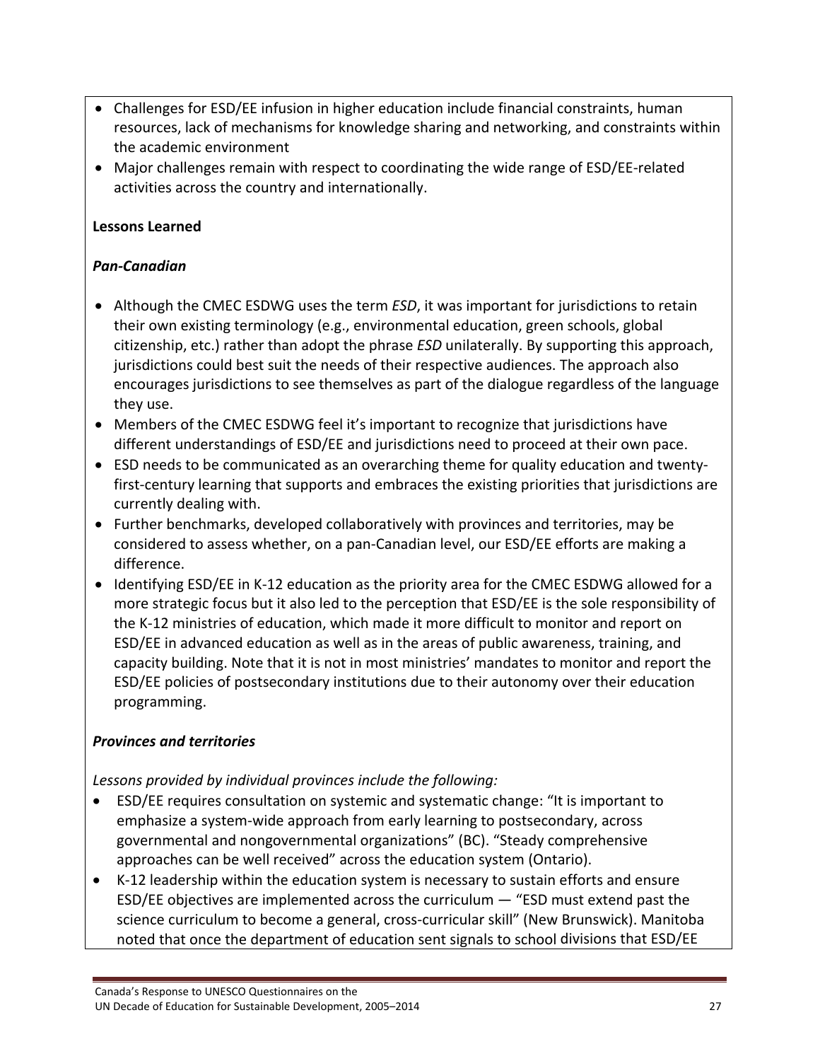- Challenges for ESD/EE infusion in higher education include financial constraints, human resources, lack of mechanisms for knowledge sharing and networking, and constraints within the academic environment
- Major challenges remain with respect to coordinating the wide range of ESD/EE-related activities across the country and internationally.

**Lessons Learned**

***Pan-Canadian***

- Although the CMEC ESDWG uses the term *ESD*, it was important for jurisdictions to retain their own existing terminology (e.g., environmental education, green schools, global citizenship, etc.) rather than adopt the phrase *ESD* unilaterally. By supporting this approach, jurisdictions could best suit the needs of their respective audiences. The approach also encourages jurisdictions to see themselves as part of the dialogue regardless of the language they use.
- Members of the CMEC ESDWG feel it's important to recognize that jurisdictions have different understandings of ESD/EE and jurisdictions need to proceed at their own pace.
- ESD needs to be communicated as an overarching theme for quality education and twenty-first-century learning that supports and embraces the existing priorities that jurisdictions are currently dealing with.
- Further benchmarks, developed collaboratively with provinces and territories, may be considered to assess whether, on a pan-Canadian level, our ESD/EE efforts are making a difference.
- Identifying ESD/EE in K-12 education as the priority area for the CMEC ESDWG allowed for a more strategic focus but it also led to the perception that ESD/EE is the sole responsibility of the K-12 ministries of education, which made it more difficult to monitor and report on ESD/EE in advanced education as well as in the areas of public awareness, training, and capacity building. Note that it is not in most ministries' mandates to monitor and report the ESD/EE policies of postsecondary institutions due to their autonomy over their education programming.

***Provinces and territories***

*Lessons provided by individual provinces include the following:*

- ESD/EE requires consultation on systemic and systematic change: "It is important to emphasize a system-wide approach from early learning to postsecondary, across governmental and nongovernmental organizations" (BC). "Steady comprehensive approaches can be well received" across the education system (Ontario).
- K-12 leadership within the education system is necessary to sustain efforts and ensure ESD/EE objectives are implemented across the curriculum — "ESD must extend past the science curriculum to become a general, cross-curricular skill" (New Brunswick). Manitoba noted that once the department of education sent signals to school divisions that ESD/EE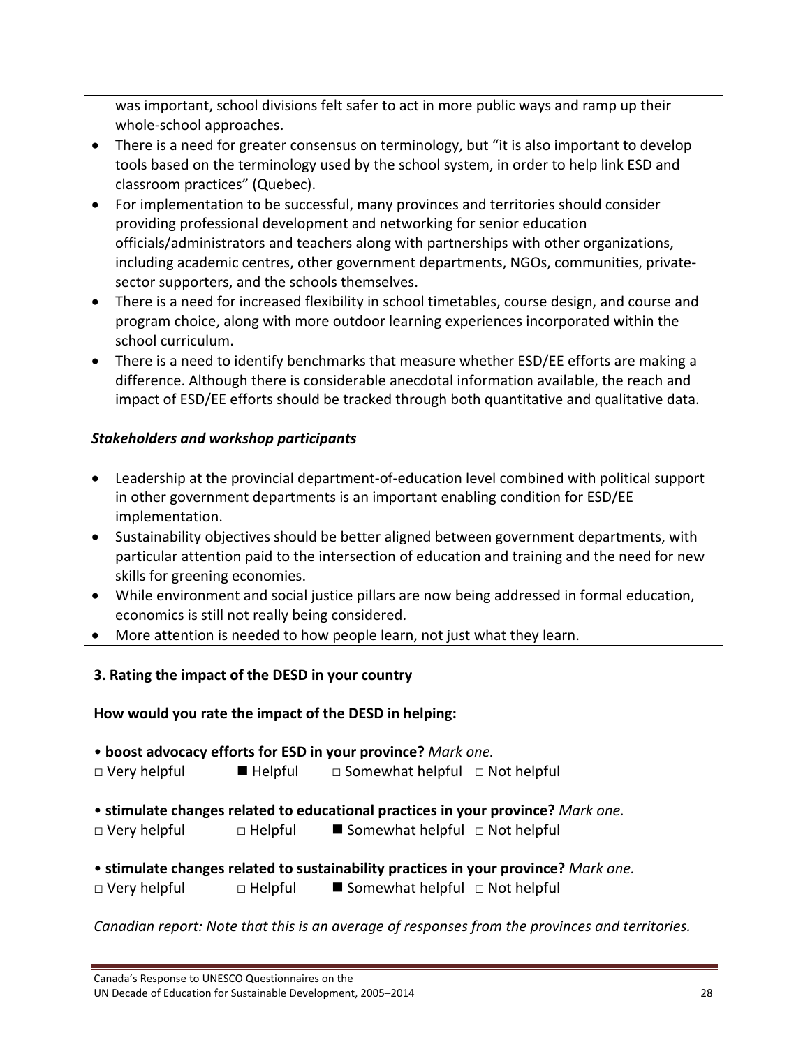was important, school divisions felt safer to act in more public ways and ramp up their whole-school approaches.

- There is a need for greater consensus on terminology, but "it is also important to develop tools based on the terminology used by the school system, in order to help link ESD and classroom practices" (Quebec).
- For implementation to be successful, many provinces and territories should consider providing professional development and networking for senior education officials/administrators and teachers along with partnerships with other organizations, including academic centres, other government departments, NGOs, communities, private-sector supporters, and the schools themselves.
- There is a need for increased flexibility in school timetables, course design, and course and program choice, along with more outdoor learning experiences incorporated within the school curriculum.
- There is a need to identify benchmarks that measure whether ESD/EE efforts are making a difference. Although there is considerable anecdotal information available, the reach and impact of ESD/EE efforts should be tracked through both quantitative and qualitative data.

***Stakeholders and workshop participants***

- Leadership at the provincial department-of-education level combined with political support in other government departments is an important enabling condition for ESD/EE implementation.
- Sustainability objectives should be better aligned between government departments, with particular attention paid to the intersection of education and training and the need for new skills for greening economies.
- While environment and social justice pillars are now being addressed in formal education, economics is still not really being considered.
- More attention is needed to how people learn, not just what they learn.

**3. Rating the impact of the DESD in your country**

**How would you rate the impact of the DESD in helping:**

• **boost advocacy efforts for ESD in your province?** *Mark one.*

□ Very helpful ■ Helpful □ Somewhat helpful □ Not helpful

• **stimulate changes related to educational practices in your province?** *Mark one.*

□ Very helpful □ Helpful ■ Somewhat helpful □ Not helpful

• **stimulate changes related to sustainability practices in your province?** *Mark one.*

□ Very helpful □ Helpful ■ Somewhat helpful □ Not helpful

*Canadian report: Note that this is an average of responses from the provinces and territories.*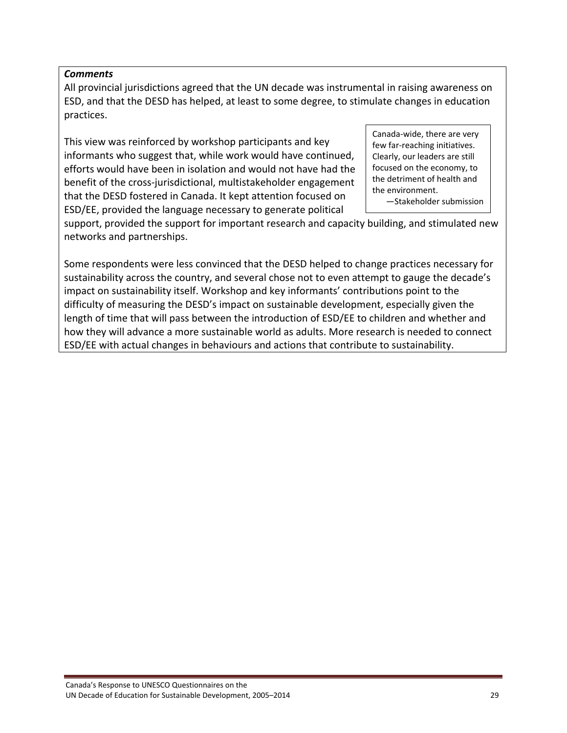***Comments***

All provincial jurisdictions agreed that the UN decade was instrumental in raising awareness on ESD, and that the DESD has helped, at least to some degree, to stimulate changes in education practices.

This view was reinforced by workshop participants and key informants who suggest that, while work would have continued, efforts would have been in isolation and would not have had the benefit of the cross-jurisdictional, multistakeholder engagement that the DESD fostered in Canada. It kept attention focused on ESD/EE, provided the language necessary to generate political support, provided the support for important research and capacity building, and stimulated new networks and partnerships.

> Canada-wide, there are very few far-reaching initiatives. Clearly, our leaders are still focused on the economy, to the detriment of health and the environment.
>
> —Stakeholder submission

Some respondents were less convinced that the DESD helped to change practices necessary for sustainability across the country, and several chose not to even attempt to gauge the decade's impact on sustainability itself. Workshop and key informants' contributions point to the difficulty of measuring the DESD's impact on sustainable development, especially given the length of time that will pass between the introduction of ESD/EE to children and whether and how they will advance a more sustainable world as adults. More research is needed to connect ESD/EE with actual changes in behaviours and actions that contribute to sustainability.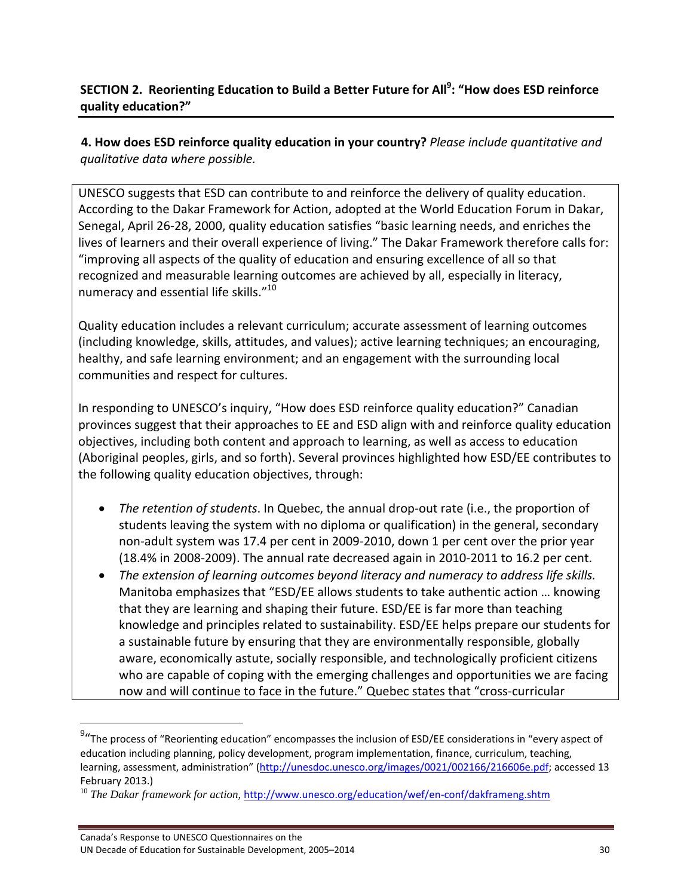## SECTION 2. Reorienting Education to Build a Better Future for All[9]: "How does ESD reinforce quality education?"

**4. How does ESD reinforce quality education in your country?** *Please include quantitative and qualitative data where possible.*

UNESCO suggests that ESD can contribute to and reinforce the delivery of quality education. According to the Dakar Framework for Action, adopted at the World Education Forum in Dakar, Senegal, April 26-28, 2000, quality education satisfies "basic learning needs, and enriches the lives of learners and their overall experience of living." The Dakar Framework therefore calls for: "improving all aspects of the quality of education and ensuring excellence of all so that recognized and measurable learning outcomes are achieved by all, especially in literacy, numeracy and essential life skills."[10]

Quality education includes a relevant curriculum; accurate assessment of learning outcomes (including knowledge, skills, attitudes, and values); active learning techniques; an encouraging, healthy, and safe learning environment; and an engagement with the surrounding local communities and respect for cultures.

In responding to UNESCO's inquiry, "How does ESD reinforce quality education?" Canadian provinces suggest that their approaches to EE and ESD align with and reinforce quality education objectives, including both content and approach to learning, as well as access to education (Aboriginal peoples, girls, and so forth). Several provinces highlighted how ESD/EE contributes to the following quality education objectives, through:

- *The retention of students*. In Quebec, the annual drop-out rate (i.e., the proportion of students leaving the system with no diploma or qualification) in the general, secondary non-adult system was 17.4 per cent in 2009-2010, down 1 per cent over the prior year (18.4% in 2008-2009). The annual rate decreased again in 2010-2011 to 16.2 per cent.
- *The extension of learning outcomes beyond literacy and numeracy to address life skills.* Manitoba emphasizes that "ESD/EE allows students to take authentic action … knowing that they are learning and shaping their future. ESD/EE is far more than teaching knowledge and principles related to sustainability. ESD/EE helps prepare our students for a sustainable future by ensuring that they are environmentally responsible, globally aware, economically astute, socially responsible, and technologically proficient citizens who are capable of coping with the emerging challenges and opportunities we are facing now and will continue to face in the future." Quebec states that "cross-curricular

[9] "The process of "Reorienting education" encompasses the inclusion of ESD/EE considerations in "every aspect of education including planning, policy development, program implementation, finance, curriculum, teaching, learning, assessment, administration" (http://unesdoc.unesco.org/images/0021/002166/216606e.pdf; accessed 13 February 2013.)

[10] *The Dakar framework for action*, http://www.unesco.org/education/wef/en-conf/dakframeng.shtm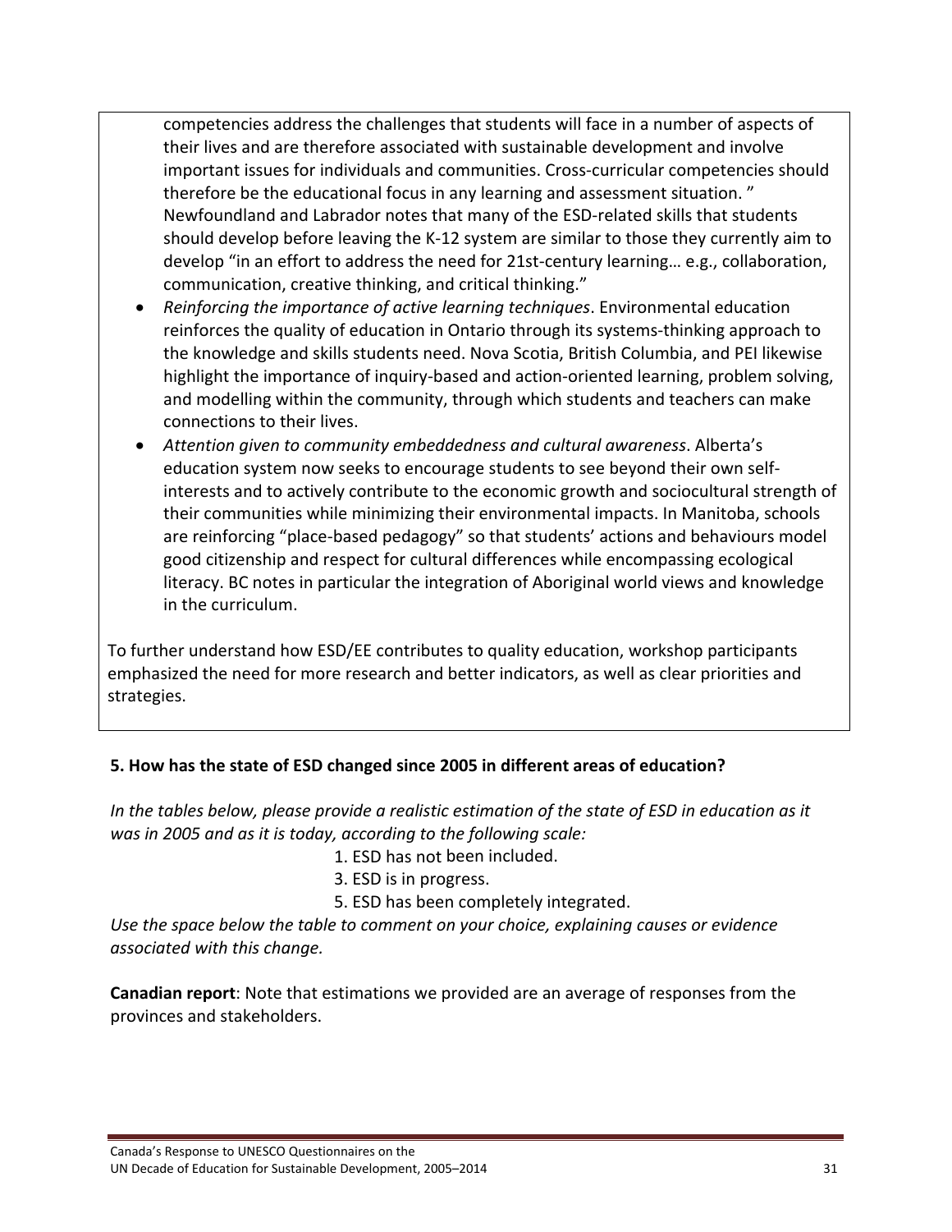competencies address the challenges that students will face in a number of aspects of their lives and are therefore associated with sustainable development and involve important issues for individuals and communities. Cross-curricular competencies should therefore be the educational focus in any learning and assessment situation. " Newfoundland and Labrador notes that many of the ESD-related skills that students should develop before leaving the K-12 system are similar to those they currently aim to develop "in an effort to address the need for 21st-century learning… e.g., collaboration, communication, creative thinking, and critical thinking."

- *Reinforcing the importance of active learning techniques*. Environmental education reinforces the quality of education in Ontario through its systems-thinking approach to the knowledge and skills students need. Nova Scotia, British Columbia, and PEI likewise highlight the importance of inquiry-based and action-oriented learning, problem solving, and modelling within the community, through which students and teachers can make connections to their lives.
- *Attention given to community embeddedness and cultural awareness*. Alberta's education system now seeks to encourage students to see beyond their own self-interests and to actively contribute to the economic growth and sociocultural strength of their communities while minimizing their environmental impacts. In Manitoba, schools are reinforcing "place-based pedagogy" so that students' actions and behaviours model good citizenship and respect for cultural differences while encompassing ecological literacy. BC notes in particular the integration of Aboriginal world views and knowledge in the curriculum.

To further understand how ESD/EE contributes to quality education, workshop participants emphasized the need for more research and better indicators, as well as clear priorities and strategies.

**5. How has the state of ESD changed since 2005 in different areas of education?**

*In the tables below, please provide a realistic estimation of the state of ESD in education as it was in 2005 and as it is today, according to the following scale:*

1. ESD has not been included.
3. ESD is in progress.
5. ESD has been completely integrated.

*Use the space below the table to comment on your choice, explaining causes or evidence associated with this change.*

**Canadian report**: Note that estimations we provided are an average of responses from the provinces and stakeholders.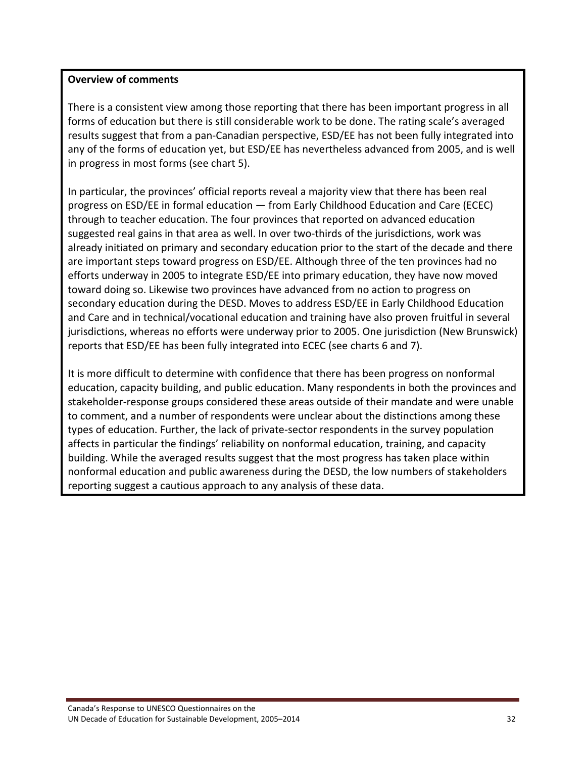**Overview of comments**

There is a consistent view among those reporting that there has been important progress in all forms of education but there is still considerable work to be done. The rating scale's averaged results suggest that from a pan-Canadian perspective, ESD/EE has not been fully integrated into any of the forms of education yet, but ESD/EE has nevertheless advanced from 2005, and is well in progress in most forms (see chart 5).

In particular, the provinces' official reports reveal a majority view that there has been real progress on ESD/EE in formal education — from Early Childhood Education and Care (ECEC) through to teacher education. The four provinces that reported on advanced education suggested real gains in that area as well. In over two-thirds of the jurisdictions, work was already initiated on primary and secondary education prior to the start of the decade and there are important steps toward progress on ESD/EE. Although three of the ten provinces had no efforts underway in 2005 to integrate ESD/EE into primary education, they have now moved toward doing so. Likewise two provinces have advanced from no action to progress on secondary education during the DESD. Moves to address ESD/EE in Early Childhood Education and Care and in technical/vocational education and training have also proven fruitful in several jurisdictions, whereas no efforts were underway prior to 2005. One jurisdiction (New Brunswick) reports that ESD/EE has been fully integrated into ECEC (see charts 6 and 7).

It is more difficult to determine with confidence that there has been progress on nonformal education, capacity building, and public education. Many respondents in both the provinces and stakeholder-response groups considered these areas outside of their mandate and were unable to comment, and a number of respondents were unclear about the distinctions among these types of education. Further, the lack of private-sector respondents in the survey population affects in particular the findings' reliability on nonformal education, training, and capacity building. While the averaged results suggest that the most progress has taken place within nonformal education and public awareness during the DESD, the low numbers of stakeholders reporting suggest a cautious approach to any analysis of these data.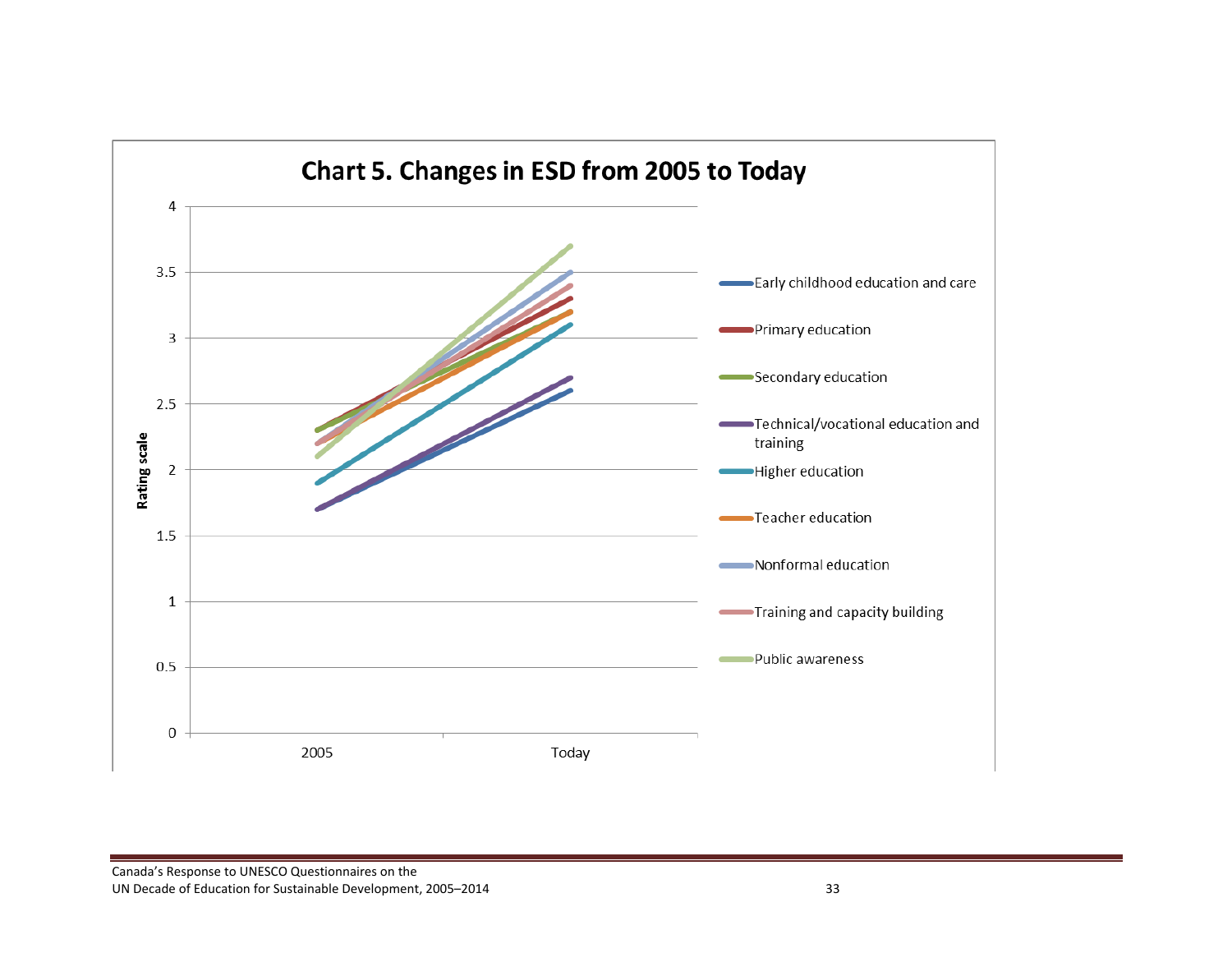# Chart 5. Changes in ESD from 2005 to Today

Rating scale

4
3.5
3
2.5
2
1.5
1
0.5
0

2005 Today

- Early childhood education and care
- Primary education
- Secondary education
- Technical/vocational education and training
- Higher education
- Teacher education
- Nonformal education
- Training and capacity building
- Public awareness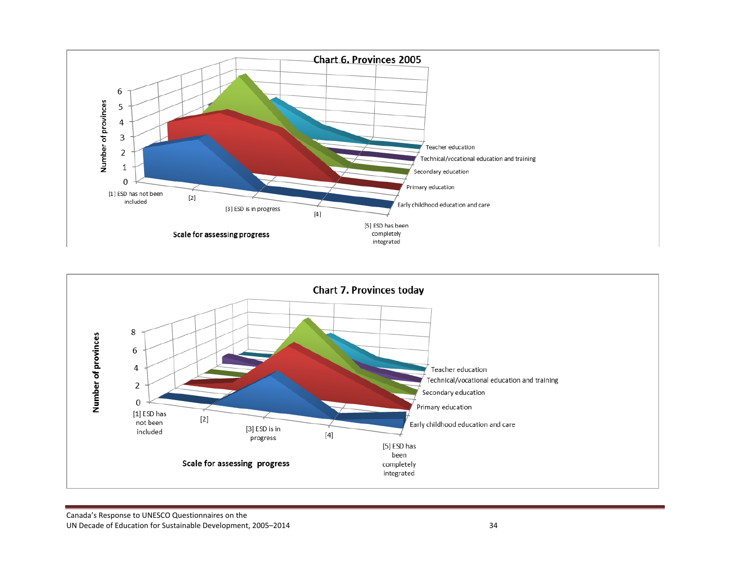**Chart 6. Provinces 2005**

Number of provinces: 0, 1, 2, 3, 4, 5, 6

Scale for assessing progress: [1] ESD has not been included, [2], [3] ESD is in progress, [4], [5] ESD has been completely integrated

Series: Teacher education; Technical/vocational education and training; Secondary education; Primary education; Early childhood education and care

**Chart 7. Provinces today**

Number of provinces: 0, 2, 4, 6, 8

Scale for assessing progress: [1] ESD has not been included, [2], [3] ESD is in progress, [4], [5] ESD has been completely integrated

Series: Teacher education; Technical/vocational education and training; Secondary education; Primary education; Early childhood education and care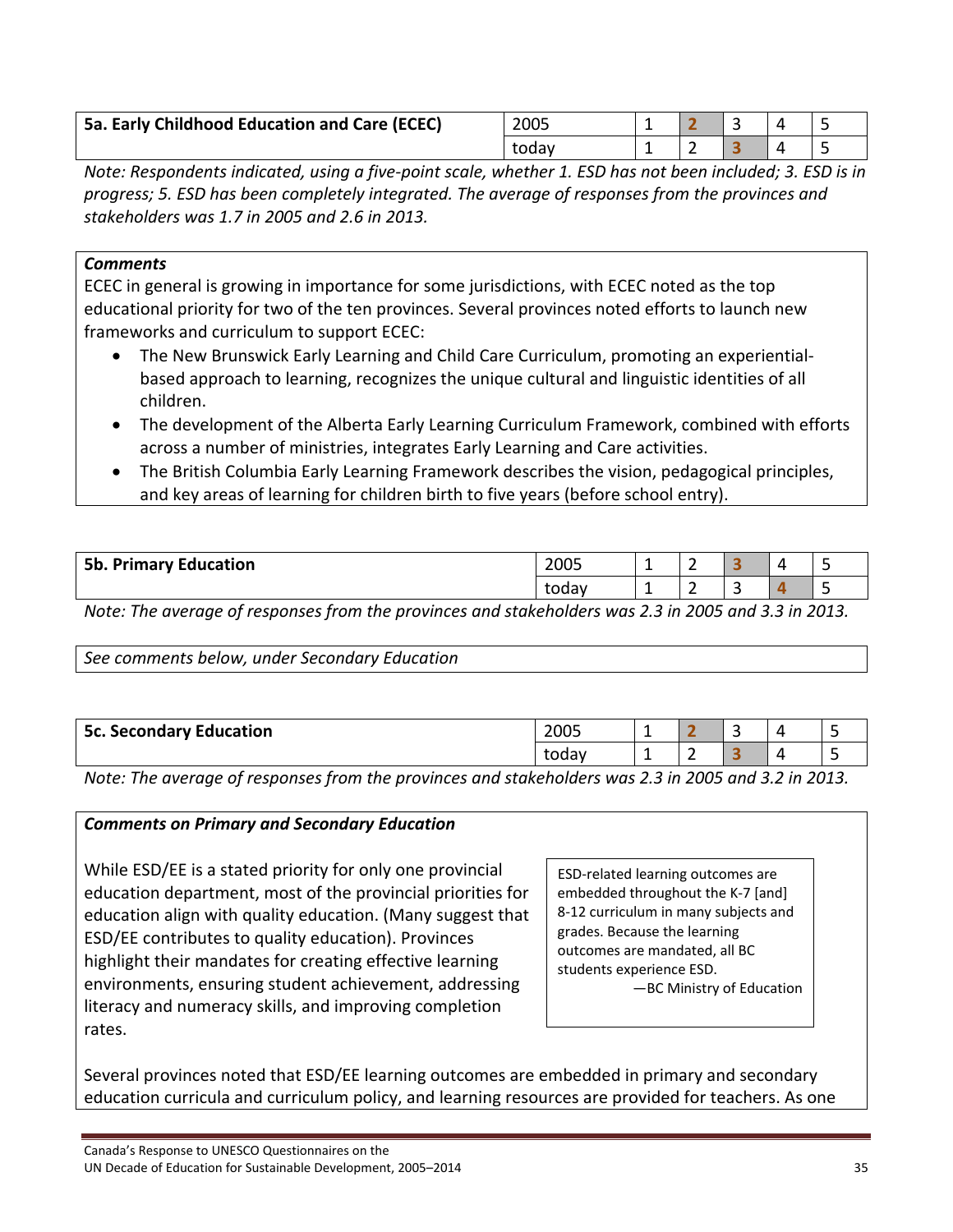| 5a. Early Childhood Education and Care (ECEC) | 2005 | 1 | **2** | 3 | 4 | 5 |
|---|---|---|---|---|---|---|
| | today | 1 | 2 | **3** | 4 | 5 |

*Note: Respondents indicated, using a five-point scale, whether 1. ESD has not been included; 3. ESD is in progress; 5. ESD has been completely integrated. The average of responses from the provinces and stakeholders was 1.7 in 2005 and 2.6 in 2013.*

***Comments***

ECEC in general is growing in importance for some jurisdictions, with ECEC noted as the top educational priority for two of the ten provinces. Several provinces noted efforts to launch new frameworks and curriculum to support ECEC:

- The New Brunswick Early Learning and Child Care Curriculum, promoting an experiential-based approach to learning, recognizes the unique cultural and linguistic identities of all children.
- The development of the Alberta Early Learning Curriculum Framework, combined with efforts across a number of ministries, integrates Early Learning and Care activities.
- The British Columbia Early Learning Framework describes the vision, pedagogical principles, and key areas of learning for children birth to five years (before school entry).

| 5b. Primary Education | 2005 | 1 | 2 | **3** | 4 | 5 |
|---|---|---|---|---|---|---|
| | today | 1 | 2 | 3 | **4** | 5 |

*Note: The average of responses from the provinces and stakeholders was 2.3 in 2005 and 3.3 in 2013.*

*See comments below, under Secondary Education*

| 5c. Secondary Education | 2005 | 1 | **2** | 3 | 4 | 5 |
|---|---|---|---|---|---|---|
| | today | 1 | 2 | **3** | 4 | 5 |

*Note: The average of responses from the provinces and stakeholders was 2.3 in 2005 and 3.2 in 2013.*

***Comments on Primary and Secondary Education***

While ESD/EE is a stated priority for only one provincial education department, most of the provincial priorities for education align with quality education. (Many suggest that ESD/EE contributes to quality education). Provinces highlight their mandates for creating effective learning environments, ensuring student achievement, addressing literacy and numeracy skills, and improving completion rates.

> ESD-related learning outcomes are embedded throughout the K-7 [and] 8-12 curriculum in many subjects and grades. Because the learning outcomes are mandated, all BC students experience ESD.
>
> —BC Ministry of Education

Several provinces noted that ESD/EE learning outcomes are embedded in primary and secondary education curricula and curriculum policy, and learning resources are provided for teachers. As one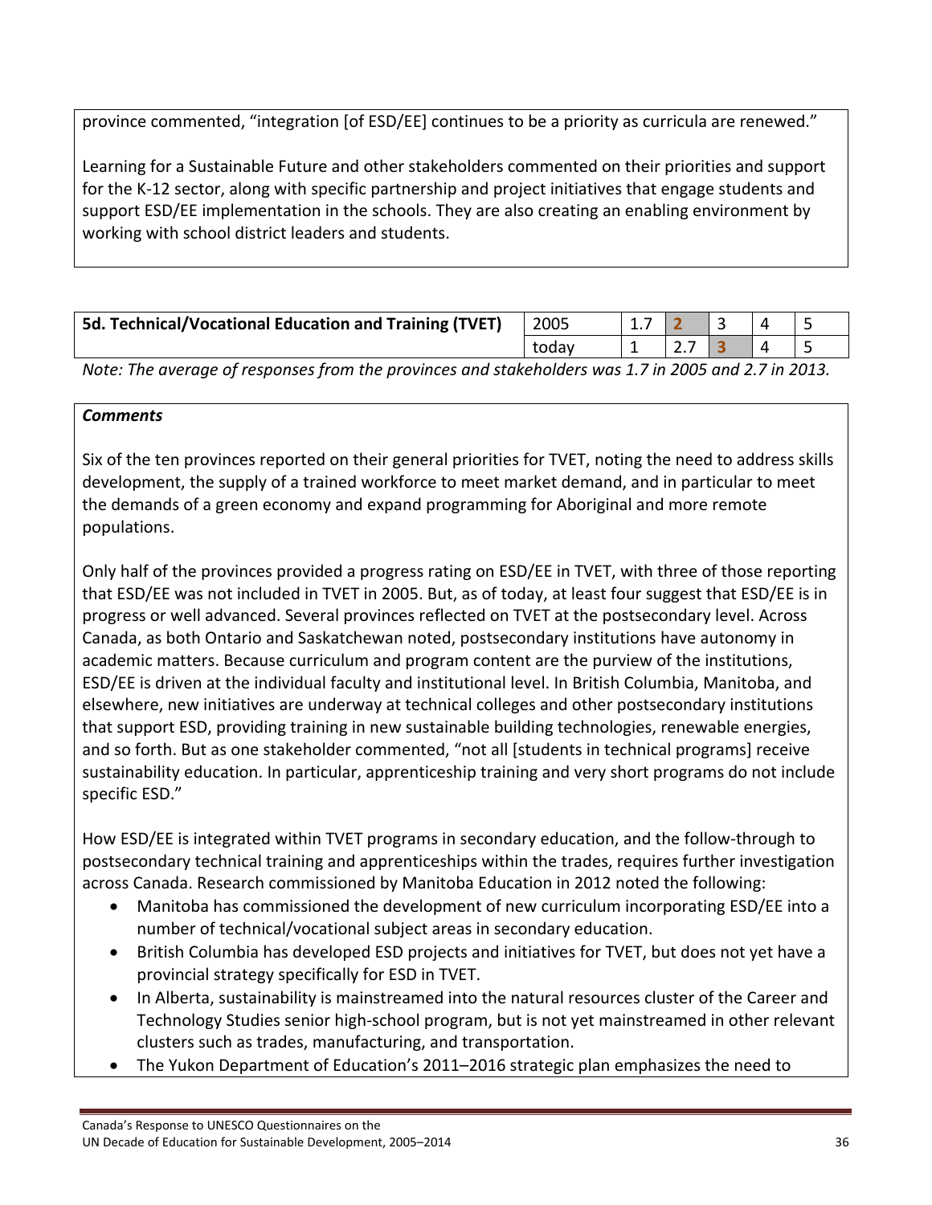province commented, "integration [of ESD/EE] continues to be a priority as curricula are renewed."

Learning for a Sustainable Future and other stakeholders commented on their priorities and support for the K-12 sector, along with specific partnership and project initiatives that engage students and support ESD/EE implementation in the schools. They are also creating an enabling environment by working with school district leaders and students.

| 5d. Technical/Vocational Education and Training (TVET) | | | | | | |
|---|---|---|---|---|---|---|
| | 2005 | 1.7 | **2** | 3 | 4 | 5 |
| | today | 1 | 2.7 | **3** | 4 | 5 |

*Note: The average of responses from the provinces and stakeholders was 1.7 in 2005 and 2.7 in 2013.*

***Comments***

Six of the ten provinces reported on their general priorities for TVET, noting the need to address skills development, the supply of a trained workforce to meet market demand, and in particular to meet the demands of a green economy and expand programming for Aboriginal and more remote populations.

Only half of the provinces provided a progress rating on ESD/EE in TVET, with three of those reporting that ESD/EE was not included in TVET in 2005. But, as of today, at least four suggest that ESD/EE is in progress or well advanced. Several provinces reflected on TVET at the postsecondary level. Across Canada, as both Ontario and Saskatchewan noted, postsecondary institutions have autonomy in academic matters. Because curriculum and program content are the purview of the institutions, ESD/EE is driven at the individual faculty and institutional level. In British Columbia, Manitoba, and elsewhere, new initiatives are underway at technical colleges and other postsecondary institutions that support ESD, providing training in new sustainable building technologies, renewable energies, and so forth. But as one stakeholder commented, "not all [students in technical programs] receive sustainability education. In particular, apprenticeship training and very short programs do not include specific ESD."

How ESD/EE is integrated within TVET programs in secondary education, and the follow-through to postsecondary technical training and apprenticeships within the trades, requires further investigation across Canada. Research commissioned by Manitoba Education in 2012 noted the following:

- Manitoba has commissioned the development of new curriculum incorporating ESD/EE into a number of technical/vocational subject areas in secondary education.
- British Columbia has developed ESD projects and initiatives for TVET, but does not yet have a provincial strategy specifically for ESD in TVET.
- In Alberta, sustainability is mainstreamed into the natural resources cluster of the Career and Technology Studies senior high-school program, but is not yet mainstreamed in other relevant clusters such as trades, manufacturing, and transportation.
- The Yukon Department of Education's 2011–2016 strategic plan emphasizes the need to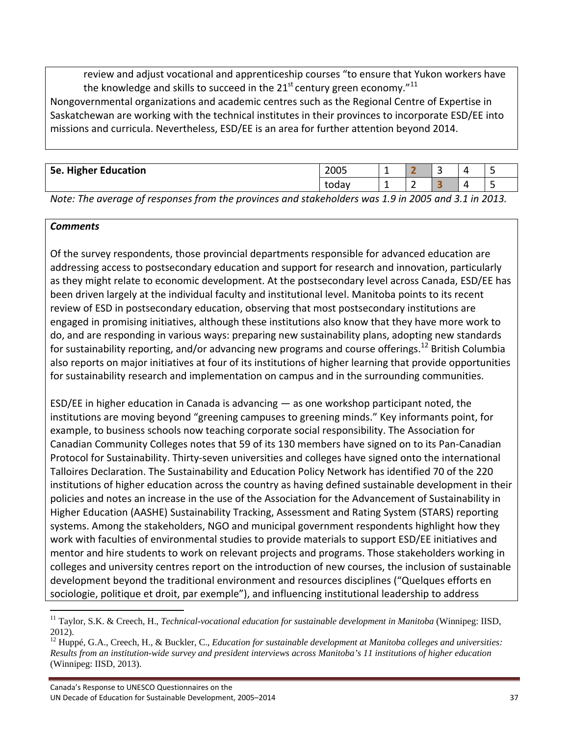review and adjust vocational and apprenticeship courses "to ensure that Yukon workers have the knowledge and skills to succeed in the 21st century green economy."[11]

Nongovernmental organizations and academic centres such as the Regional Centre of Expertise in Saskatchewan are working with the technical institutes in their provinces to incorporate ESD/EE into missions and curricula. Nevertheless, ESD/EE is an area for further attention beyond 2014.

| 5e. Higher Education | 2005 | 1 | **2** | 3 | 4 | 5 |
|---|---|---|---|---|---|---|
| | today | 1 | 2 | **3** | 4 | 5 |

*Note: The average of responses from the provinces and stakeholders was 1.9 in 2005 and 3.1 in 2013.*

***Comments***

Of the survey respondents, those provincial departments responsible for advanced education are addressing access to postsecondary education and support for research and innovation, particularly as they might relate to economic development. At the postsecondary level across Canada, ESD/EE has been driven largely at the individual faculty and institutional level. Manitoba points to its recent review of ESD in postsecondary education, observing that most postsecondary institutions are engaged in promising initiatives, although these institutions also know that they have more work to do, and are responding in various ways: preparing new sustainability plans, adopting new standards for sustainability reporting, and/or advancing new programs and course offerings.[12] British Columbia also reports on major initiatives at four of its institutions of higher learning that provide opportunities for sustainability research and implementation on campus and in the surrounding communities.

ESD/EE in higher education in Canada is advancing — as one workshop participant noted, the institutions are moving beyond "greening campuses to greening minds." Key informants point, for example, to business schools now teaching corporate social responsibility. The Association for Canadian Community Colleges notes that 59 of its 130 members have signed on to its Pan-Canadian Protocol for Sustainability. Thirty-seven universities and colleges have signed onto the international Talloires Declaration. The Sustainability and Education Policy Network has identified 70 of the 220 institutions of higher education across the country as having defined sustainable development in their policies and notes an increase in the use of the Association for the Advancement of Sustainability in Higher Education (AASHE) Sustainability Tracking, Assessment and Rating System (STARS) reporting systems. Among the stakeholders, NGO and municipal government respondents highlight how they work with faculties of environmental studies to provide materials to support ESD/EE initiatives and mentor and hire students to work on relevant projects and programs. Those stakeholders working in colleges and university centres report on the introduction of new courses, the inclusion of sustainable development beyond the traditional environment and resources disciplines ("Quelques efforts en sociologie, politique et droit, par exemple"), and influencing institutional leadership to address

[11] Taylor, S.K. & Creech, H., *Technical-vocational education for sustainable development in Manitoba* (Winnipeg: IISD, 2012).

[12] Huppé, G.A., Creech, H., & Buckler, C., *Education for sustainable development at Manitoba colleges and universities: Results from an institution-wide survey and president interviews across Manitoba's 11 institutions of higher education* (Winnipeg: IISD, 2013).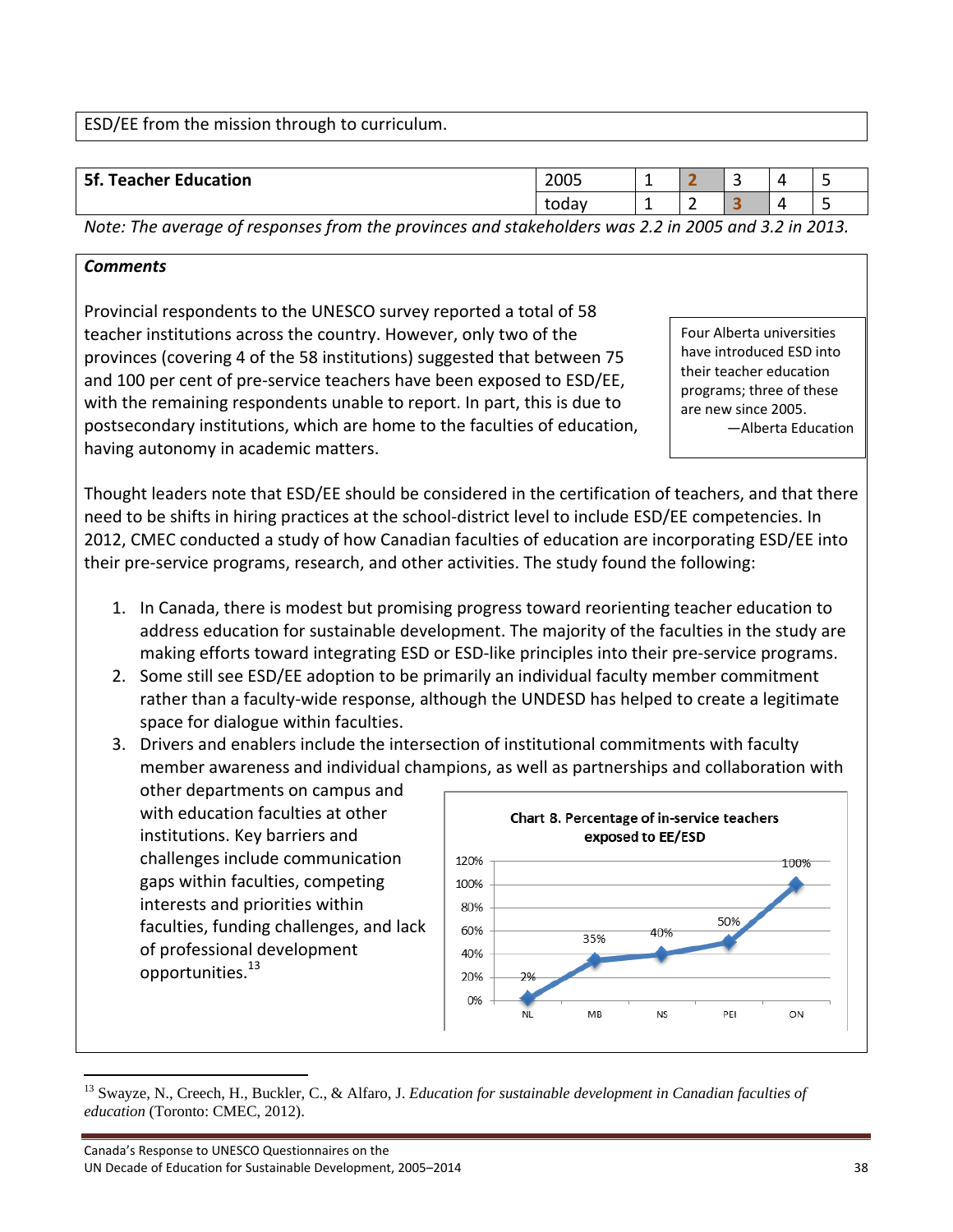ESD/EE from the mission through to curriculum.

| 5f. Teacher Education | 2005 | 1 | **2** | 3 | 4 | 5 |
|---|---|---|---|---|---|---|
| | today | 1 | 2 | **3** | 4 | 5 |

*Note: The average of responses from the provinces and stakeholders was 2.2 in 2005 and 3.2 in 2013.*

***Comments***

Provincial respondents to the UNESCO survey reported a total of 58 teacher institutions across the country. However, only two of the provinces (covering 4 of the 58 institutions) suggested that between 75 and 100 per cent of pre-service teachers have been exposed to ESD/EE, with the remaining respondents unable to report. In part, this is due to postsecondary institutions, which are home to the faculties of education, having autonomy in academic matters.

> Four Alberta universities have introduced ESD into their teacher education programs; three of these are new since 2005.
> —Alberta Education

Thought leaders note that ESD/EE should be considered in the certification of teachers, and that there need to be shifts in hiring practices at the school-district level to include ESD/EE competencies. In 2012, CMEC conducted a study of how Canadian faculties of education are incorporating ESD/EE into their pre-service programs, research, and other activities. The study found the following:

1. In Canada, there is modest but promising progress toward reorienting teacher education to address education for sustainable development. The majority of the faculties in the study are making efforts toward integrating ESD or ESD-like principles into their pre-service programs.
2. Some still see ESD/EE adoption to be primarily an individual faculty member commitment rather than a faculty-wide response, although the UNDESD has helped to create a legitimate space for dialogue within faculties.
3. Drivers and enablers include the intersection of institutional commitments with faculty member awareness and individual champions, as well as partnerships and collaboration with other departments on campus and with education faculties at other institutions. Key barriers and challenges include communication gaps within faculties, competing interests and priorities within faculties, funding challenges, and lack of professional development opportunities.[13]

**Chart 8. Percentage of in-service teachers exposed to EE/ESD**

| Province | Percentage |
|---|---|
| NL | 2% |
| MB | 35% |
| NS | 40% |
| PEI | 50% |
| ON | 100% |

[13] Swayze, N., Creech, H., Buckler, C., & Alfaro, J. *Education for sustainable development in Canadian faculties of education* (Toronto: CMEC, 2012).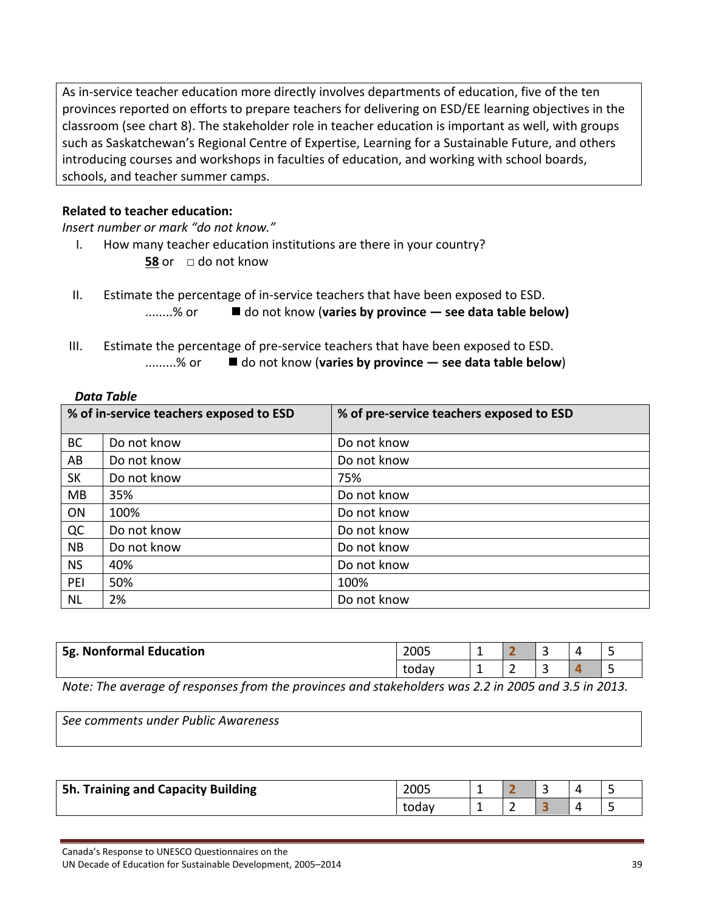As in-service teacher education more directly involves departments of education, five of the ten provinces reported on efforts to prepare teachers for delivering on ESD/EE learning objectives in the classroom (see chart 8). The stakeholder role in teacher education is important as well, with groups such as Saskatchewan's Regional Centre of Expertise, Learning for a Sustainable Future, and others introducing courses and workshops in faculties of education, and working with school boards, schools, and teacher summer camps.

**Related to teacher education:**

*Insert number or mark "do not know."*

I. How many teacher education institutions are there in your country?
   **58** or □ do not know

II. Estimate the percentage of in-service teachers that have been exposed to ESD.
   ........% or ■ do not know (**varies by province — see data table below)**

III. Estimate the percentage of pre-service teachers that have been exposed to ESD.
   .........% or ■ do not know (**varies by province — see data table below**)

***Data Table***

| % of in-service teachers exposed to ESD | | % of pre-service teachers exposed to ESD |
|---|---|---|
| BC | Do not know | Do not know |
| AB | Do not know | Do not know |
| SK | Do not know | 75% |
| MB | 35% | Do not know |
| ON | 100% | Do not know |
| QC | Do not know | Do not know |
| NB | Do not know | Do not know |
| NS | 40% | Do not know |
| PEI | 50% | 100% |
| NL | 2% | Do not know |

| 5g. Nonformal Education | 2005 | 1 | **2** | 3 | 4 | 5 |
|---|---|---|---|---|---|---|
| | today | 1 | 2 | 3 | **4** | 5 |

*Note: The average of responses from the provinces and stakeholders was 2.2 in 2005 and 3.5 in 2013.*

*See comments under Public Awareness*

| 5h. Training and Capacity Building | 2005 | 1 | **2** | 3 | 4 | 5 |
|---|---|---|---|---|---|---|
| | today | 1 | 2 | **3** | 4 | 5 |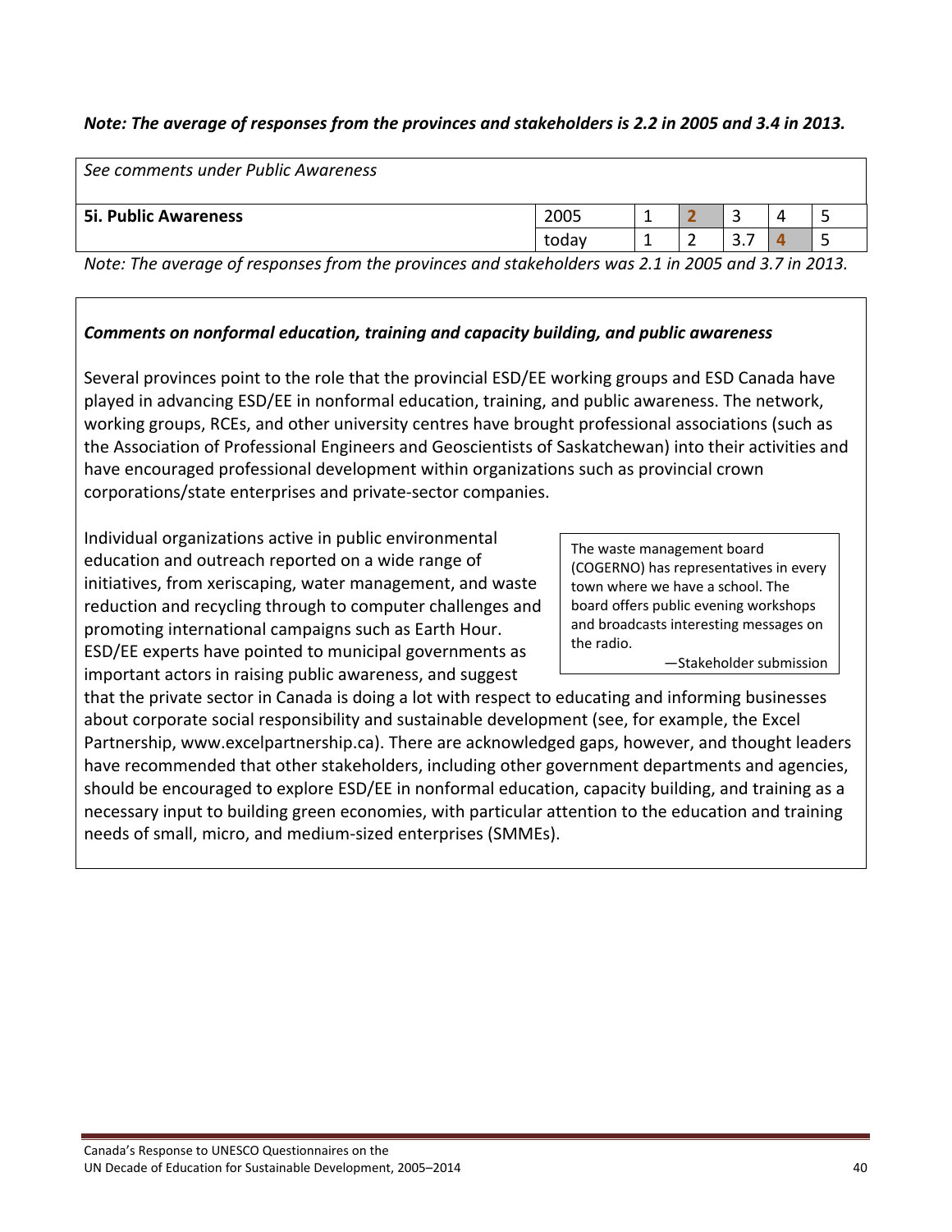***Note: The average of responses from the provinces and stakeholders is 2.2 in 2005 and 3.4 in 2013.***

| *See comments under Public Awareness* | | | | | | |
|---|---|---|---|---|---|---|
| **5i. Public Awareness** | 2005 | 1 | **2** | 3 | 4 | 5 |
| | today | 1 | 2 | 3.7 | **4** | 5 |

*Note: The average of responses from the provinces and stakeholders was 2.1 in 2005 and 3.7 in 2013.*

***Comments on nonformal education, training and capacity building, and public awareness***

Several provinces point to the role that the provincial ESD/EE working groups and ESD Canada have played in advancing ESD/EE in nonformal education, training, and public awareness. The network, working groups, RCEs, and other university centres have brought professional associations (such as the Association of Professional Engineers and Geoscientists of Saskatchewan) into their activities and have encouraged professional development within organizations such as provincial crown corporations/state enterprises and private-sector companies.

> The waste management board (COGERNO) has representatives in every town where we have a school. The board offers public evening workshops and broadcasts interesting messages on the radio.
>
> —Stakeholder submission

Individual organizations active in public environmental education and outreach reported on a wide range of initiatives, from xeriscaping, water management, and waste reduction and recycling through to computer challenges and promoting international campaigns such as Earth Hour. ESD/EE experts have pointed to municipal governments as important actors in raising public awareness, and suggest that the private sector in Canada is doing a lot with respect to educating and informing businesses about corporate social responsibility and sustainable development (see, for example, the Excel Partnership, www.excelpartnership.ca). There are acknowledged gaps, however, and thought leaders have recommended that other stakeholders, including other government departments and agencies, should be encouraged to explore ESD/EE in nonformal education, capacity building, and training as a necessary input to building green economies, with particular attention to the education and training needs of small, micro, and medium-sized enterprises (SMMEs).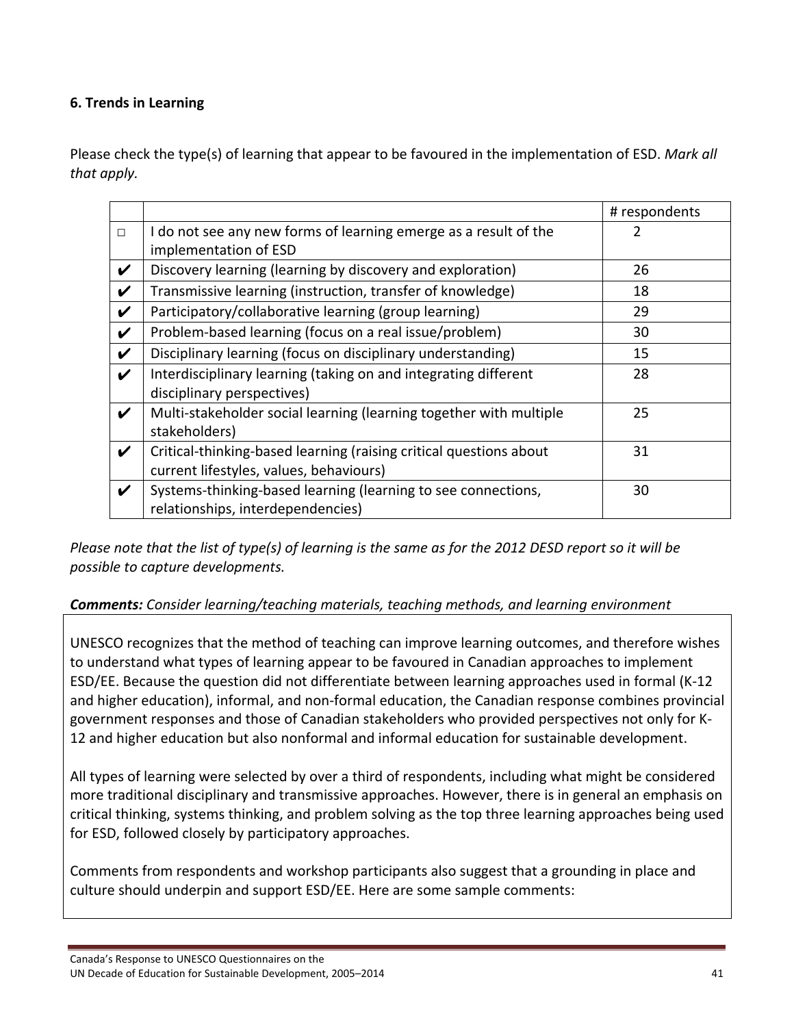### 6. Trends in Learning

Please check the type(s) of learning that appear to be favoured in the implementation of ESD. *Mark all that apply.*

| | | # respondents |
|---|---|---|
| □ | I do not see any new forms of learning emerge as a result of the implementation of ESD | 2 |
| ✔ | Discovery learning (learning by discovery and exploration) | 26 |
| ✔ | Transmissive learning (instruction, transfer of knowledge) | 18 |
| ✔ | Participatory/collaborative learning (group learning) | 29 |
| ✔ | Problem-based learning (focus on a real issue/problem) | 30 |
| ✔ | Disciplinary learning (focus on disciplinary understanding) | 15 |
| ✔ | Interdisciplinary learning (taking on and integrating different disciplinary perspectives) | 28 |
| ✔ | Multi-stakeholder social learning (learning together with multiple stakeholders) | 25 |
| ✔ | Critical-thinking-based learning (raising critical questions about current lifestyles, values, behaviours) | 31 |
| ✔ | Systems-thinking-based learning (learning to see connections, relationships, interdependencies) | 30 |

*Please note that the list of type(s) of learning is the same as for the 2012 DESD report so it will be possible to capture developments.*

***Comments:*** *Consider learning/teaching materials, teaching methods, and learning environment*

UNESCO recognizes that the method of teaching can improve learning outcomes, and therefore wishes to understand what types of learning appear to be favoured in Canadian approaches to implement ESD/EE. Because the question did not differentiate between learning approaches used in formal (K-12 and higher education), informal, and non-formal education, the Canadian response combines provincial government responses and those of Canadian stakeholders who provided perspectives not only for K-12 and higher education but also nonformal and informal education for sustainable development.

All types of learning were selected by over a third of respondents, including what might be considered more traditional disciplinary and transmissive approaches. However, there is in general an emphasis on critical thinking, systems thinking, and problem solving as the top three learning approaches being used for ESD, followed closely by participatory approaches.

Comments from respondents and workshop participants also suggest that a grounding in place and culture should underpin and support ESD/EE. Here are some sample comments: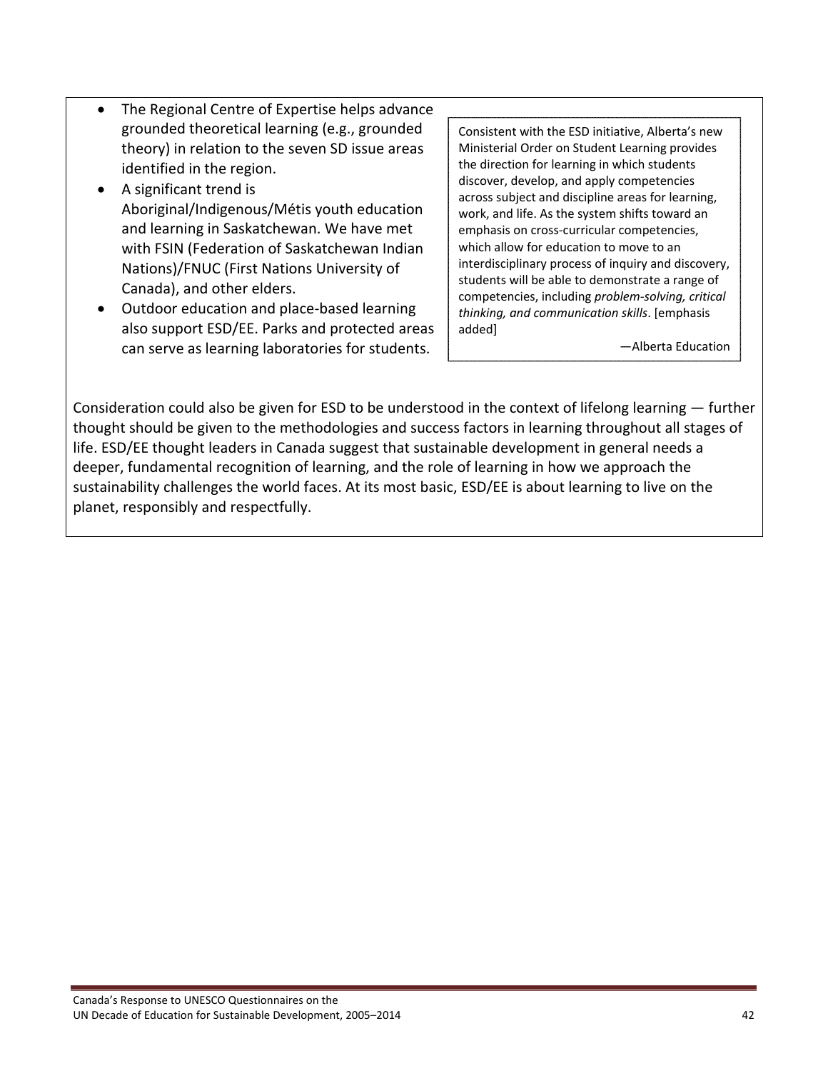- The Regional Centre of Expertise helps advance grounded theoretical learning (e.g., grounded theory) in relation to the seven SD issue areas identified in the region.
- A significant trend is Aboriginal/Indigenous/Métis youth education and learning in Saskatchewan. We have met with FSIN (Federation of Saskatchewan Indian Nations)/FNUC (First Nations University of Canada), and other elders.
- Outdoor education and place-based learning also support ESD/EE. Parks and protected areas can serve as learning laboratories for students.

> Consistent with the ESD initiative, Alberta's new Ministerial Order on Student Learning provides the direction for learning in which students discover, develop, and apply competencies across subject and discipline areas for learning, work, and life. As the system shifts toward an emphasis on cross-curricular competencies, which allow for education to move to an interdisciplinary process of inquiry and discovery, students will be able to demonstrate a range of competencies, including *problem-solving, critical thinking, and communication skills*. [emphasis added]
>
> —Alberta Education

Consideration could also be given for ESD to be understood in the context of lifelong learning — further thought should be given to the methodologies and success factors in learning throughout all stages of life. ESD/EE thought leaders in Canada suggest that sustainable development in general needs a deeper, fundamental recognition of learning, and the role of learning in how we approach the sustainability challenges the world faces. At its most basic, ESD/EE is about learning to live on the planet, responsibly and respectfully.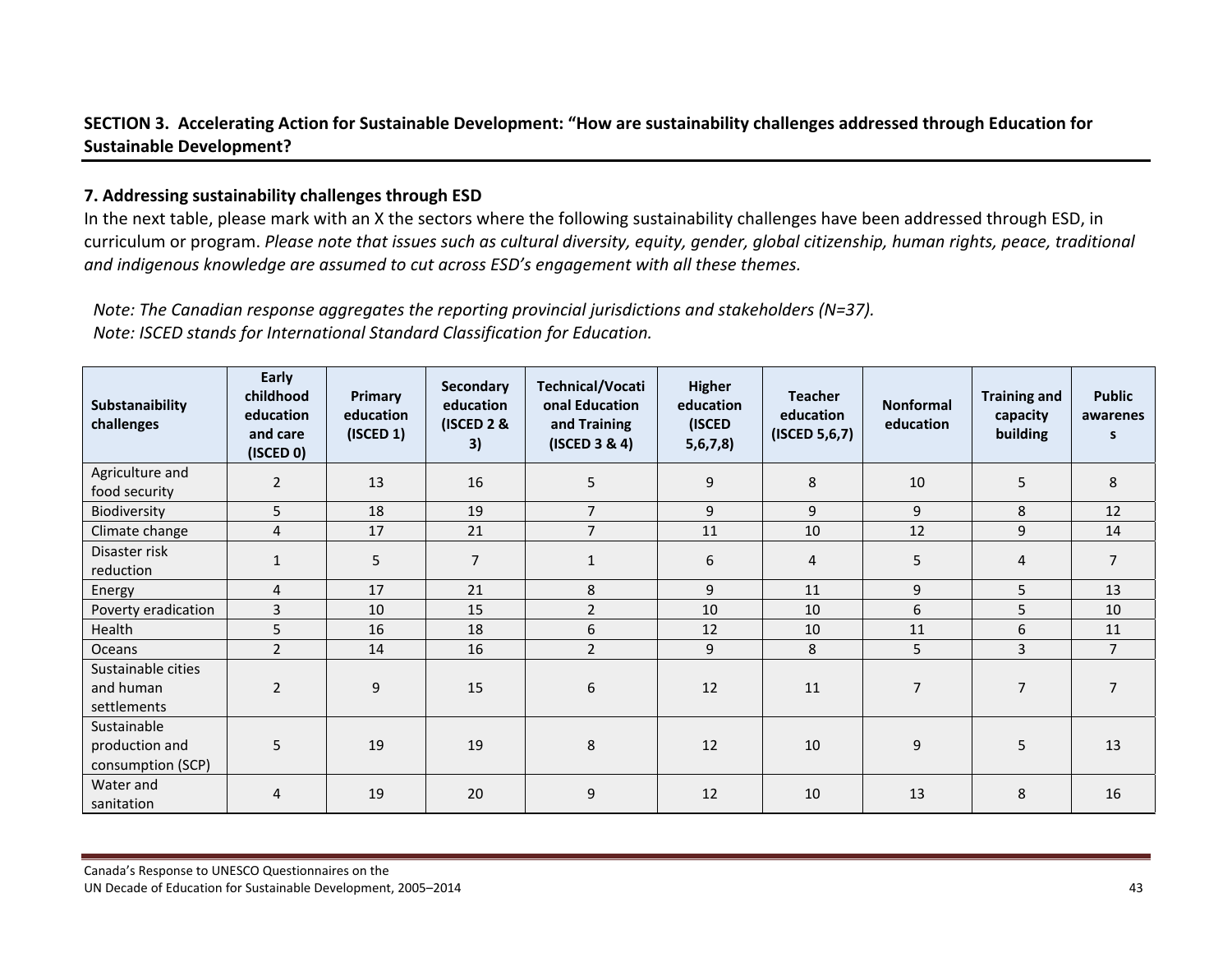**SECTION 3. Accelerating Action for Sustainable Development: "How are sustainability challenges addressed through Education for Sustainable Development?**

## 7. Addressing sustainability challenges through ESD

In the next table, please mark with an X the sectors where the following sustainability challenges have been addressed through ESD, in curriculum or program. *Please note that issues such as cultural diversity, equity, gender, global citizenship, human rights, peace, traditional and indigenous knowledge are assumed to cut across ESD's engagement with all these themes.*

*Note: The Canadian response aggregates the reporting provincial jurisdictions and stakeholders (N=37).*
*Note: ISCED stands for International Standard Classification for Education.*

| Substanaibility challenges | Early childhood education and care (ISCED 0) | Primary education (ISCED 1) | Secondary education (ISCED 2 & 3) | Technical/Vocational Education and Training (ISCED 3 & 4) | Higher education (ISCED 5,6,7,8) | Teacher education (ISCED 5,6,7) | Nonformal education | Training and capacity building | Public awareness |
|---|---|---|---|---|---|---|---|---|---|
| Agriculture and food security | 2 | 13 | 16 | 5 | 9 | 8 | 10 | 5 | 8 |
| Biodiversity | 5 | 18 | 19 | 7 | 9 | 9 | 9 | 8 | 12 |
| Climate change | 4 | 17 | 21 | 7 | 11 | 10 | 12 | 9 | 14 |
| Disaster risk reduction | 1 | 5 | 7 | 1 | 6 | 4 | 5 | 4 | 7 |
| Energy | 4 | 17 | 21 | 8 | 9 | 11 | 9 | 5 | 13 |
| Poverty eradication | 3 | 10 | 15 | 2 | 10 | 10 | 6 | 5 | 10 |
| Health | 5 | 16 | 18 | 6 | 12 | 10 | 11 | 6 | 11 |
| Oceans | 2 | 14 | 16 | 2 | 9 | 8 | 5 | 3 | 7 |
| Sustainable cities and human settlements | 2 | 9 | 15 | 6 | 12 | 11 | 7 | 7 | 7 |
| Sustainable production and consumption (SCP) | 5 | 19 | 19 | 8 | 12 | 10 | 9 | 5 | 13 |
| Water and sanitation | 4 | 19 | 20 | 9 | 12 | 10 | 13 | 8 | 16 |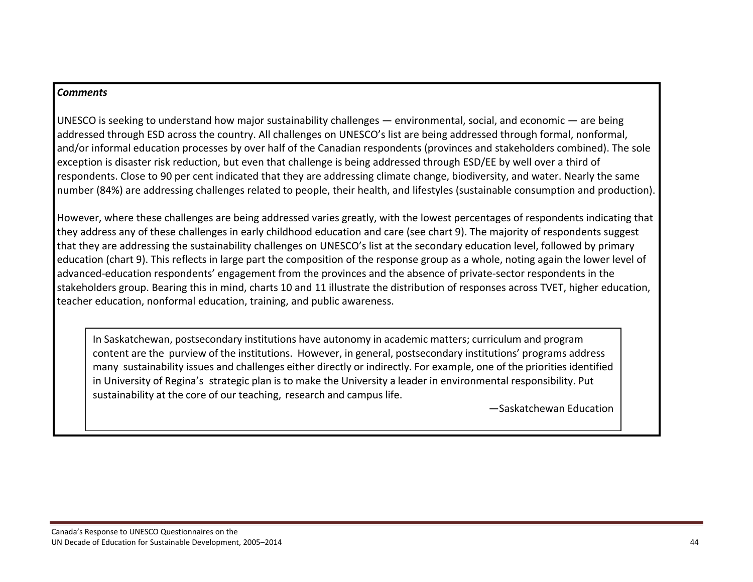***Comments***

UNESCO is seeking to understand how major sustainability challenges — environmental, social, and economic — are being addressed through ESD across the country. All challenges on UNESCO's list are being addressed through formal, nonformal, and/or informal education processes by over half of the Canadian respondents (provinces and stakeholders combined). The sole exception is disaster risk reduction, but even that challenge is being addressed through ESD/EE by well over a third of respondents. Close to 90 per cent indicated that they are addressing climate change, biodiversity, and water. Nearly the same number (84%) are addressing challenges related to people, their health, and lifestyles (sustainable consumption and production).

However, where these challenges are being addressed varies greatly, with the lowest percentages of respondents indicating that they address any of these challenges in early childhood education and care (see chart 9). The majority of respondents suggest that they are addressing the sustainability challenges on UNESCO's list at the secondary education level, followed by primary education (chart 9). This reflects in large part the composition of the response group as a whole, noting again the lower level of advanced-education respondents' engagement from the provinces and the absence of private-sector respondents in the stakeholders group. Bearing this in mind, charts 10 and 11 illustrate the distribution of responses across TVET, higher education, teacher education, nonformal education, training, and public awareness.

> In Saskatchewan, postsecondary institutions have autonomy in academic matters; curriculum and program content are the purview of the institutions. However, in general, postsecondary institutions' programs address many sustainability issues and challenges either directly or indirectly. For example, one of the priorities identified in University of Regina's strategic plan is to make the University a leader in environmental responsibility. Put sustainability at the core of our teaching, research and campus life.
>
> —Saskatchewan Education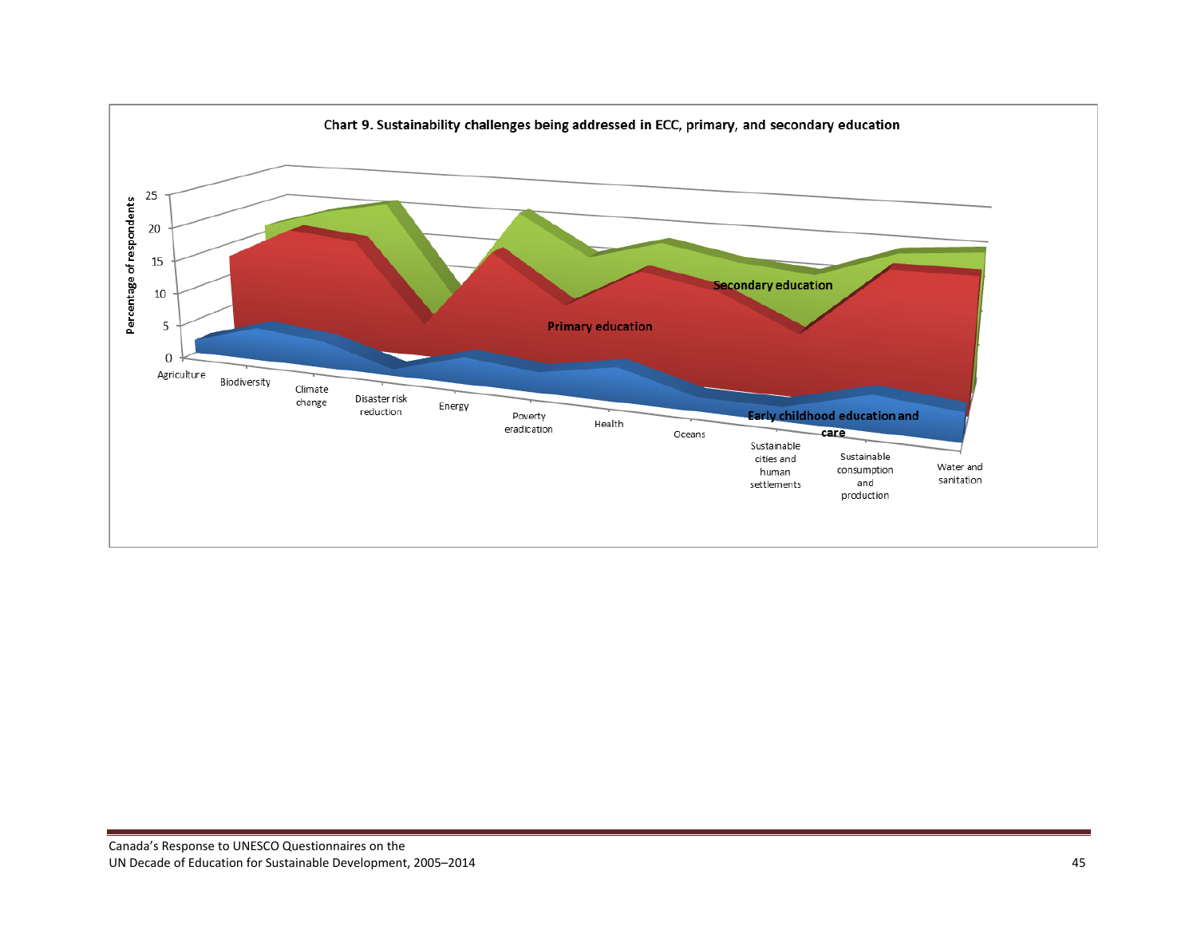**Chart 9. Sustainability challenges being addressed in ECC, primary, and secondary education**

Percentage of respondents

0, 5, 10, 15, 20, 25

Agriculture, Biodiversity, Climate change, Disaster risk reduction, Energy, Poverty eradication, Health, Oceans, Sustainable cities and human settlements, Sustainable consumption and production, Water and sanitation

Secondary education

Primary education

Early childhood education and care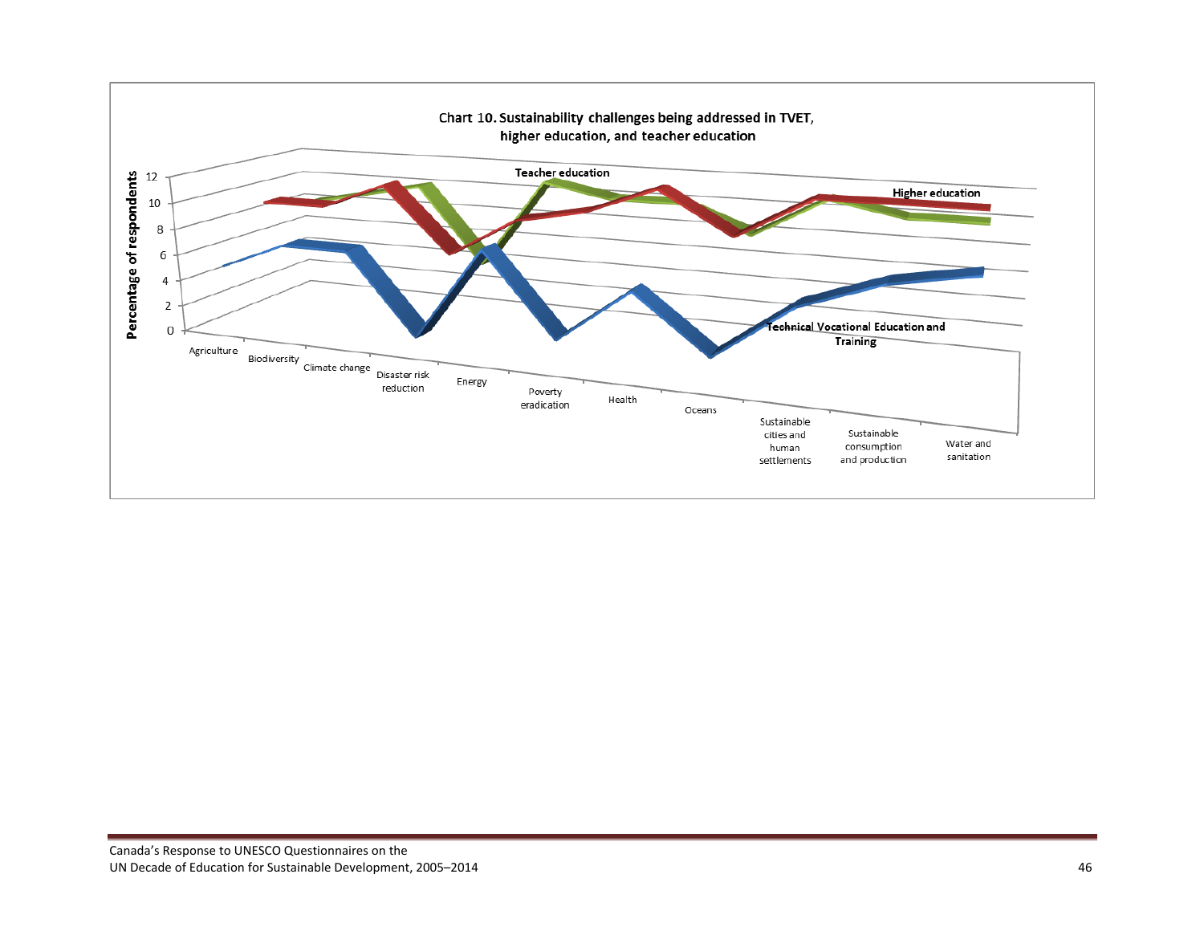**Chart 10. Sustainability challenges being addressed in TVET, higher education, and teacher education**

Percentage of respondents: 0, 2, 4, 6, 8, 10, 12

Series: Teacher education; Higher education; Technical Vocational Education and Training

Categories: Agriculture, Biodiversity, Climate change, Disaster risk reduction, Energy, Poverty eradication, Health, Oceans, Sustainable cities and human settlements, Sustainable consumption and production, Water and sanitation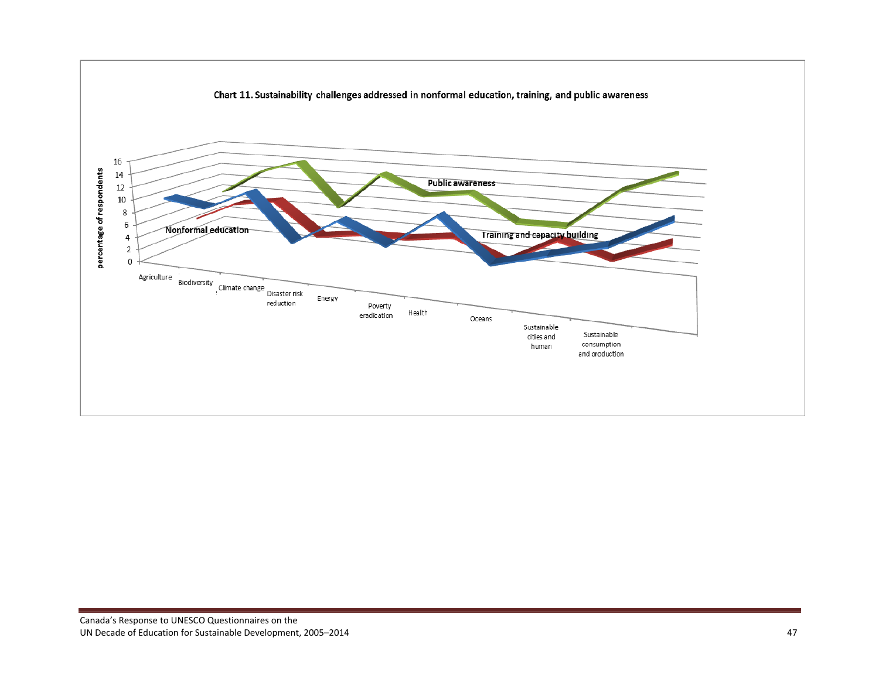**Chart 11. Sustainability challenges addressed in nonformal education, training, and public awareness**

percentage of respondents: 0, 2, 4, 6, 8, 10, 12, 14, 16

Series: Nonformal education; Training and capacity building; Public awareness

Categories: Agriculture, Biodiversity, Climate change, Disaster risk reduction, Energy, Poverty eradication, Health, Oceans, Sustainable cities and human, Sustainable consumption and production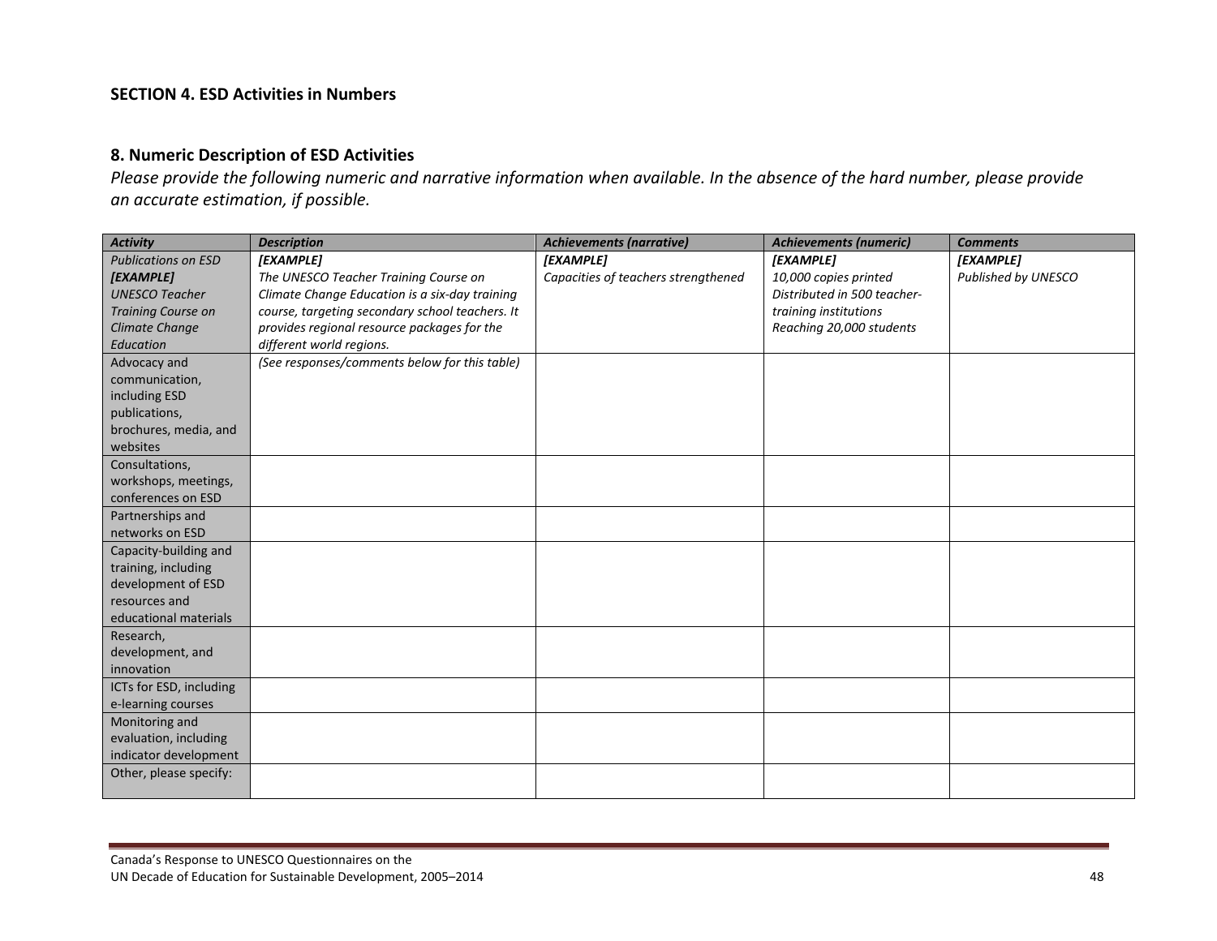**SECTION 4. ESD Activities in Numbers**

**8. Numeric Description of ESD Activities**

*Please provide the following numeric and narrative information when available. In the absence of the hard number, please provide an accurate estimation, if possible.*

| *Activity* | *Description* | *Achievements (narrative)* | *Achievements (numeric)* | *Comments* |
|---|---|---|---|---|
| *Publications on ESD* ***[EXAMPLE]*** *UNESCO Teacher Training Course on Climate Change Education* | ***[EXAMPLE]*** *The UNESCO Teacher Training Course on Climate Change Education is a six-day training course, targeting secondary school teachers. It provides regional resource packages for the different world regions.* | ***[EXAMPLE]*** *Capacities of teachers strengthened* | ***[EXAMPLE]*** *10,000 copies printed Distributed in 500 teacher-training institutions Reaching 20,000 students* | ***[EXAMPLE]*** *Published by UNESCO* |
| Advocacy and communication, including ESD publications, brochures, media, and websites | *(See responses/comments below for this table)* | | | |
| Consultations, workshops, meetings, conferences on ESD | | | | |
| Partnerships and networks on ESD | | | | |
| Capacity-building and training, including development of ESD resources and educational materials | | | | |
| Research, development, and innovation | | | | |
| ICTs for ESD, including e-learning courses | | | | |
| Monitoring and evaluation, including indicator development | | | | |
| Other, please specify: | | | | |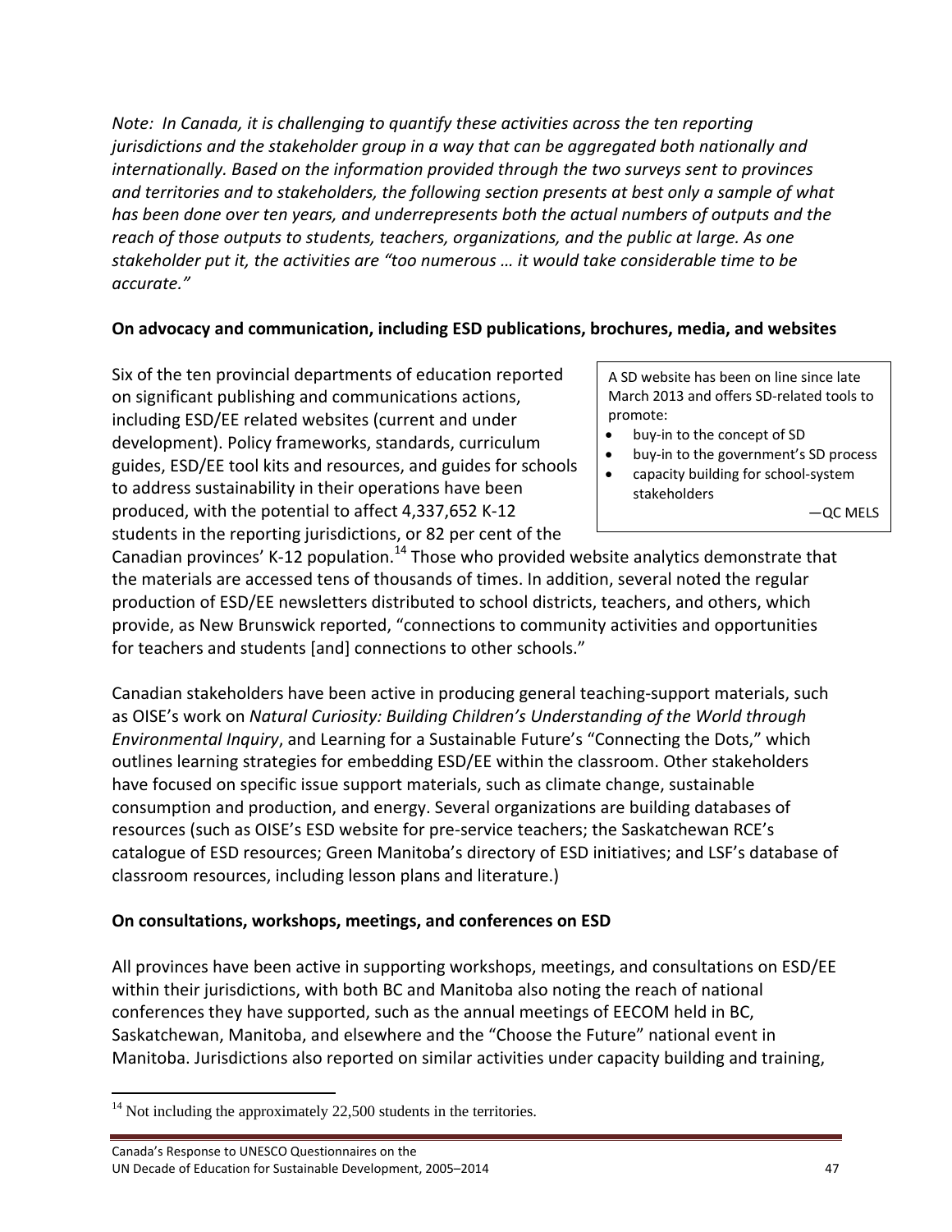*Note: In Canada, it is challenging to quantify these activities across the ten reporting jurisdictions and the stakeholder group in a way that can be aggregated both nationally and internationally. Based on the information provided through the two surveys sent to provinces and territories and to stakeholders, the following section presents at best only a sample of what has been done over ten years, and underrepresents both the actual numbers of outputs and the reach of those outputs to students, teachers, organizations, and the public at large. As one stakeholder put it, the activities are "too numerous … it would take considerable time to be accurate."*

**On advocacy and communication, including ESD publications, brochures, media, and websites**

> A SD website has been on line since late March 2013 and offers SD-related tools to promote:
> - buy-in to the concept of SD
> - buy-in to the government's SD process
> - capacity building for school-system stakeholders
>
> —QC MELS

Six of the ten provincial departments of education reported on significant publishing and communications actions, including ESD/EE related websites (current and under development). Policy frameworks, standards, curriculum guides, ESD/EE tool kits and resources, and guides for schools to address sustainability in their operations have been produced, with the potential to affect 4,337,652 K-12 students in the reporting jurisdictions, or 82 per cent of the Canadian provinces' K-12 population.[14] Those who provided website analytics demonstrate that the materials are accessed tens of thousands of times. In addition, several noted the regular production of ESD/EE newsletters distributed to school districts, teachers, and others, which provide, as New Brunswick reported, "connections to community activities and opportunities for teachers and students [and] connections to other schools."

Canadian stakeholders have been active in producing general teaching-support materials, such as OISE's work on *Natural Curiosity: Building Children's Understanding of the World through Environmental Inquiry*, and Learning for a Sustainable Future's "Connecting the Dots," which outlines learning strategies for embedding ESD/EE within the classroom. Other stakeholders have focused on specific issue support materials, such as climate change, sustainable consumption and production, and energy. Several organizations are building databases of resources (such as OISE's ESD website for pre-service teachers; the Saskatchewan RCE's catalogue of ESD resources; Green Manitoba's directory of ESD initiatives; and LSF's database of classroom resources, including lesson plans and literature.)

**On consultations, workshops, meetings, and conferences on ESD**

All provinces have been active in supporting workshops, meetings, and consultations on ESD/EE within their jurisdictions, with both BC and Manitoba also noting the reach of national conferences they have supported, such as the annual meetings of EECOM held in BC, Saskatchewan, Manitoba, and elsewhere and the "Choose the Future" national event in Manitoba. Jurisdictions also reported on similar activities under capacity building and training,

[14] Not including the approximately 22,500 students in the territories.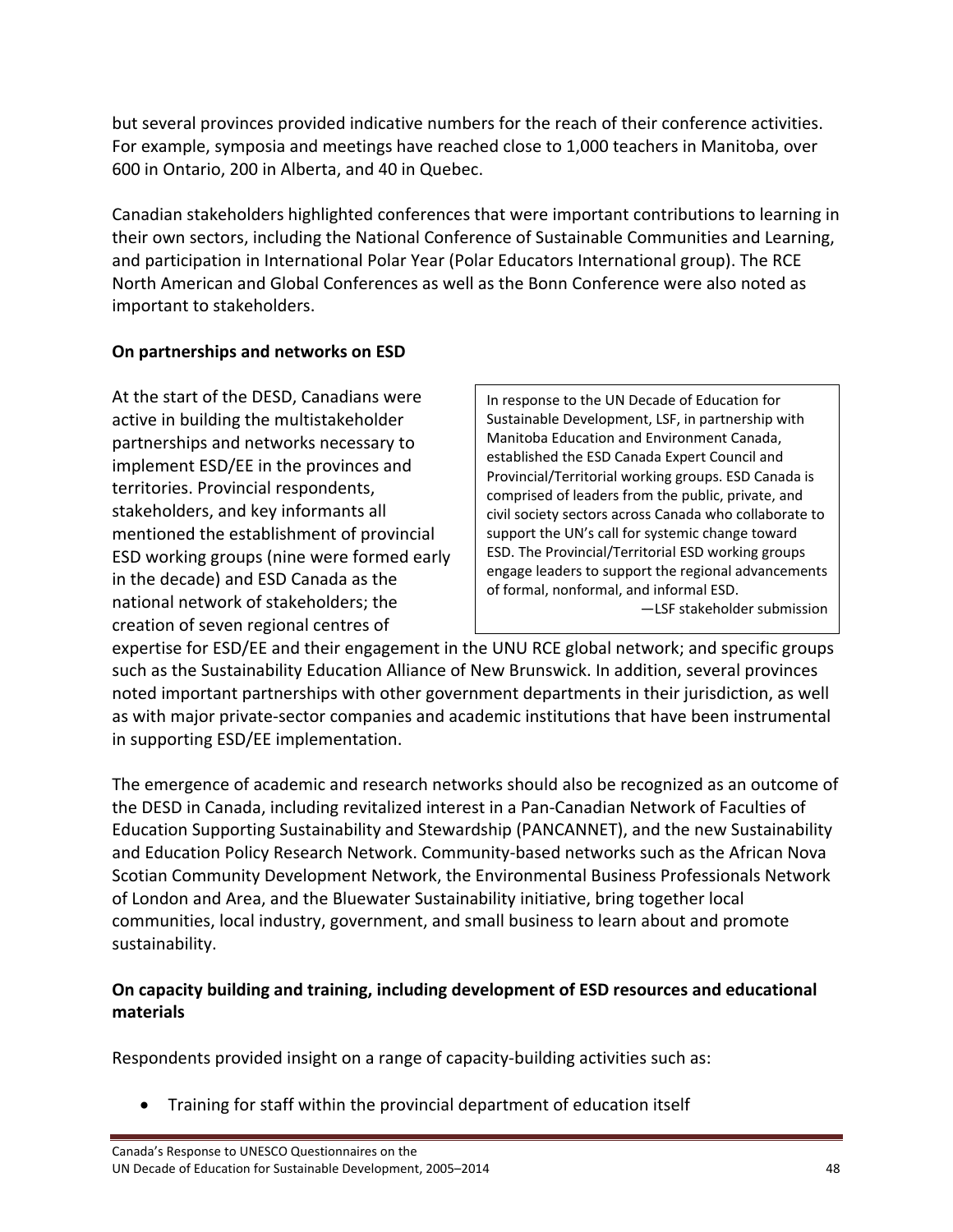but several provinces provided indicative numbers for the reach of their conference activities. For example, symposia and meetings have reached close to 1,000 teachers in Manitoba, over 600 in Ontario, 200 in Alberta, and 40 in Quebec.

Canadian stakeholders highlighted conferences that were important contributions to learning in their own sectors, including the National Conference of Sustainable Communities and Learning, and participation in International Polar Year (Polar Educators International group). The RCE North American and Global Conferences as well as the Bonn Conference were also noted as important to stakeholders.

**On partnerships and networks on ESD**

At the start of the DESD, Canadians were active in building the multistakeholder partnerships and networks necessary to implement ESD/EE in the provinces and territories. Provincial respondents, stakeholders, and key informants all mentioned the establishment of provincial ESD working groups (nine were formed early in the decade) and ESD Canada as the national network of stakeholders; the creation of seven regional centres of expertise for ESD/EE and their engagement in the UNU RCE global network; and specific groups such as the Sustainability Education Alliance of New Brunswick. In addition, several provinces noted important partnerships with other government departments in their jurisdiction, as well as with major private-sector companies and academic institutions that have been instrumental in supporting ESD/EE implementation.

> In response to the UN Decade of Education for Sustainable Development, LSF, in partnership with Manitoba Education and Environment Canada, established the ESD Canada Expert Council and Provincial/Territorial working groups. ESD Canada is comprised of leaders from the public, private, and civil society sectors across Canada who collaborate to support the UN's call for systemic change toward ESD. The Provincial/Territorial ESD working groups engage leaders to support the regional advancements of formal, nonformal, and informal ESD.
>
> —LSF stakeholder submission

The emergence of academic and research networks should also be recognized as an outcome of the DESD in Canada, including revitalized interest in a Pan-Canadian Network of Faculties of Education Supporting Sustainability and Stewardship (PANCANNET), and the new Sustainability and Education Policy Research Network. Community-based networks such as the African Nova Scotian Community Development Network, the Environmental Business Professionals Network of London and Area, and the Bluewater Sustainability initiative, bring together local communities, local industry, government, and small business to learn about and promote sustainability.

**On capacity building and training, including development of ESD resources and educational materials**

Respondents provided insight on a range of capacity-building activities such as:

- Training for staff within the provincial department of education itself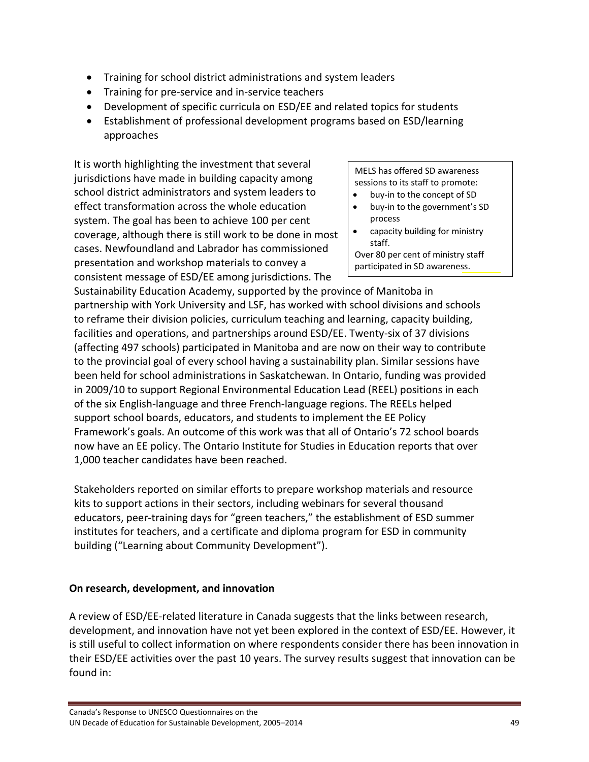- Training for school district administrations and system leaders
- Training for pre-service and in-service teachers
- Development of specific curricula on ESD/EE and related topics for students
- Establishment of professional development programs based on ESD/learning approaches

> MELS has offered SD awareness sessions to its staff to promote:
> - buy-in to the concept of SD
> - buy-in to the government's SD process
> - capacity building for ministry staff.
>
> Over 80 per cent of ministry staff participated in SD awareness.

It is worth highlighting the investment that several jurisdictions have made in building capacity among school district administrators and system leaders to effect transformation across the whole education system. The goal has been to achieve 100 per cent coverage, although there is still work to be done in most cases. Newfoundland and Labrador has commissioned presentation and workshop materials to convey a consistent message of ESD/EE among jurisdictions. The Sustainability Education Academy, supported by the province of Manitoba in partnership with York University and LSF, has worked with school divisions and schools to reframe their division policies, curriculum teaching and learning, capacity building, facilities and operations, and partnerships around ESD/EE. Twenty-six of 37 divisions (affecting 497 schools) participated in Manitoba and are now on their way to contribute to the provincial goal of every school having a sustainability plan. Similar sessions have been held for school administrations in Saskatchewan. In Ontario, funding was provided in 2009/10 to support Regional Environmental Education Lead (REEL) positions in each of the six English-language and three French-language regions. The REELs helped support school boards, educators, and students to implement the EE Policy Framework's goals. An outcome of this work was that all of Ontario's 72 school boards now have an EE policy. The Ontario Institute for Studies in Education reports that over 1,000 teacher candidates have been reached.

Stakeholders reported on similar efforts to prepare workshop materials and resource kits to support actions in their sectors, including webinars for several thousand educators, peer-training days for "green teachers," the establishment of ESD summer institutes for teachers, and a certificate and diploma program for ESD in community building ("Learning about Community Development").

**On research, development, and innovation**

A review of ESD/EE-related literature in Canada suggests that the links between research, development, and innovation have not yet been explored in the context of ESD/EE. However, it is still useful to collect information on where respondents consider there has been innovation in their ESD/EE activities over the past 10 years. The survey results suggest that innovation can be found in: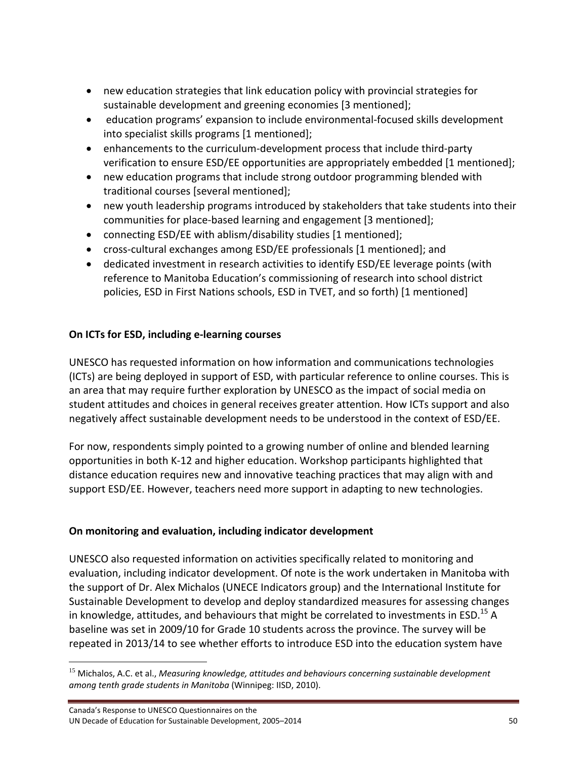- new education strategies that link education policy with provincial strategies for sustainable development and greening economies [3 mentioned];
- education programs' expansion to include environmental-focused skills development into specialist skills programs [1 mentioned];
- enhancements to the curriculum-development process that include third-party verification to ensure ESD/EE opportunities are appropriately embedded [1 mentioned];
- new education programs that include strong outdoor programming blended with traditional courses [several mentioned];
- new youth leadership programs introduced by stakeholders that take students into their communities for place-based learning and engagement [3 mentioned];
- connecting ESD/EE with ablism/disability studies [1 mentioned];
- cross-cultural exchanges among ESD/EE professionals [1 mentioned]; and
- dedicated investment in research activities to identify ESD/EE leverage points (with reference to Manitoba Education's commissioning of research into school district policies, ESD in First Nations schools, ESD in TVET, and so forth) [1 mentioned]

**On ICTs for ESD, including e-learning courses**

UNESCO has requested information on how information and communications technologies (ICTs) are being deployed in support of ESD, with particular reference to online courses. This is an area that may require further exploration by UNESCO as the impact of social media on student attitudes and choices in general receives greater attention. How ICTs support and also negatively affect sustainable development needs to be understood in the context of ESD/EE.

For now, respondents simply pointed to a growing number of online and blended learning opportunities in both K-12 and higher education. Workshop participants highlighted that distance education requires new and innovative teaching practices that may align with and support ESD/EE. However, teachers need more support in adapting to new technologies.

**On monitoring and evaluation, including indicator development**

UNESCO also requested information on activities specifically related to monitoring and evaluation, including indicator development. Of note is the work undertaken in Manitoba with the support of Dr. Alex Michalos (UNECE Indicators group) and the International Institute for Sustainable Development to develop and deploy standardized measures for assessing changes in knowledge, attitudes, and behaviours that might be correlated to investments in ESD.[15] A baseline was set in 2009/10 for Grade 10 students across the province. The survey will be repeated in 2013/14 to see whether efforts to introduce ESD into the education system have

[15] Michalos, A.C. et al., *Measuring knowledge, attitudes and behaviours concerning sustainable development among tenth grade students in Manitoba* (Winnipeg: IISD, 2010).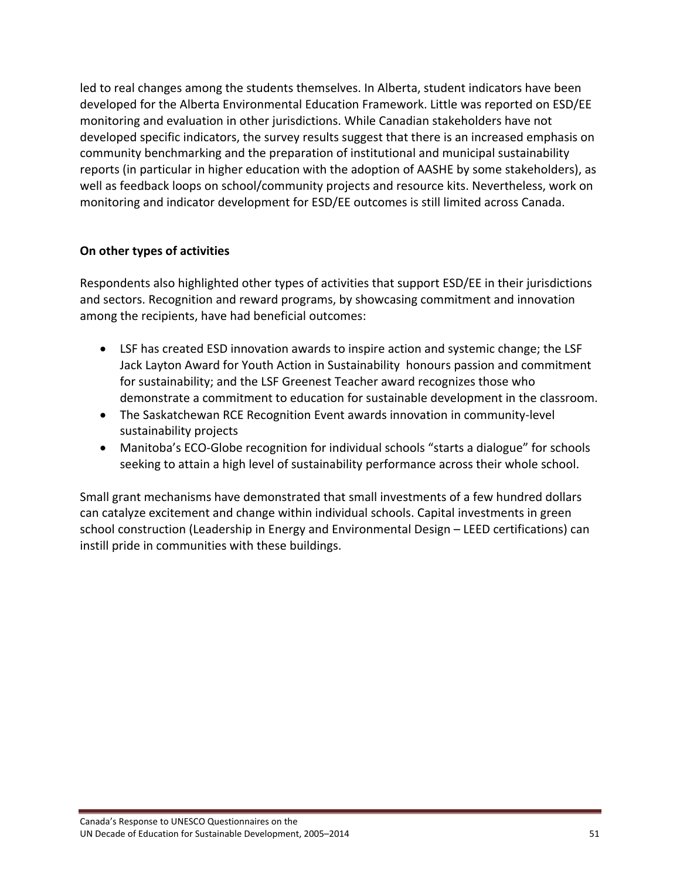led to real changes among the students themselves. In Alberta, student indicators have been developed for the Alberta Environmental Education Framework. Little was reported on ESD/EE monitoring and evaluation in other jurisdictions. While Canadian stakeholders have not developed specific indicators, the survey results suggest that there is an increased emphasis on community benchmarking and the preparation of institutional and municipal sustainability reports (in particular in higher education with the adoption of AASHE by some stakeholders), as well as feedback loops on school/community projects and resource kits. Nevertheless, work on monitoring and indicator development for ESD/EE outcomes is still limited across Canada.

**On other types of activities**

Respondents also highlighted other types of activities that support ESD/EE in their jurisdictions and sectors. Recognition and reward programs, by showcasing commitment and innovation among the recipients, have had beneficial outcomes:

- LSF has created ESD innovation awards to inspire action and systemic change; the LSF Jack Layton Award for Youth Action in Sustainability honours passion and commitment for sustainability; and the LSF Greenest Teacher award recognizes those who demonstrate a commitment to education for sustainable development in the classroom.
- The Saskatchewan RCE Recognition Event awards innovation in community-level sustainability projects
- Manitoba's ECO-Globe recognition for individual schools "starts a dialogue" for schools seeking to attain a high level of sustainability performance across their whole school.

Small grant mechanisms have demonstrated that small investments of a few hundred dollars can catalyze excitement and change within individual schools. Capital investments in green school construction (Leadership in Energy and Environmental Design – LEED certifications) can instill pride in communities with these buildings.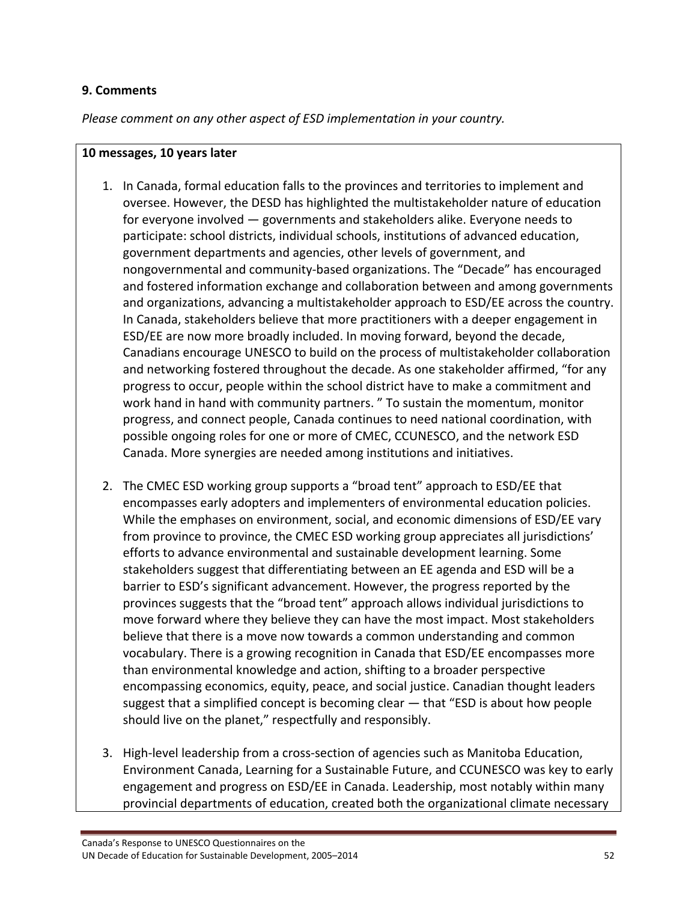## 9. Comments

*Please comment on any other aspect of ESD implementation in your country.*

**10 messages, 10 years later**

1. In Canada, formal education falls to the provinces and territories to implement and oversee. However, the DESD has highlighted the multistakeholder nature of education for everyone involved — governments and stakeholders alike. Everyone needs to participate: school districts, individual schools, institutions of advanced education, government departments and agencies, other levels of government, and nongovernmental and community-based organizations. The "Decade" has encouraged and fostered information exchange and collaboration between and among governments and organizations, advancing a multistakeholder approach to ESD/EE across the country. In Canada, stakeholders believe that more practitioners with a deeper engagement in ESD/EE are now more broadly included. In moving forward, beyond the decade, Canadians encourage UNESCO to build on the process of multistakeholder collaboration and networking fostered throughout the decade. As one stakeholder affirmed, "for any progress to occur, people within the school district have to make a commitment and work hand in hand with community partners. " To sustain the momentum, monitor progress, and connect people, Canada continues to need national coordination, with possible ongoing roles for one or more of CMEC, CCUNESCO, and the network ESD Canada. More synergies are needed among institutions and initiatives.

2. The CMEC ESD working group supports a "broad tent" approach to ESD/EE that encompasses early adopters and implementers of environmental education policies. While the emphases on environment, social, and economic dimensions of ESD/EE vary from province to province, the CMEC ESD working group appreciates all jurisdictions' efforts to advance environmental and sustainable development learning. Some stakeholders suggest that differentiating between an EE agenda and ESD will be a barrier to ESD's significant advancement. However, the progress reported by the provinces suggests that the "broad tent" approach allows individual jurisdictions to move forward where they believe they can have the most impact. Most stakeholders believe that there is a move now towards a common understanding and common vocabulary. There is a growing recognition in Canada that ESD/EE encompasses more than environmental knowledge and action, shifting to a broader perspective encompassing economics, equity, peace, and social justice. Canadian thought leaders suggest that a simplified concept is becoming clear — that "ESD is about how people should live on the planet," respectfully and responsibly.

3. High-level leadership from a cross-section of agencies such as Manitoba Education, Environment Canada, Learning for a Sustainable Future, and CCUNESCO was key to early engagement and progress on ESD/EE in Canada. Leadership, most notably within many provincial departments of education, created both the organizational climate necessary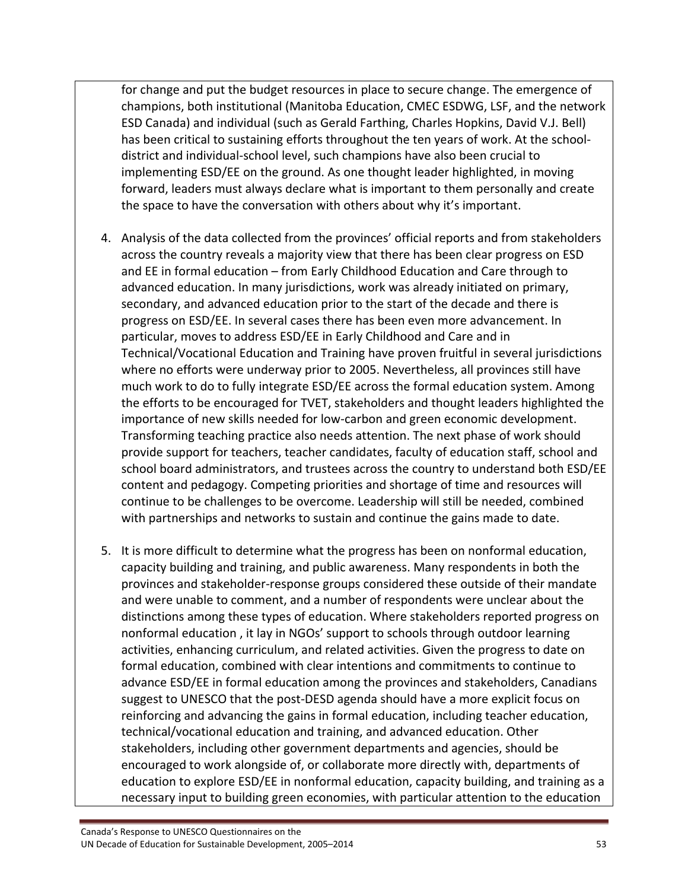for change and put the budget resources in place to secure change. The emergence of champions, both institutional (Manitoba Education, CMEC ESDWG, LSF, and the network ESD Canada) and individual (such as Gerald Farthing, Charles Hopkins, David V.J. Bell) has been critical to sustaining efforts throughout the ten years of work. At the school-district and individual-school level, such champions have also been crucial to implementing ESD/EE on the ground. As one thought leader highlighted, in moving forward, leaders must always declare what is important to them personally and create the space to have the conversation with others about why it's important.

4. Analysis of the data collected from the provinces' official reports and from stakeholders across the country reveals a majority view that there has been clear progress on ESD and EE in formal education – from Early Childhood Education and Care through to advanced education. In many jurisdictions, work was already initiated on primary, secondary, and advanced education prior to the start of the decade and there is progress on ESD/EE. In several cases there has been even more advancement. In particular, moves to address ESD/EE in Early Childhood and Care and in Technical/Vocational Education and Training have proven fruitful in several jurisdictions where no efforts were underway prior to 2005. Nevertheless, all provinces still have much work to do to fully integrate ESD/EE across the formal education system. Among the efforts to be encouraged for TVET, stakeholders and thought leaders highlighted the importance of new skills needed for low-carbon and green economic development. Transforming teaching practice also needs attention. The next phase of work should provide support for teachers, teacher candidates, faculty of education staff, school and school board administrators, and trustees across the country to understand both ESD/EE content and pedagogy. Competing priorities and shortage of time and resources will continue to be challenges to be overcome. Leadership will still be needed, combined with partnerships and networks to sustain and continue the gains made to date.

5. It is more difficult to determine what the progress has been on nonformal education, capacity building and training, and public awareness. Many respondents in both the provinces and stakeholder-response groups considered these outside of their mandate and were unable to comment, and a number of respondents were unclear about the distinctions among these types of education. Where stakeholders reported progress on nonformal education , it lay in NGOs' support to schools through outdoor learning activities, enhancing curriculum, and related activities. Given the progress to date on formal education, combined with clear intentions and commitments to continue to advance ESD/EE in formal education among the provinces and stakeholders, Canadians suggest to UNESCO that the post-DESD agenda should have a more explicit focus on reinforcing and advancing the gains in formal education, including teacher education, technical/vocational education and training, and advanced education. Other stakeholders, including other government departments and agencies, should be encouraged to work alongside of, or collaborate more directly with, departments of education to explore ESD/EE in nonformal education, capacity building, and training as a necessary input to building green economies, with particular attention to the education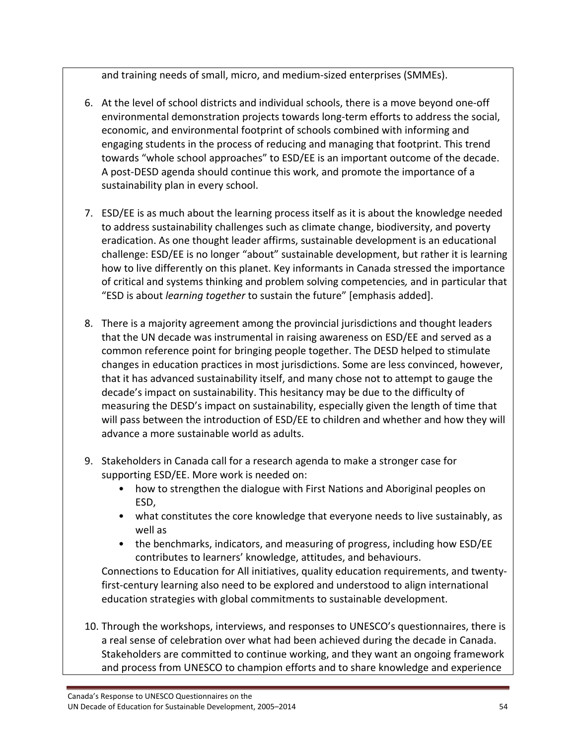and training needs of small, micro, and medium-sized enterprises (SMMEs).

6. At the level of school districts and individual schools, there is a move beyond one-off environmental demonstration projects towards long-term efforts to address the social, economic, and environmental footprint of schools combined with informing and engaging students in the process of reducing and managing that footprint. This trend towards "whole school approaches" to ESD/EE is an important outcome of the decade. A post-DESD agenda should continue this work, and promote the importance of a sustainability plan in every school.

7. ESD/EE is as much about the learning process itself as it is about the knowledge needed to address sustainability challenges such as climate change, biodiversity, and poverty eradication. As one thought leader affirms, sustainable development is an educational challenge: ESD/EE is no longer "about" sustainable development, but rather it is learning how to live differently on this planet. Key informants in Canada stressed the importance of critical and systems thinking and problem solving competencies*,* and in particular that "ESD is about *learning together* to sustain the future" [emphasis added].

8. There is a majority agreement among the provincial jurisdictions and thought leaders that the UN decade was instrumental in raising awareness on ESD/EE and served as a common reference point for bringing people together. The DESD helped to stimulate changes in education practices in most jurisdictions. Some are less convinced, however, that it has advanced sustainability itself, and many chose not to attempt to gauge the decade's impact on sustainability. This hesitancy may be due to the difficulty of measuring the DESD's impact on sustainability, especially given the length of time that will pass between the introduction of ESD/EE to children and whether and how they will advance a more sustainable world as adults.

9. Stakeholders in Canada call for a research agenda to make a stronger case for supporting ESD/EE. More work is needed on:
   - how to strengthen the dialogue with First Nations and Aboriginal peoples on ESD,
   - what constitutes the core knowledge that everyone needs to live sustainably, as well as
   - the benchmarks, indicators, and measuring of progress, including how ESD/EE contributes to learners' knowledge, attitudes, and behaviours.

   Connections to Education for All initiatives, quality education requirements, and twenty-first-century learning also need to be explored and understood to align international education strategies with global commitments to sustainable development.

10. Through the workshops, interviews, and responses to UNESCO's questionnaires, there is a real sense of celebration over what had been achieved during the decade in Canada. Stakeholders are committed to continue working, and they want an ongoing framework and process from UNESCO to champion efforts and to share knowledge and experience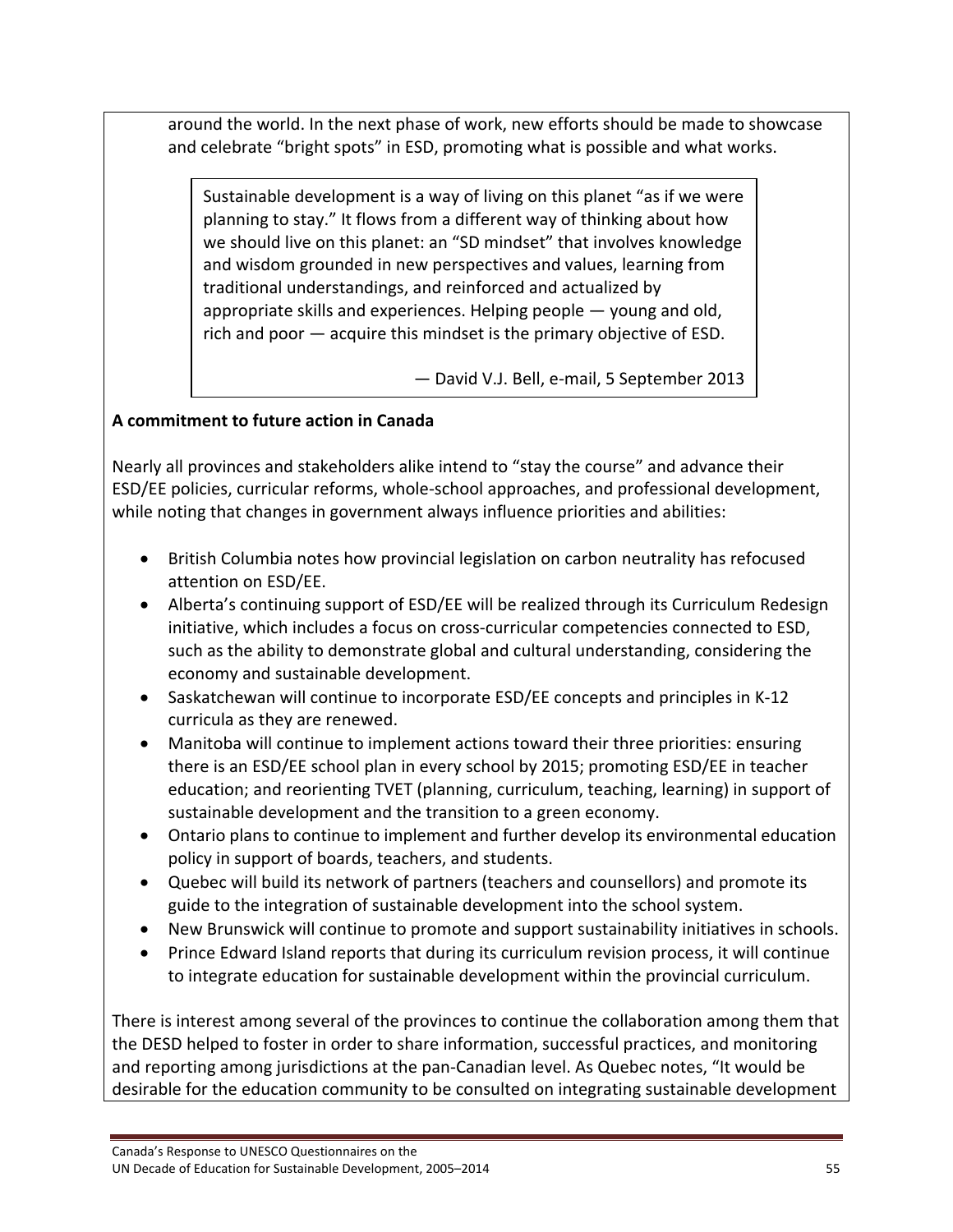around the world. In the next phase of work, new efforts should be made to showcase and celebrate "bright spots" in ESD, promoting what is possible and what works.

> Sustainable development is a way of living on this planet "as if we were planning to stay." It flows from a different way of thinking about how we should live on this planet: an "SD mindset" that involves knowledge and wisdom grounded in new perspectives and values, learning from traditional understandings, and reinforced and actualized by appropriate skills and experiences. Helping people — young and old, rich and poor — acquire this mindset is the primary objective of ESD.
>
> — David V.J. Bell, e-mail, 5 September 2013

**A commitment to future action in Canada**

Nearly all provinces and stakeholders alike intend to "stay the course" and advance their ESD/EE policies, curricular reforms, whole-school approaches, and professional development, while noting that changes in government always influence priorities and abilities:

- British Columbia notes how provincial legislation on carbon neutrality has refocused attention on ESD/EE.
- Alberta's continuing support of ESD/EE will be realized through its Curriculum Redesign initiative, which includes a focus on cross-curricular competencies connected to ESD, such as the ability to demonstrate global and cultural understanding, considering the economy and sustainable development.
- Saskatchewan will continue to incorporate ESD/EE concepts and principles in K-12 curricula as they are renewed.
- Manitoba will continue to implement actions toward their three priorities: ensuring there is an ESD/EE school plan in every school by 2015; promoting ESD/EE in teacher education; and reorienting TVET (planning, curriculum, teaching, learning) in support of sustainable development and the transition to a green economy.
- Ontario plans to continue to implement and further develop its environmental education policy in support of boards, teachers, and students.
- Quebec will build its network of partners (teachers and counsellors) and promote its guide to the integration of sustainable development into the school system.
- New Brunswick will continue to promote and support sustainability initiatives in schools.
- Prince Edward Island reports that during its curriculum revision process, it will continue to integrate education for sustainable development within the provincial curriculum.

There is interest among several of the provinces to continue the collaboration among them that the DESD helped to foster in order to share information, successful practices, and monitoring and reporting among jurisdictions at the pan-Canadian level. As Quebec notes, "It would be desirable for the education community to be consulted on integrating sustainable development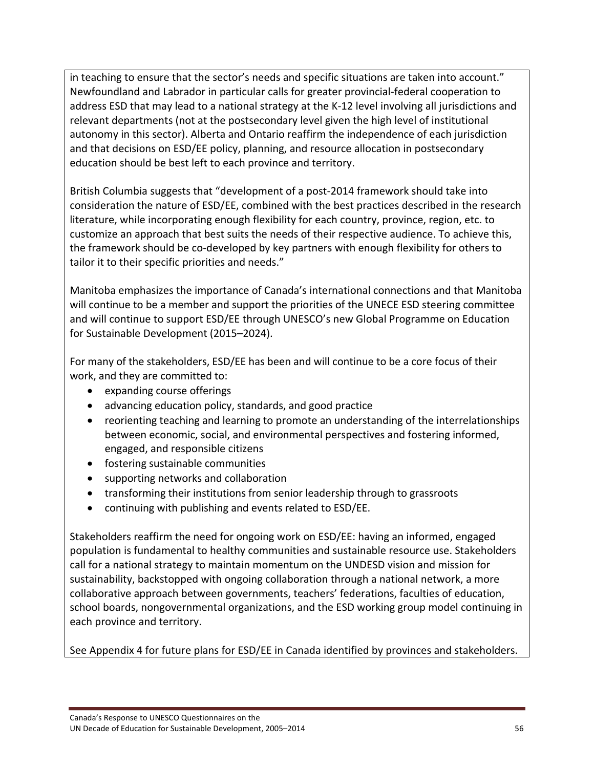in teaching to ensure that the sector's needs and specific situations are taken into account." Newfoundland and Labrador in particular calls for greater provincial-federal cooperation to address ESD that may lead to a national strategy at the K-12 level involving all jurisdictions and relevant departments (not at the postsecondary level given the high level of institutional autonomy in this sector). Alberta and Ontario reaffirm the independence of each jurisdiction and that decisions on ESD/EE policy, planning, and resource allocation in postsecondary education should be best left to each province and territory.

British Columbia suggests that "development of a post-2014 framework should take into consideration the nature of ESD/EE, combined with the best practices described in the research literature, while incorporating enough flexibility for each country, province, region, etc. to customize an approach that best suits the needs of their respective audience. To achieve this, the framework should be co-developed by key partners with enough flexibility for others to tailor it to their specific priorities and needs."

Manitoba emphasizes the importance of Canada's international connections and that Manitoba will continue to be a member and support the priorities of the UNECE ESD steering committee and will continue to support ESD/EE through UNESCO's new Global Programme on Education for Sustainable Development (2015–2024).

For many of the stakeholders, ESD/EE has been and will continue to be a core focus of their work, and they are committed to:

- expanding course offerings
- advancing education policy, standards, and good practice
- reorienting teaching and learning to promote an understanding of the interrelationships between economic, social, and environmental perspectives and fostering informed, engaged, and responsible citizens
- fostering sustainable communities
- supporting networks and collaboration
- transforming their institutions from senior leadership through to grassroots
- continuing with publishing and events related to ESD/EE.

Stakeholders reaffirm the need for ongoing work on ESD/EE: having an informed, engaged population is fundamental to healthy communities and sustainable resource use. Stakeholders call for a national strategy to maintain momentum on the UNDESD vision and mission for sustainability, backstopped with ongoing collaboration through a national network, a more collaborative approach between governments, teachers' federations, faculties of education, school boards, nongovernmental organizations, and the ESD working group model continuing in each province and territory.

See Appendix 4 for future plans for ESD/EE in Canada identified by provinces and stakeholders.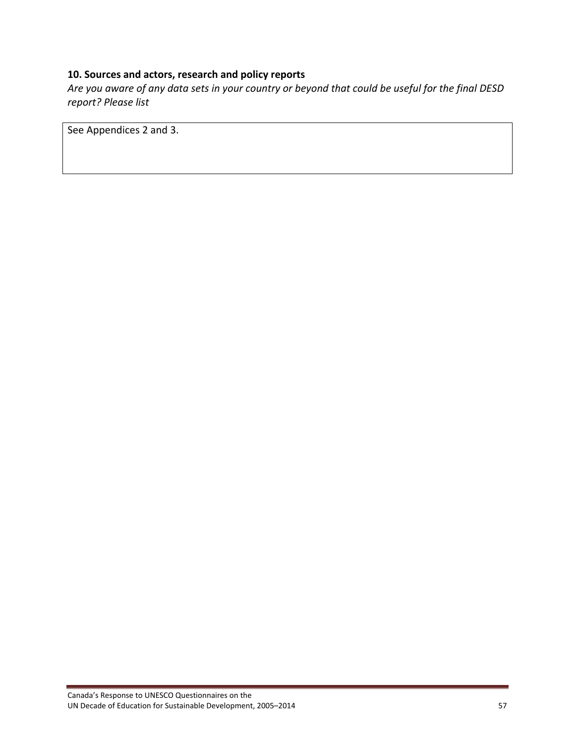### 10. Sources and actors, research and policy reports

*Are you aware of any data sets in your country or beyond that could be useful for the final DESD report? Please list*

| See Appendices 2 and 3. |
|---|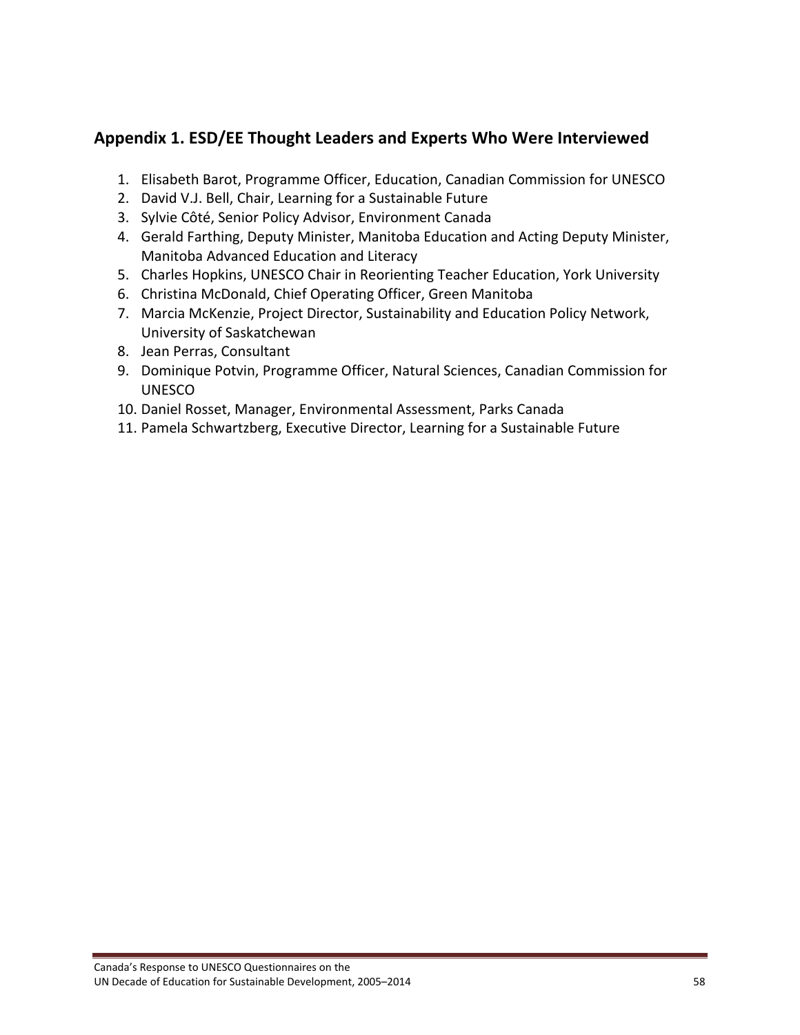## Appendix 1. ESD/EE Thought Leaders and Experts Who Were Interviewed

1. Elisabeth Barot, Programme Officer, Education, Canadian Commission for UNESCO
2. David V.J. Bell, Chair, Learning for a Sustainable Future
3. Sylvie Côté, Senior Policy Advisor, Environment Canada
4. Gerald Farthing, Deputy Minister, Manitoba Education and Acting Deputy Minister, Manitoba Advanced Education and Literacy
5. Charles Hopkins, UNESCO Chair in Reorienting Teacher Education, York University
6. Christina McDonald, Chief Operating Officer, Green Manitoba
7. Marcia McKenzie, Project Director, Sustainability and Education Policy Network, University of Saskatchewan
8. Jean Perras, Consultant
9. Dominique Potvin, Programme Officer, Natural Sciences, Canadian Commission for UNESCO
10. Daniel Rosset, Manager, Environmental Assessment, Parks Canada
11. Pamela Schwartzberg, Executive Director, Learning for a Sustainable Future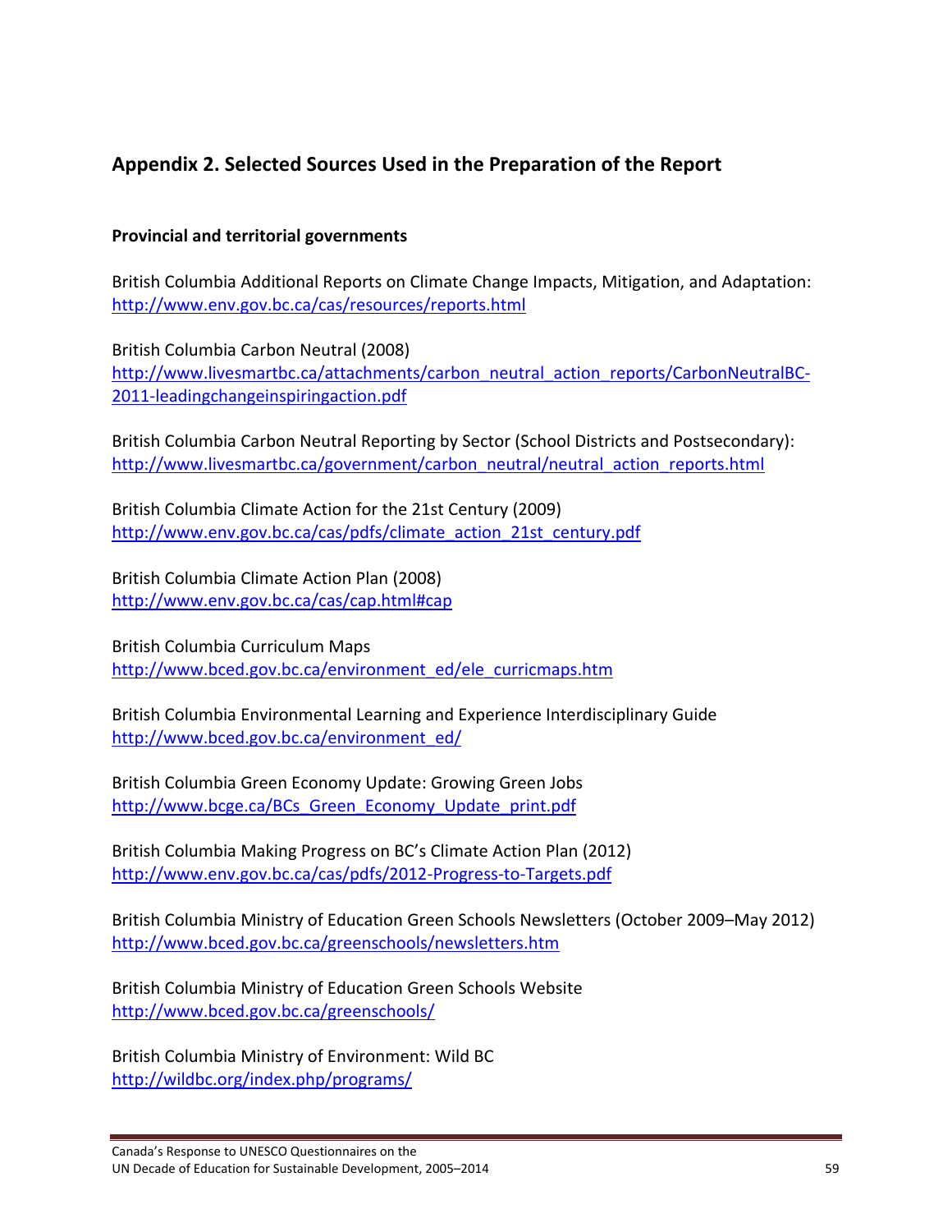## Appendix 2. Selected Sources Used in the Preparation of the Report

**Provincial and territorial governments**

British Columbia Additional Reports on Climate Change Impacts, Mitigation, and Adaptation:
http://www.env.gov.bc.ca/cas/resources/reports.html

British Columbia Carbon Neutral (2008)
http://www.livesmartbc.ca/attachments/carbon_neutral_action_reports/CarbonNeutralBC-2011-leadingchangeinspiringaction.pdf

British Columbia Carbon Neutral Reporting by Sector (School Districts and Postsecondary):
http://www.livesmartbc.ca/government/carbon_neutral/neutral_action_reports.html

British Columbia Climate Action for the 21st Century (2009)
http://www.env.gov.bc.ca/cas/pdfs/climate_action_21st_century.pdf

British Columbia Climate Action Plan (2008)
http://www.env.gov.bc.ca/cas/cap.html#cap

British Columbia Curriculum Maps
http://www.bced.gov.bc.ca/environment_ed/ele_curricmaps.htm

British Columbia Environmental Learning and Experience Interdisciplinary Guide
http://www.bced.gov.bc.ca/environment_ed/

British Columbia Green Economy Update: Growing Green Jobs
http://www.bcge.ca/BCs_Green_Economy_Update_print.pdf

British Columbia Making Progress on BC's Climate Action Plan (2012)
http://www.env.gov.bc.ca/cas/pdfs/2012-Progress-to-Targets.pdf

British Columbia Ministry of Education Green Schools Newsletters (October 2009–May 2012)
http://www.bced.gov.bc.ca/greenschools/newsletters.htm

British Columbia Ministry of Education Green Schools Website
http://www.bced.gov.bc.ca/greenschools/

British Columbia Ministry of Environment: Wild BC
http://wildbc.org/index.php/programs/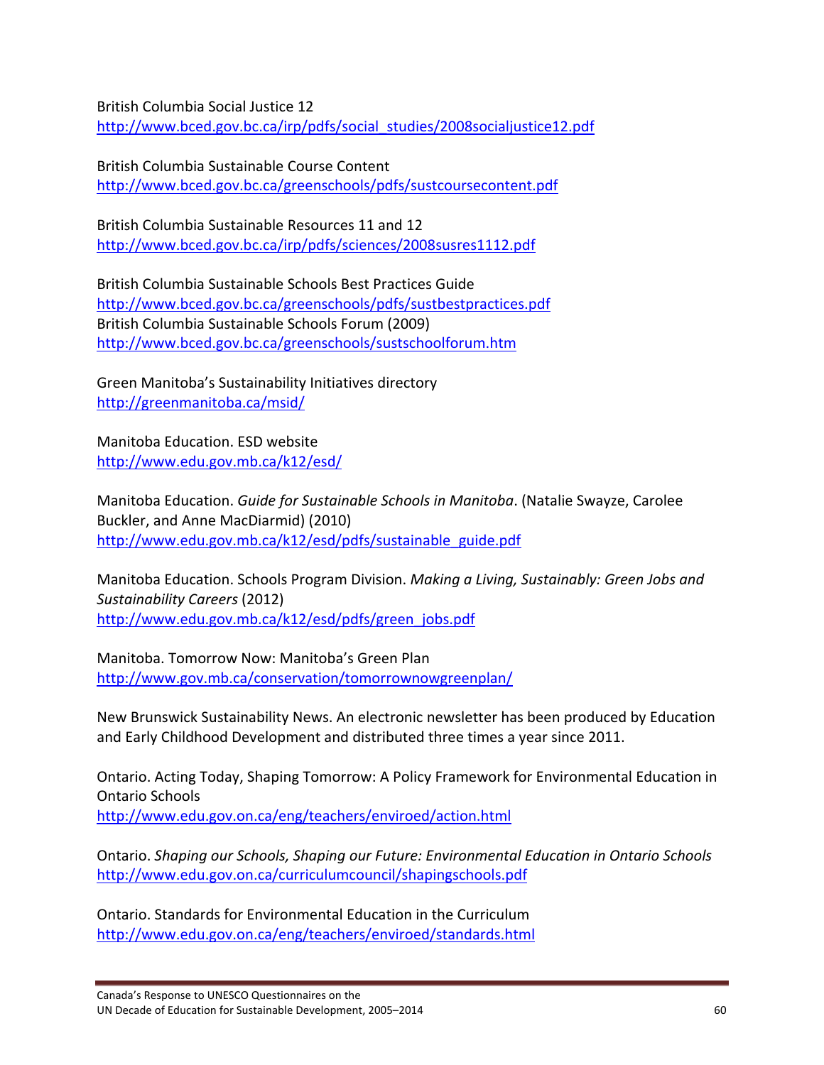British Columbia Social Justice 12
http://www.bced.gov.bc.ca/irp/pdfs/social_studies/2008socialjustice12.pdf

British Columbia Sustainable Course Content
http://www.bced.gov.bc.ca/greenschools/pdfs/sustcoursecontent.pdf

British Columbia Sustainable Resources 11 and 12
http://www.bced.gov.bc.ca/irp/pdfs/sciences/2008susres1112.pdf

British Columbia Sustainable Schools Best Practices Guide
http://www.bced.gov.bc.ca/greenschools/pdfs/sustbestpractices.pdf
British Columbia Sustainable Schools Forum (2009)
http://www.bced.gov.bc.ca/greenschools/sustschoolforum.htm

Green Manitoba's Sustainability Initiatives directory
http://greenmanitoba.ca/msid/

Manitoba Education. ESD website
http://www.edu.gov.mb.ca/k12/esd/

Manitoba Education. *Guide for Sustainable Schools in Manitoba*. (Natalie Swayze, Carolee Buckler, and Anne MacDiarmid) (2010)
http://www.edu.gov.mb.ca/k12/esd/pdfs/sustainable_guide.pdf

Manitoba Education. Schools Program Division. *Making a Living, Sustainably: Green Jobs and Sustainability Careers* (2012)
http://www.edu.gov.mb.ca/k12/esd/pdfs/green_jobs.pdf

Manitoba. Tomorrow Now: Manitoba's Green Plan
http://www.gov.mb.ca/conservation/tomorrownowgreenplan/

New Brunswick Sustainability News. An electronic newsletter has been produced by Education and Early Childhood Development and distributed three times a year since 2011.

Ontario. Acting Today, Shaping Tomorrow: A Policy Framework for Environmental Education in Ontario Schools
http://www.edu.gov.on.ca/eng/teachers/enviroed/action.html

Ontario. *Shaping our Schools, Shaping our Future: Environmental Education in Ontario Schools*
http://www.edu.gov.on.ca/curriculumcouncil/shapingschools.pdf

Ontario. Standards for Environmental Education in the Curriculum
http://www.edu.gov.on.ca/eng/teachers/enviroed/standards.html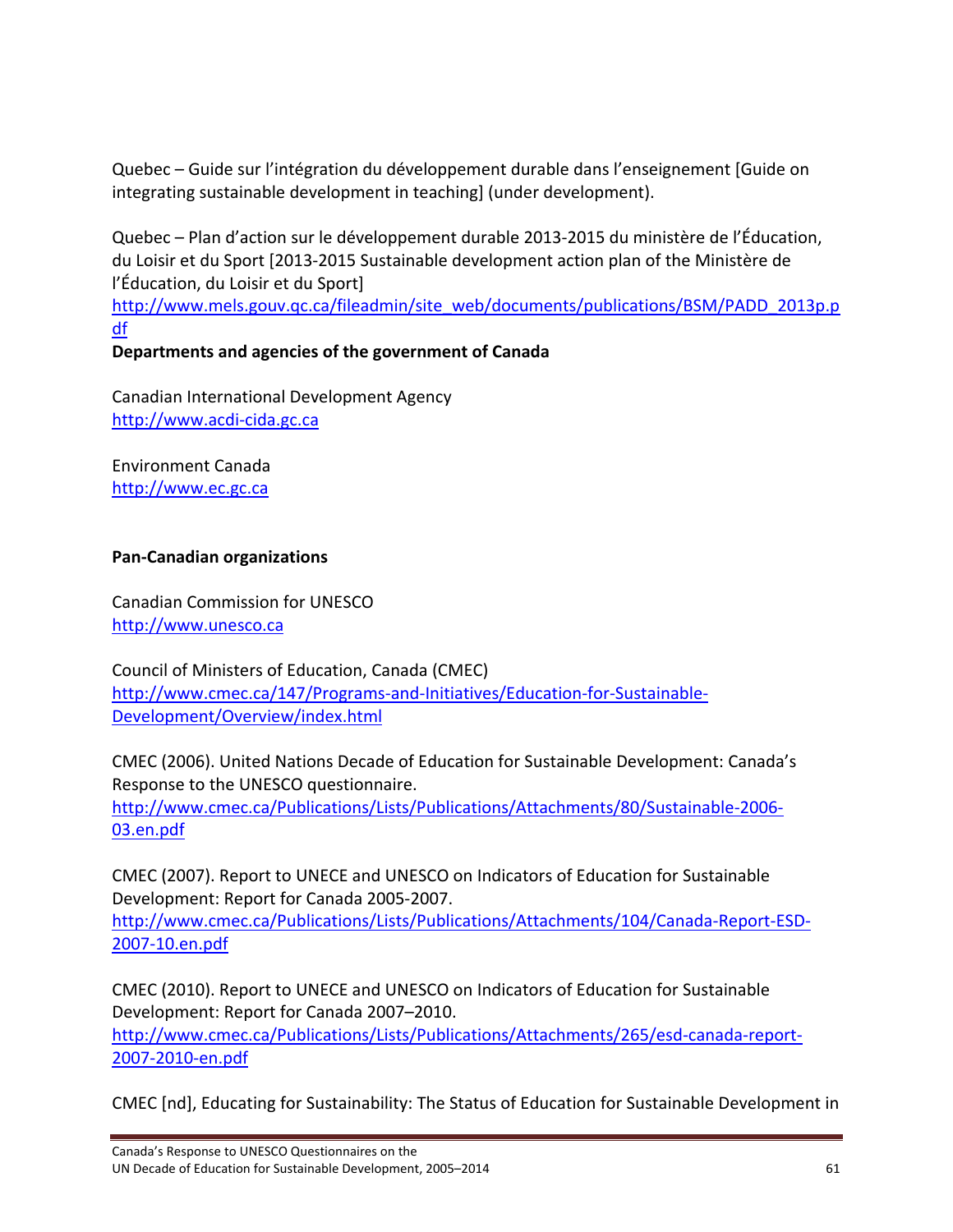Quebec – Guide sur l’intégration du développement durable dans l’enseignement [Guide on integrating sustainable development in teaching] (under development).

Quebec – Plan d’action sur le développement durable 2013-2015 du ministère de l’Éducation, du Loisir et du Sport [2013-2015 Sustainable development action plan of the Ministère de l’Éducation, du Loisir et du Sport]
http://www.mels.gouv.qc.ca/fileadmin/site_web/documents/publications/BSM/PADD_2013p.pdf

**Departments and agencies of the government of Canada**

Canadian International Development Agency
http://www.acdi-cida.gc.ca

Environment Canada
http://www.ec.gc.ca

**Pan-Canadian organizations**

Canadian Commission for UNESCO
http://www.unesco.ca

Council of Ministers of Education, Canada (CMEC)
http://www.cmec.ca/147/Programs-and-Initiatives/Education-for-Sustainable-Development/Overview/index.html

CMEC (2006). United Nations Decade of Education for Sustainable Development: Canada’s Response to the UNESCO questionnaire.
http://www.cmec.ca/Publications/Lists/Publications/Attachments/80/Sustainable-2006-03.en.pdf

CMEC (2007). Report to UNECE and UNESCO on Indicators of Education for Sustainable Development: Report for Canada 2005-2007.
http://www.cmec.ca/Publications/Lists/Publications/Attachments/104/Canada-Report-ESD-2007-10.en.pdf

CMEC (2010). Report to UNECE and UNESCO on Indicators of Education for Sustainable Development: Report for Canada 2007–2010.
http://www.cmec.ca/Publications/Lists/Publications/Attachments/265/esd-canada-report-2007-2010-en.pdf

CMEC [nd], Educating for Sustainability: The Status of Education for Sustainable Development in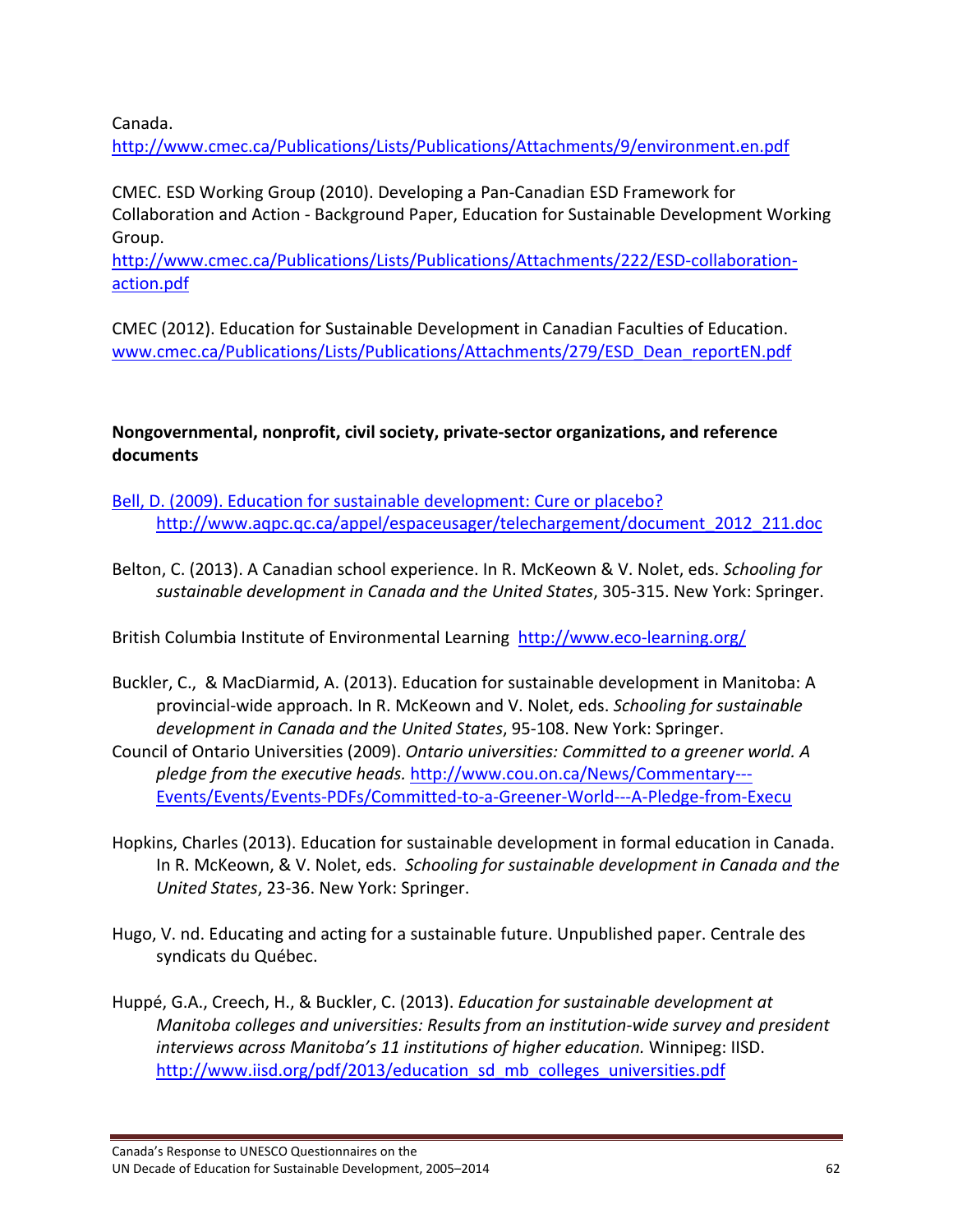Canada.
http://www.cmec.ca/Publications/Lists/Publications/Attachments/9/environment.en.pdf

CMEC. ESD Working Group (2010). Developing a Pan-Canadian ESD Framework for Collaboration and Action - Background Paper, Education for Sustainable Development Working Group.
http://www.cmec.ca/Publications/Lists/Publications/Attachments/222/ESD-collaboration-action.pdf

CMEC (2012). Education for Sustainable Development in Canadian Faculties of Education.
www.cmec.ca/Publications/Lists/Publications/Attachments/279/ESD_Dean_reportEN.pdf

**Nongovernmental, nonprofit, civil society, private-sector organizations, and reference documents**

Bell, D. (2009). Education for sustainable development: Cure or placebo? http://www.aqpc.qc.ca/appel/espaceusager/telechargement/document_2012_211.doc

Belton, C. (2013). A Canadian school experience. In R. McKeown & V. Nolet, eds. *Schooling for sustainable development in Canada and the United States*, 305-315. New York: Springer.

British Columbia Institute of Environmental Learning http://www.eco-learning.org/

Buckler, C., & MacDiarmid, A. (2013). Education for sustainable development in Manitoba: A provincial-wide approach. In R. McKeown and V. Nolet, eds. *Schooling for sustainable development in Canada and the United States*, 95-108. New York: Springer.

Council of Ontario Universities (2009). *Ontario universities: Committed to a greener world. A pledge from the executive heads.* http://www.cou.on.ca/News/Commentary---Events/Events/Events-PDFs/Committed-to-a-Greener-World---A-Pledge-from-Execu

Hopkins, Charles (2013). Education for sustainable development in formal education in Canada. In R. McKeown, & V. Nolet, eds. *Schooling for sustainable development in Canada and the United States*, 23-36. New York: Springer.

Hugo, V. nd. Educating and acting for a sustainable future. Unpublished paper. Centrale des syndicats du Québec.

Huppé, G.A., Creech, H., & Buckler, C. (2013). *Education for sustainable development at Manitoba colleges and universities: Results from an institution-wide survey and president interviews across Manitoba's 11 institutions of higher education.* Winnipeg: IISD. http://www.iisd.org/pdf/2013/education_sd_mb_colleges_universities.pdf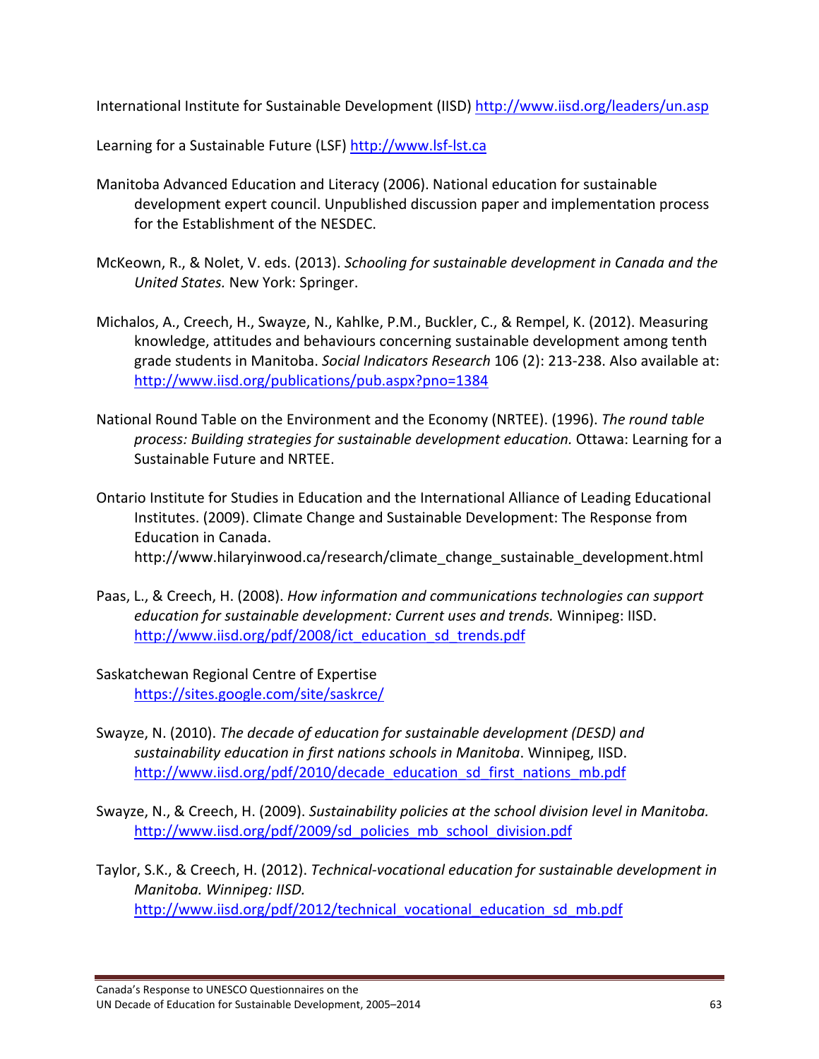International Institute for Sustainable Development (IISD) http://www.iisd.org/leaders/un.asp

Learning for a Sustainable Future (LSF) http://www.lsf-lst.ca

Manitoba Advanced Education and Literacy (2006). National education for sustainable development expert council. Unpublished discussion paper and implementation process for the Establishment of the NESDEC.

McKeown, R., & Nolet, V. eds. (2013). *Schooling for sustainable development in Canada and the United States.* New York: Springer.

Michalos, A., Creech, H., Swayze, N., Kahlke, P.M., Buckler, C., & Rempel, K. (2012). Measuring knowledge, attitudes and behaviours concerning sustainable development among tenth grade students in Manitoba. *Social Indicators Research* 106 (2): 213-238. Also available at: http://www.iisd.org/publications/pub.aspx?pno=1384

National Round Table on the Environment and the Economy (NRTEE). (1996). *The round table process: Building strategies for sustainable development education.* Ottawa: Learning for a Sustainable Future and NRTEE.

Ontario Institute for Studies in Education and the International Alliance of Leading Educational Institutes. (2009). Climate Change and Sustainable Development: The Response from Education in Canada. http://www.hilaryinwood.ca/research/climate_change_sustainable_development.html

Paas, L., & Creech, H. (2008). *How information and communications technologies can support education for sustainable development: Current uses and trends.* Winnipeg: IISD. http://www.iisd.org/pdf/2008/ict_education_sd_trends.pdf

Saskatchewan Regional Centre of Expertise https://sites.google.com/site/saskrce/

Swayze, N. (2010). *The decade of education for sustainable development (DESD) and sustainability education in first nations schools in Manitoba*. Winnipeg, IISD. http://www.iisd.org/pdf/2010/decade_education_sd_first_nations_mb.pdf

Swayze, N., & Creech, H. (2009). *Sustainability policies at the school division level in Manitoba.* http://www.iisd.org/pdf/2009/sd_policies_mb_school_division.pdf

Taylor, S.K., & Creech, H. (2012). *Technical-vocational education for sustainable development in Manitoba. Winnipeg: IISD.* http://www.iisd.org/pdf/2012/technical_vocational_education_sd_mb.pdf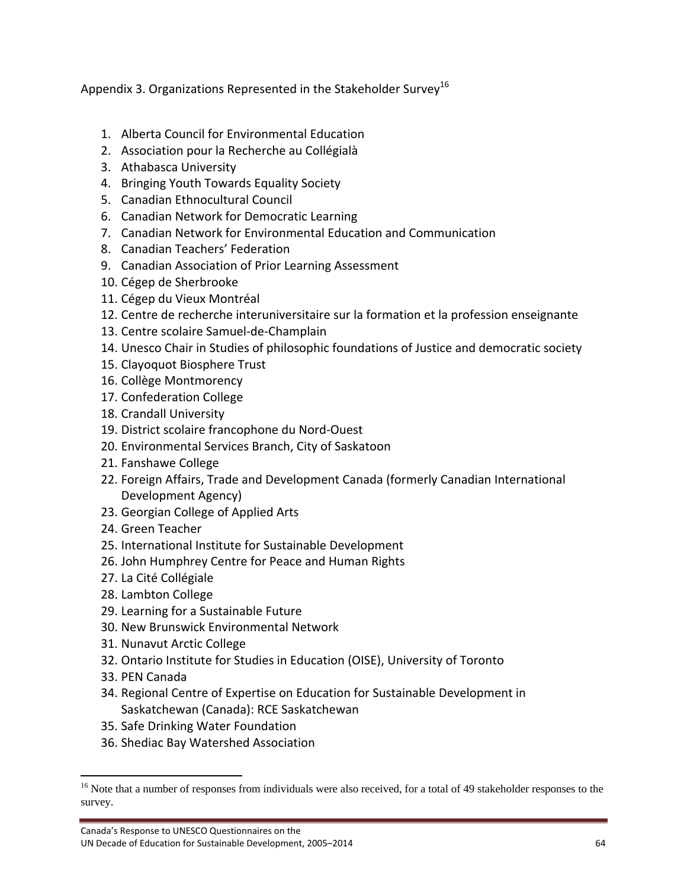Appendix 3. Organizations Represented in the Stakeholder Survey[16]

1. Alberta Council for Environmental Education
2. Association pour la Recherche au Collégialà
3. Athabasca University
4. Bringing Youth Towards Equality Society
5. Canadian Ethnocultural Council
6. Canadian Network for Democratic Learning
7. Canadian Network for Environmental Education and Communication
8. Canadian Teachers' Federation
9. Canadian Association of Prior Learning Assessment
10. Cégep de Sherbrooke
11. Cégep du Vieux Montréal
12. Centre de recherche interuniversitaire sur la formation et la profession enseignante
13. Centre scolaire Samuel-de-Champlain
14. Unesco Chair in Studies of philosophic foundations of Justice and democratic society
15. Clayoquot Biosphere Trust
16. Collège Montmorency
17. Confederation College
18. Crandall University
19. District scolaire francophone du Nord-Ouest
20. Environmental Services Branch, City of Saskatoon
21. Fanshawe College
22. Foreign Affairs, Trade and Development Canada (formerly Canadian International Development Agency)
23. Georgian College of Applied Arts
24. Green Teacher
25. International Institute for Sustainable Development
26. John Humphrey Centre for Peace and Human Rights
27. La Cité Collégiale
28. Lambton College
29. Learning for a Sustainable Future
30. New Brunswick Environmental Network
31. Nunavut Arctic College
32. Ontario Institute for Studies in Education (OISE), University of Toronto
33. PEN Canada
34. Regional Centre of Expertise on Education for Sustainable Development in Saskatchewan (Canada): RCE Saskatchewan
35. Safe Drinking Water Foundation
36. Shediac Bay Watershed Association

[16] Note that a number of responses from individuals were also received, for a total of 49 stakeholder responses to the survey.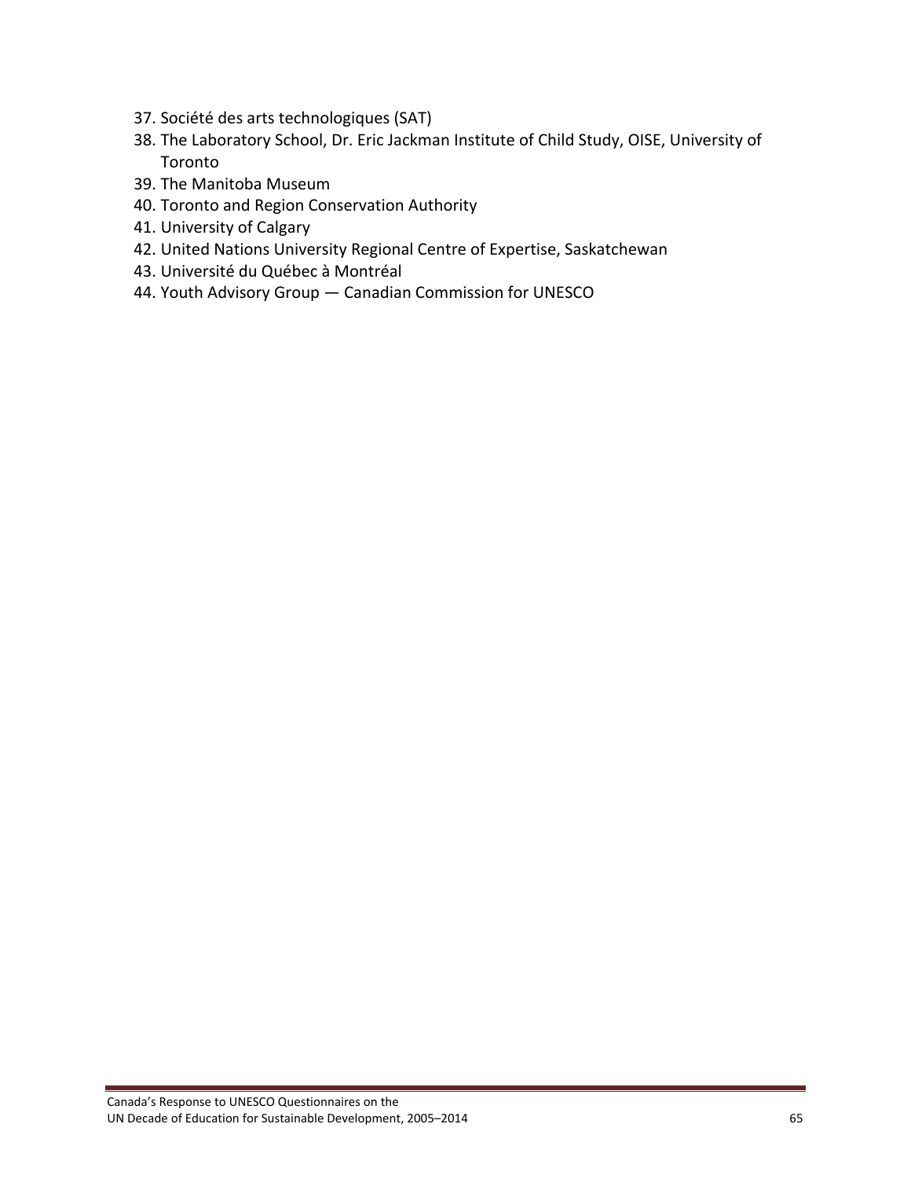37. Société des arts technologiques (SAT)
38. The Laboratory School, Dr. Eric Jackman Institute of Child Study, OISE, University of Toronto
39. The Manitoba Museum
40. Toronto and Region Conservation Authority
41. University of Calgary
42. United Nations University Regional Centre of Expertise, Saskatchewan
43. Université du Québec à Montréal
44. Youth Advisory Group — Canadian Commission for UNESCO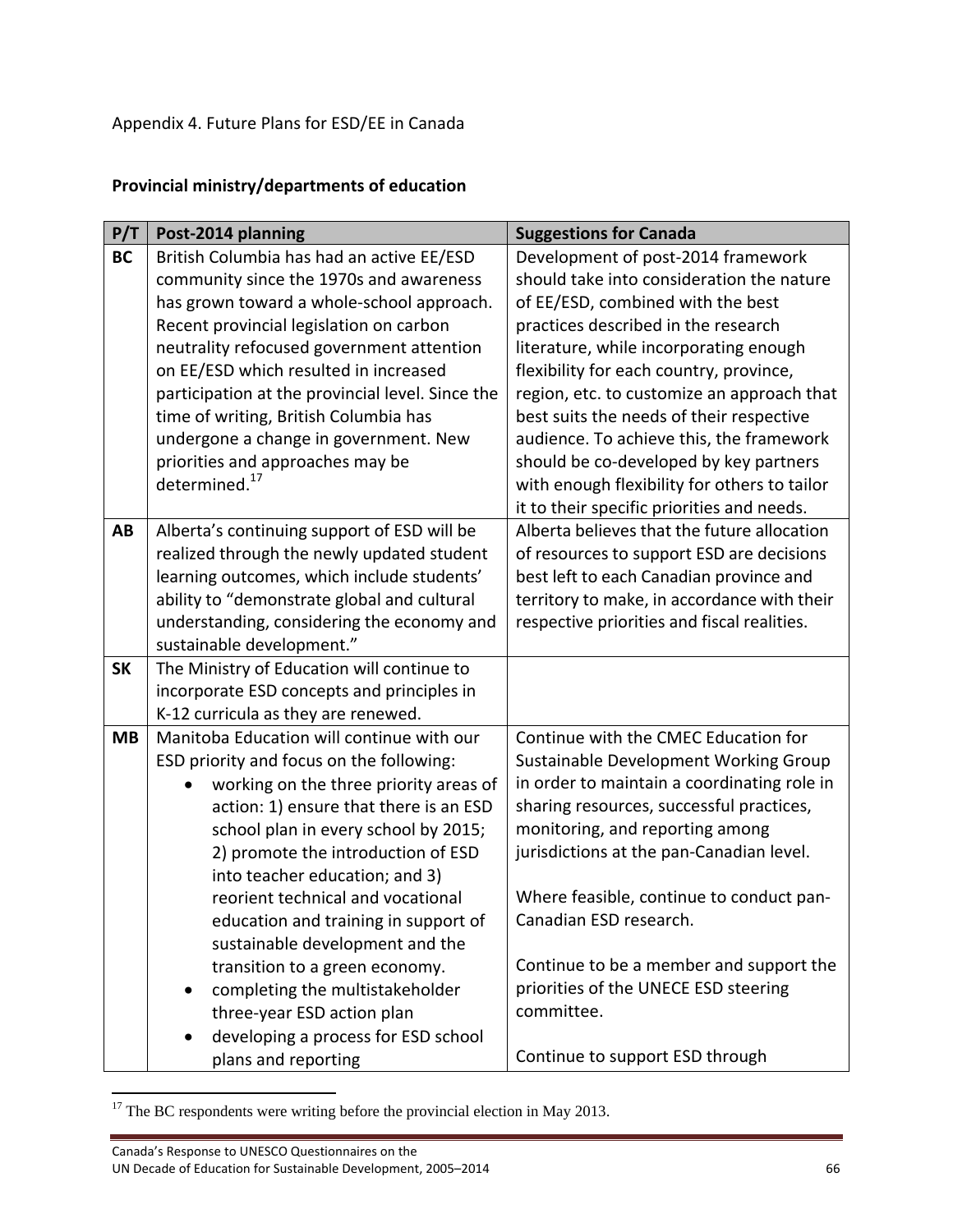Appendix 4. Future Plans for ESD/EE in Canada

**Provincial ministry/departments of education**

| P/T | Post-2014 planning | Suggestions for Canada |
|---|---|---|
| **BC** | British Columbia has had an active EE/ESD community since the 1970s and awareness has grown toward a whole-school approach. Recent provincial legislation on carbon neutrality refocused government attention on EE/ESD which resulted in increased participation at the provincial level. Since the time of writing, British Columbia has undergone a change in government. New priorities and approaches may be determined.[17] | Development of post-2014 framework should take into consideration the nature of EE/ESD, combined with the best practices described in the research literature, while incorporating enough flexibility for each country, province, region, etc. to customize an approach that best suits the needs of their respective audience. To achieve this, the framework should be co-developed by key partners with enough flexibility for others to tailor it to their specific priorities and needs. |
| **AB** | Alberta's continuing support of ESD will be realized through the newly updated student learning outcomes, which include students' ability to "demonstrate global and cultural understanding, considering the economy and sustainable development." | Alberta believes that the future allocation of resources to support ESD are decisions best left to each Canadian province and territory to make, in accordance with their respective priorities and fiscal realities. |
| **SK** | The Ministry of Education will continue to incorporate ESD concepts and principles in K-12 curricula as they are renewed. | |
| **MB** | Manitoba Education will continue with our ESD priority and focus on the following: <br>• working on the three priority areas of action: 1) ensure that there is an ESD school plan in every school by 2015; 2) promote the introduction of ESD into teacher education; and 3) reorient technical and vocational education and training in support of sustainable development and the transition to a green economy. <br>• completing the multistakeholder three-year ESD action plan <br>• developing a process for ESD school plans and reporting | Continue with the CMEC Education for Sustainable Development Working Group in order to maintain a coordinating role in sharing resources, successful practices, monitoring, and reporting among jurisdictions at the pan-Canadian level. <br><br>Where feasible, continue to conduct pan-Canadian ESD research. <br><br>Continue to be a member and support the priorities of the UNECE ESD steering committee. <br><br>Continue to support ESD through |

[17] The BC respondents were writing before the provincial election in May 2013.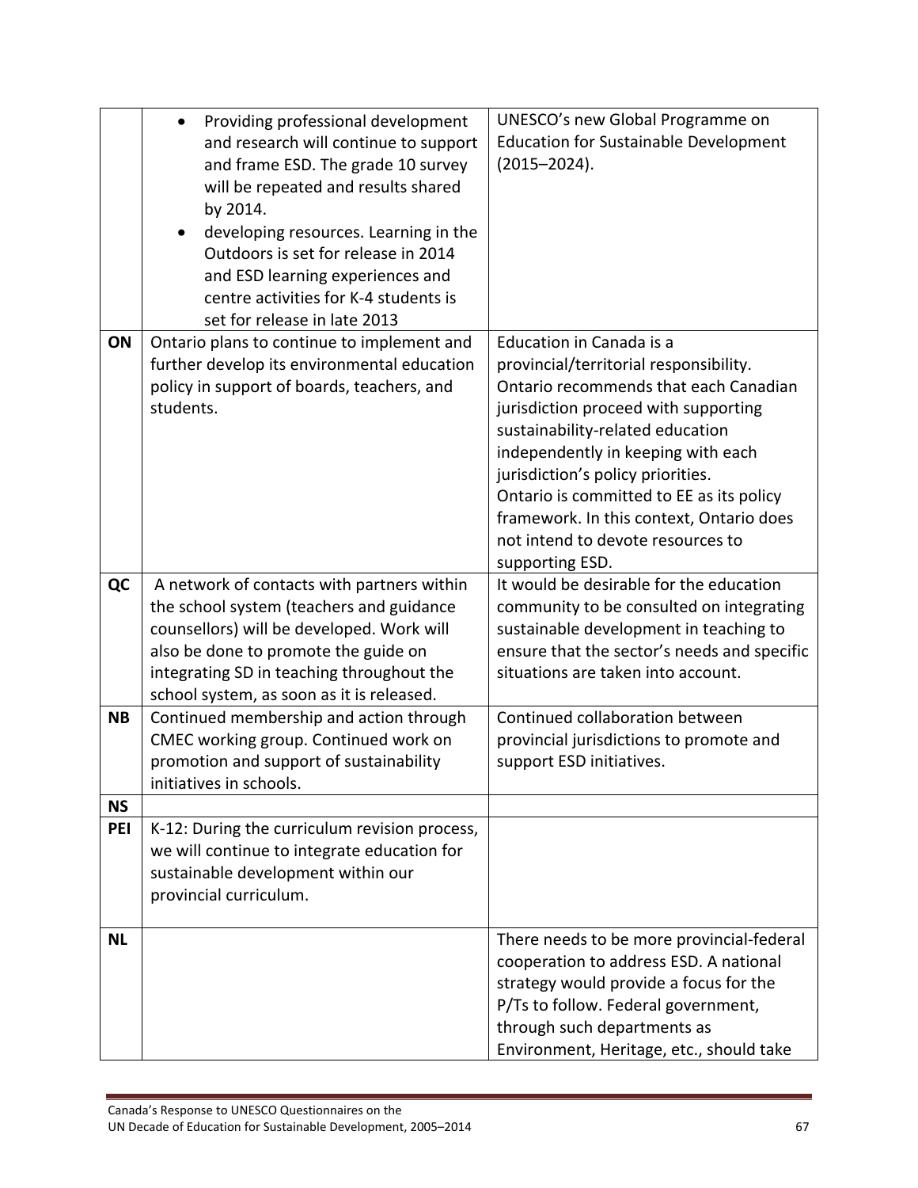| | | |
|---|---|---|
| | • Providing professional development and research will continue to support and frame ESD. The grade 10 survey will be repeated and results shared by 2014.<br>• developing resources. Learning in the Outdoors is set for release in 2014 and ESD learning experiences and centre activities for K-4 students is set for release in late 2013 | UNESCO's new Global Programme on Education for Sustainable Development (2015–2024). |
| **ON** | Ontario plans to continue to implement and further develop its environmental education policy in support of boards, teachers, and students. | Education in Canada is a provincial/territorial responsibility. Ontario recommends that each Canadian jurisdiction proceed with supporting sustainability-related education independently in keeping with each jurisdiction's policy priorities.<br>Ontario is committed to EE as its policy framework. In this context, Ontario does not intend to devote resources to supporting ESD. |
| **QC** | A network of contacts with partners within the school system (teachers and guidance counsellors) will be developed. Work will also be done to promote the guide on integrating SD in teaching throughout the school system, as soon as it is released. | It would be desirable for the education community to be consulted on integrating sustainable development in teaching to ensure that the sector's needs and specific situations are taken into account. |
| **NB** | Continued membership and action through CMEC working group. Continued work on promotion and support of sustainability initiatives in schools. | Continued collaboration between provincial jurisdictions to promote and support ESD initiatives. |
| **NS** | | |
| **PEI** | K-12: During the curriculum revision process, we will continue to integrate education for sustainable development within our provincial curriculum. | |
| **NL** | | There needs to be more provincial-federal cooperation to address ESD. A national strategy would provide a focus for the P/Ts to follow. Federal government, through such departments as Environment, Heritage, etc., should take |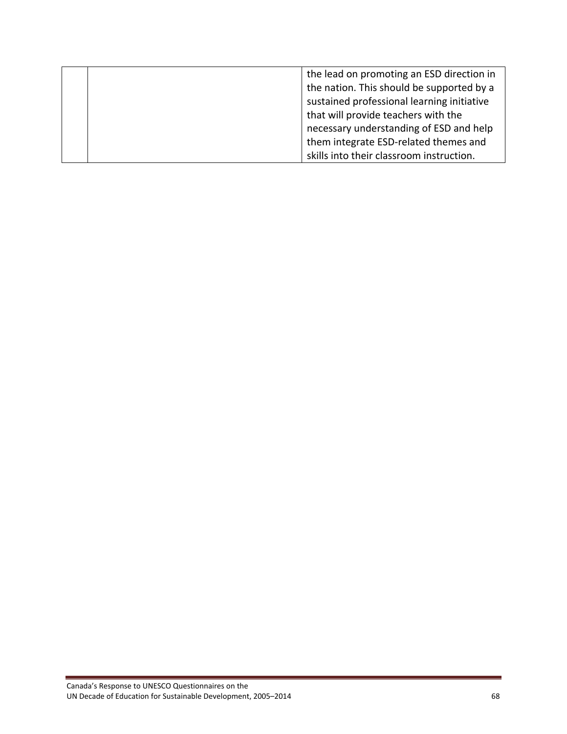| | | |
|---|---|---|
| | | the lead on promoting an ESD direction in the nation. This should be supported by a sustained professional learning initiative that will provide teachers with the necessary understanding of ESD and help them integrate ESD-related themes and skills into their classroom instruction. |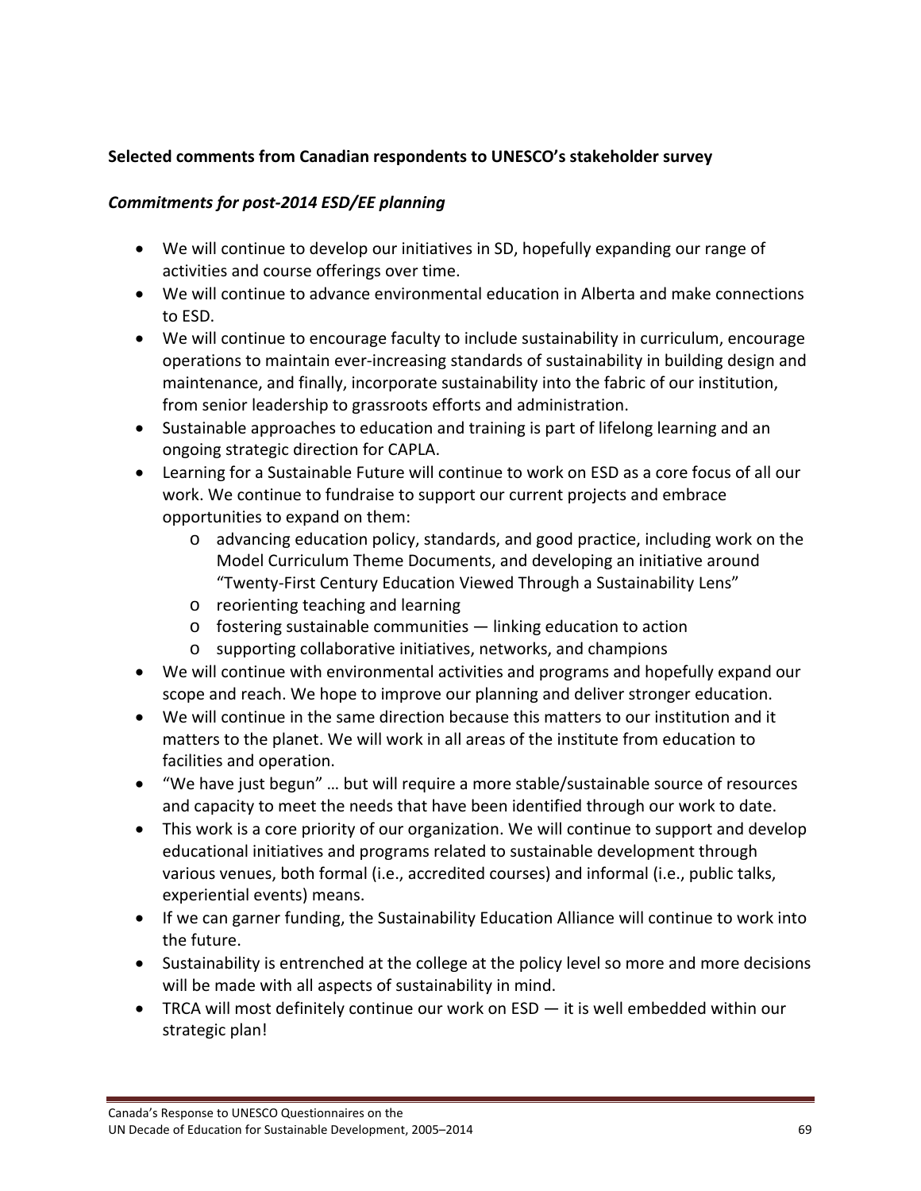**Selected comments from Canadian respondents to UNESCO's stakeholder survey**

***Commitments for post-2014 ESD/EE planning***

- We will continue to develop our initiatives in SD, hopefully expanding our range of activities and course offerings over time.
- We will continue to advance environmental education in Alberta and make connections to ESD.
- We will continue to encourage faculty to include sustainability in curriculum, encourage operations to maintain ever-increasing standards of sustainability in building design and maintenance, and finally, incorporate sustainability into the fabric of our institution, from senior leadership to grassroots efforts and administration.
- Sustainable approaches to education and training is part of lifelong learning and an ongoing strategic direction for CAPLA.
- Learning for a Sustainable Future will continue to work on ESD as a core focus of all our work. We continue to fundraise to support our current projects and embrace opportunities to expand on them:
  - advancing education policy, standards, and good practice, including work on the Model Curriculum Theme Documents, and developing an initiative around "Twenty-First Century Education Viewed Through a Sustainability Lens"
  - reorienting teaching and learning
  - fostering sustainable communities — linking education to action
  - supporting collaborative initiatives, networks, and champions
- We will continue with environmental activities and programs and hopefully expand our scope and reach. We hope to improve our planning and deliver stronger education.
- We will continue in the same direction because this matters to our institution and it matters to the planet. We will work in all areas of the institute from education to facilities and operation.
- "We have just begun" … but will require a more stable/sustainable source of resources and capacity to meet the needs that have been identified through our work to date.
- This work is a core priority of our organization. We will continue to support and develop educational initiatives and programs related to sustainable development through various venues, both formal (i.e., accredited courses) and informal (i.e., public talks, experiential events) means.
- If we can garner funding, the Sustainability Education Alliance will continue to work into the future.
- Sustainability is entrenched at the college at the policy level so more and more decisions will be made with all aspects of sustainability in mind.
- TRCA will most definitely continue our work on ESD — it is well embedded within our strategic plan!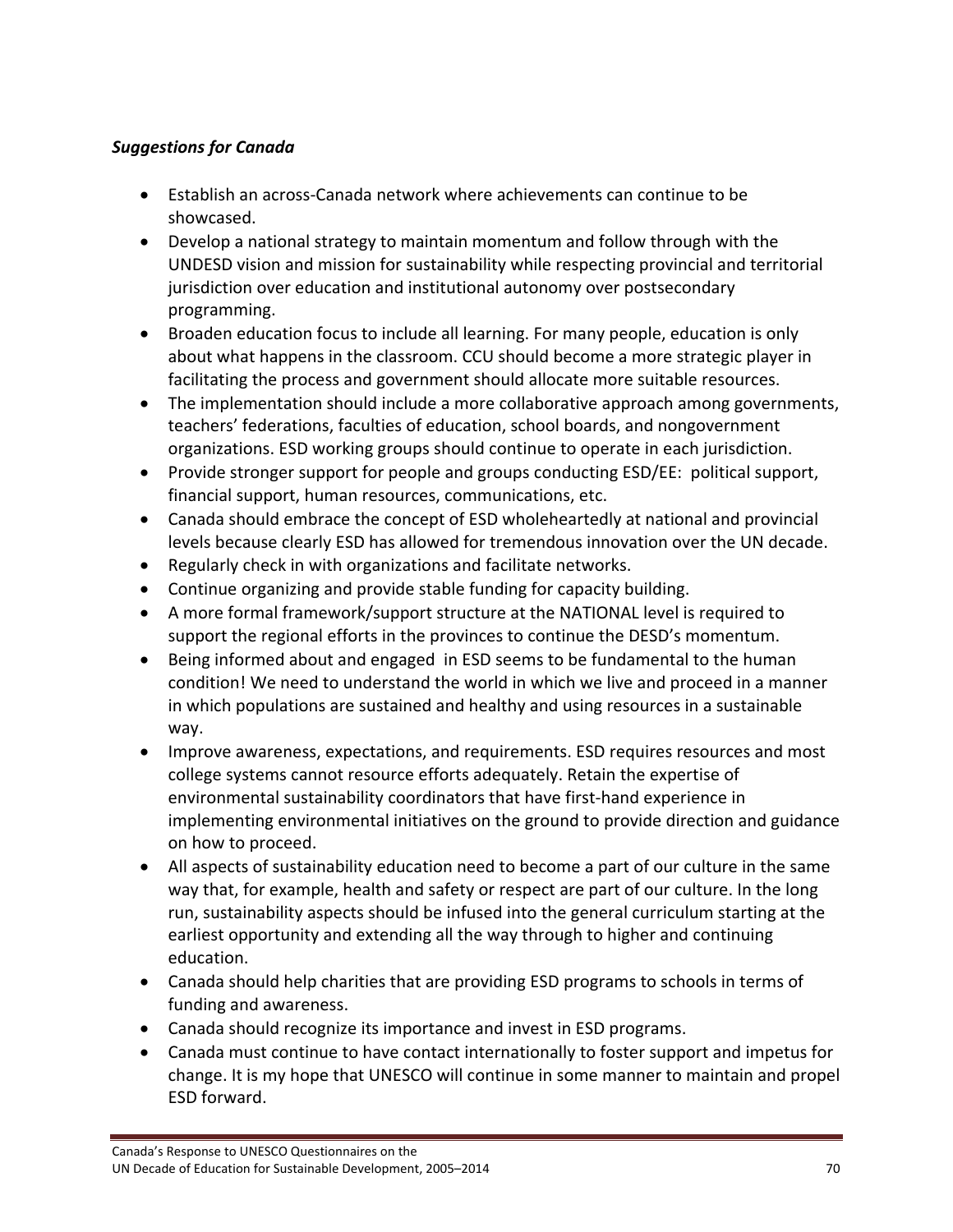***Suggestions for Canada***

- Establish an across-Canada network where achievements can continue to be showcased.
- Develop a national strategy to maintain momentum and follow through with the UNDESD vision and mission for sustainability while respecting provincial and territorial jurisdiction over education and institutional autonomy over postsecondary programming.
- Broaden education focus to include all learning. For many people, education is only about what happens in the classroom. CCU should become a more strategic player in facilitating the process and government should allocate more suitable resources.
- The implementation should include a more collaborative approach among governments, teachers' federations, faculties of education, school boards, and nongovernment organizations. ESD working groups should continue to operate in each jurisdiction.
- Provide stronger support for people and groups conducting ESD/EE: political support, financial support, human resources, communications, etc.
- Canada should embrace the concept of ESD wholeheartedly at national and provincial levels because clearly ESD has allowed for tremendous innovation over the UN decade.
- Regularly check in with organizations and facilitate networks.
- Continue organizing and provide stable funding for capacity building.
- A more formal framework/support structure at the NATIONAL level is required to support the regional efforts in the provinces to continue the DESD's momentum.
- Being informed about and engaged in ESD seems to be fundamental to the human condition! We need to understand the world in which we live and proceed in a manner in which populations are sustained and healthy and using resources in a sustainable way.
- Improve awareness, expectations, and requirements. ESD requires resources and most college systems cannot resource efforts adequately. Retain the expertise of environmental sustainability coordinators that have first-hand experience in implementing environmental initiatives on the ground to provide direction and guidance on how to proceed.
- All aspects of sustainability education need to become a part of our culture in the same way that, for example, health and safety or respect are part of our culture. In the long run, sustainability aspects should be infused into the general curriculum starting at the earliest opportunity and extending all the way through to higher and continuing education.
- Canada should help charities that are providing ESD programs to schools in terms of funding and awareness.
- Canada should recognize its importance and invest in ESD programs.
- Canada must continue to have contact internationally to foster support and impetus for change. It is my hope that UNESCO will continue in some manner to maintain and propel ESD forward.